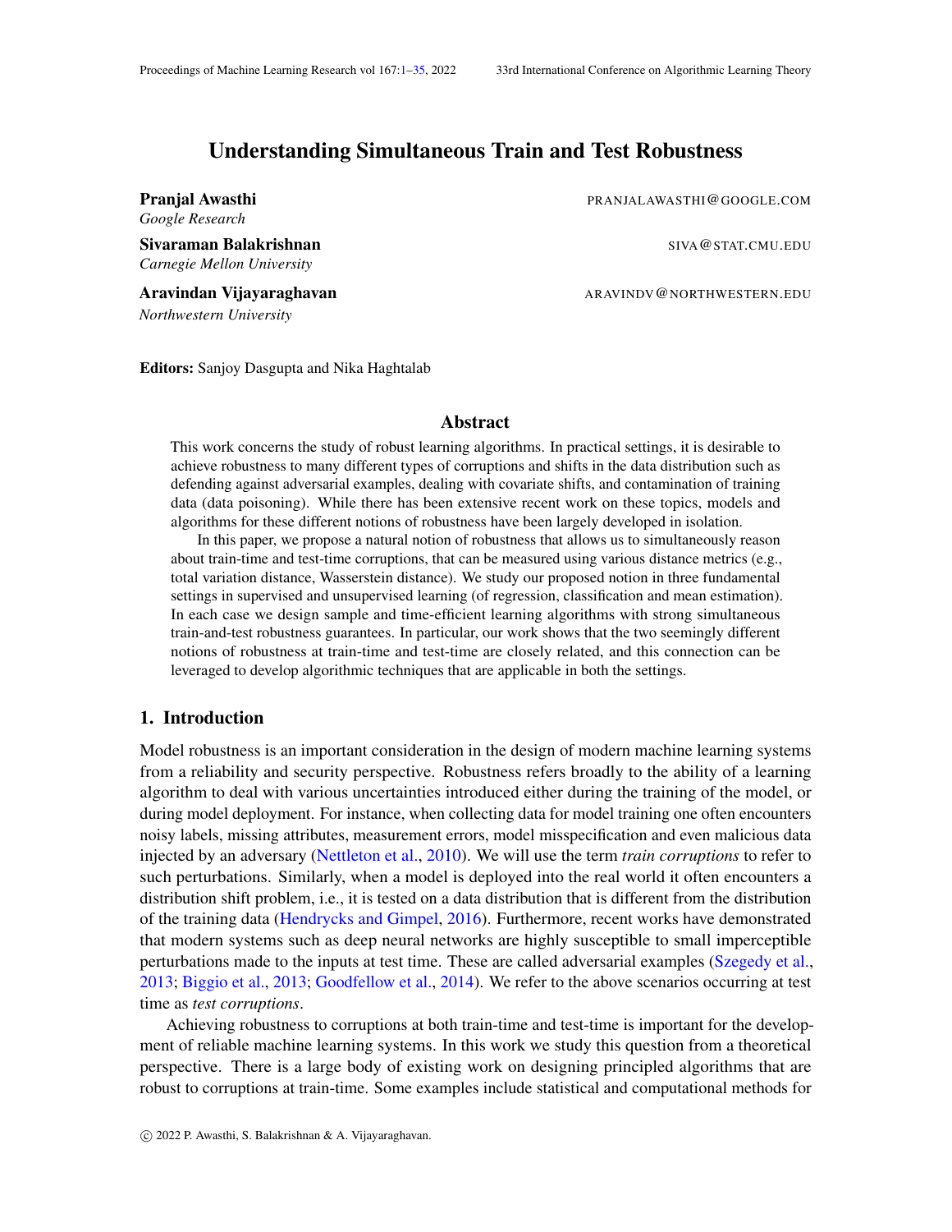# Understanding Simultaneous Train and Test Robustness

**Pranjal Awasthi** PRANJALAWASTHI@GOOGLE.COM
*Google Research*

**Sivaraman Balakrishnan** SIVA@STAT.CMU.EDU
*Carnegie Mellon University*

**Aravindan Vijayaraghavan** ARAVINDV@NORTHWESTERN.EDU
*Northwestern University*

**Editors:** Sanjoy Dasgupta and Nika Haghtalab

## Abstract

This work concerns the study of robust learning algorithms. In practical settings, it is desirable to achieve robustness to many different types of corruptions and shifts in the data distribution such as defending against adversarial examples, dealing with covariate shifts, and contamination of training data (data poisoning). While there has been extensive recent work on these topics, models and algorithms for these different notions of robustness have been largely developed in isolation.

In this paper, we propose a natural notion of robustness that allows us to simultaneously reason about train-time and test-time corruptions, that can be measured using various distance metrics (e.g., total variation distance, Wasserstein distance). We study our proposed notion in three fundamental settings in supervised and unsupervised learning (of regression, classification and mean estimation). In each case we design sample and time-efficient learning algorithms with strong simultaneous train-and-test robustness guarantees. In particular, our work shows that the two seemingly different notions of robustness at train-time and test-time are closely related, and this connection can be leveraged to develop algorithmic techniques that are applicable in both the settings.

## 1. Introduction

Model robustness is an important consideration in the design of modern machine learning systems from a reliability and security perspective. Robustness refers broadly to the ability of a learning algorithm to deal with various uncertainties introduced either during the training of the model, or during model deployment. For instance, when collecting data for model training one often encounters noisy labels, missing attributes, measurement errors, model misspecification and even malicious data injected by an adversary (Nettleton et al., 2010). We will use the term *train corruptions* to refer to such perturbations. Similarly, when a model is deployed into the real world it often encounters a distribution shift problem, i.e., it is tested on a data distribution that is different from the distribution of the training data (Hendrycks and Gimpel, 2016). Furthermore, recent works have demonstrated that modern systems such as deep neural networks are highly susceptible to small imperceptible perturbations made to the inputs at test time. These are called adversarial examples (Szegedy et al., 2013; Biggio et al., 2013; Goodfellow et al., 2014). We refer to the above scenarios occurring at test time as *test corruptions*.

Achieving robustness to corruptions at both train-time and test-time is important for the development of reliable machine learning systems. In this work we study this question from a theoretical perspective. There is a large body of existing work on designing principled algorithms that are robust to corruptions at train-time. Some examples include statistical and computational methods for

© 2022 P. Awasthi, S. Balakrishnan & A. Vijayaraghavan.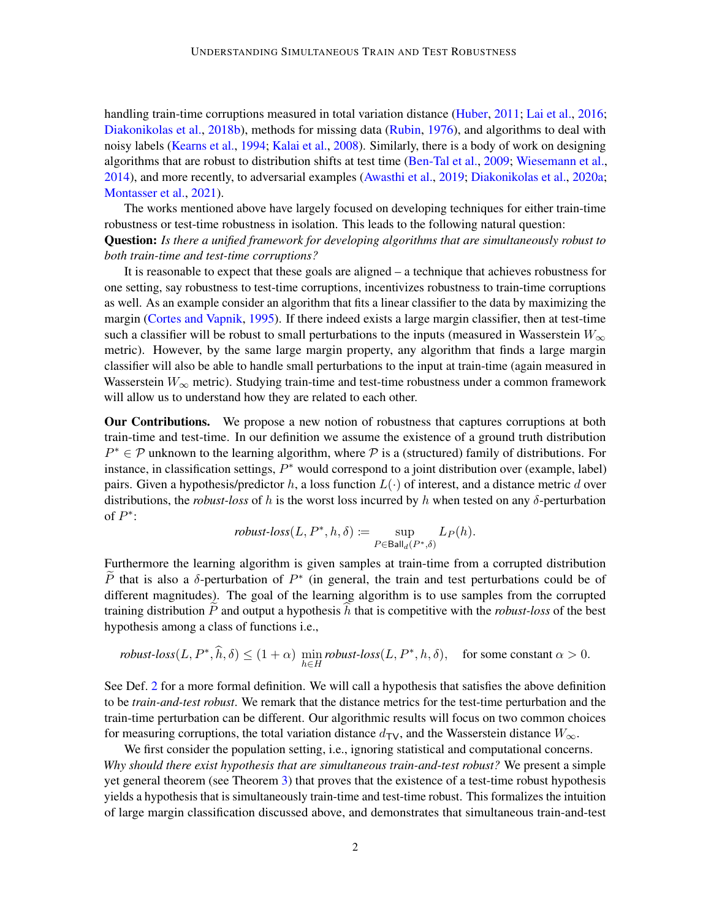handling train-time corruptions measured in total variation distance (Huber, 2011; Lai et al., 2016; Diakonikolas et al., 2018b), methods for missing data (Rubin, 1976), and algorithms to deal with noisy labels (Kearns et al., 1994; Kalai et al., 2008). Similarly, there is a body of work on designing algorithms that are robust to distribution shifts at test time (Ben-Tal et al., 2009; Wiesemann et al., 2014), and more recently, to adversarial examples (Awasthi et al., 2019; Diakonikolas et al., 2020a; Montasser et al., 2021).

The works mentioned above have largely focused on developing techniques for either train-time robustness or test-time robustness in isolation. This leads to the following natural question:

**Question:** *Is there a unified framework for developing algorithms that are simultaneously robust to both train-time and test-time corruptions?*

It is reasonable to expect that these goals are aligned – a technique that achieves robustness for one setting, say robustness to test-time corruptions, incentivizes robustness to train-time corruptions as well. As an example consider an algorithm that fits a linear classifier to the data by maximizing the margin (Cortes and Vapnik, 1995). If there indeed exists a large margin classifier, then at test-time such a classifier will be robust to small perturbations to the inputs (measured in Wasserstein $W_\infty$ metric). However, by the same large margin property, any algorithm that finds a large margin classifier will also be able to handle small perturbations to the input at train-time (again measured in Wasserstein $W_\infty$ metric). Studying train-time and test-time robustness under a common framework will allow us to understand how they are related to each other.

**Our Contributions.** We propose a new notion of robustness that captures corruptions at both train-time and test-time. In our definition we assume the existence of a ground truth distribution $P^* \in \mathcal{P}$ unknown to the learning algorithm, where $\mathcal{P}$ is a (structured) family of distributions. For instance, in classification settings, $P^*$ would correspond to a joint distribution over (example, label) pairs. Given a hypothesis/predictor $h$, a loss function $L(\cdot)$ of interest, and a distance metric $d$ over distributions, the *robust-loss* of $h$ is the worst loss incurred by $h$ when tested on any $\delta$-perturbation of $P^*$:

$$\textit{robust-loss}(L, P^*, h, \delta) := \sup_{P \in \mathsf{Ball}_d(P^*, \delta)} L_P(h).$$

Furthermore the learning algorithm is given samples at train-time from a corrupted distribution $\widetilde{P}$ that is also a $\delta$-perturbation of $P^*$ (in general, the train and test perturbations could be of different magnitudes). The goal of the learning algorithm is to use samples from the corrupted training distribution $\widetilde{P}$ and output a hypothesis $\widehat{h}$ that is competitive with the *robust-loss* of the best hypothesis among a class of functions i.e.,

$$\textit{robust-loss}(L, P^*, \widehat{h}, \delta) \le (1+\alpha) \min_{h \in H} \textit{robust-loss}(L, P^*, h, \delta), \quad \text{for some constant } \alpha > 0.$$

See Def. 2 for a more formal definition. We will call a hypothesis that satisfies the above definition to be *train-and-test robust*. We remark that the distance metrics for the test-time perturbation and the train-time perturbation can be different. Our algorithmic results will focus on two common choices for measuring corruptions, the total variation distance $d_{\mathsf{TV}}$, and the Wasserstein distance $W_\infty$.

We first consider the population setting, i.e., ignoring statistical and computational concerns. *Why should there exist hypothesis that are simultaneous train-and-test robust?* We present a simple yet general theorem (see Theorem 3) that proves that the existence of a test-time robust hypothesis yields a hypothesis that is simultaneously train-time and test-time robust. This formalizes the intuition of large margin classification discussed above, and demonstrates that simultaneous train-and-test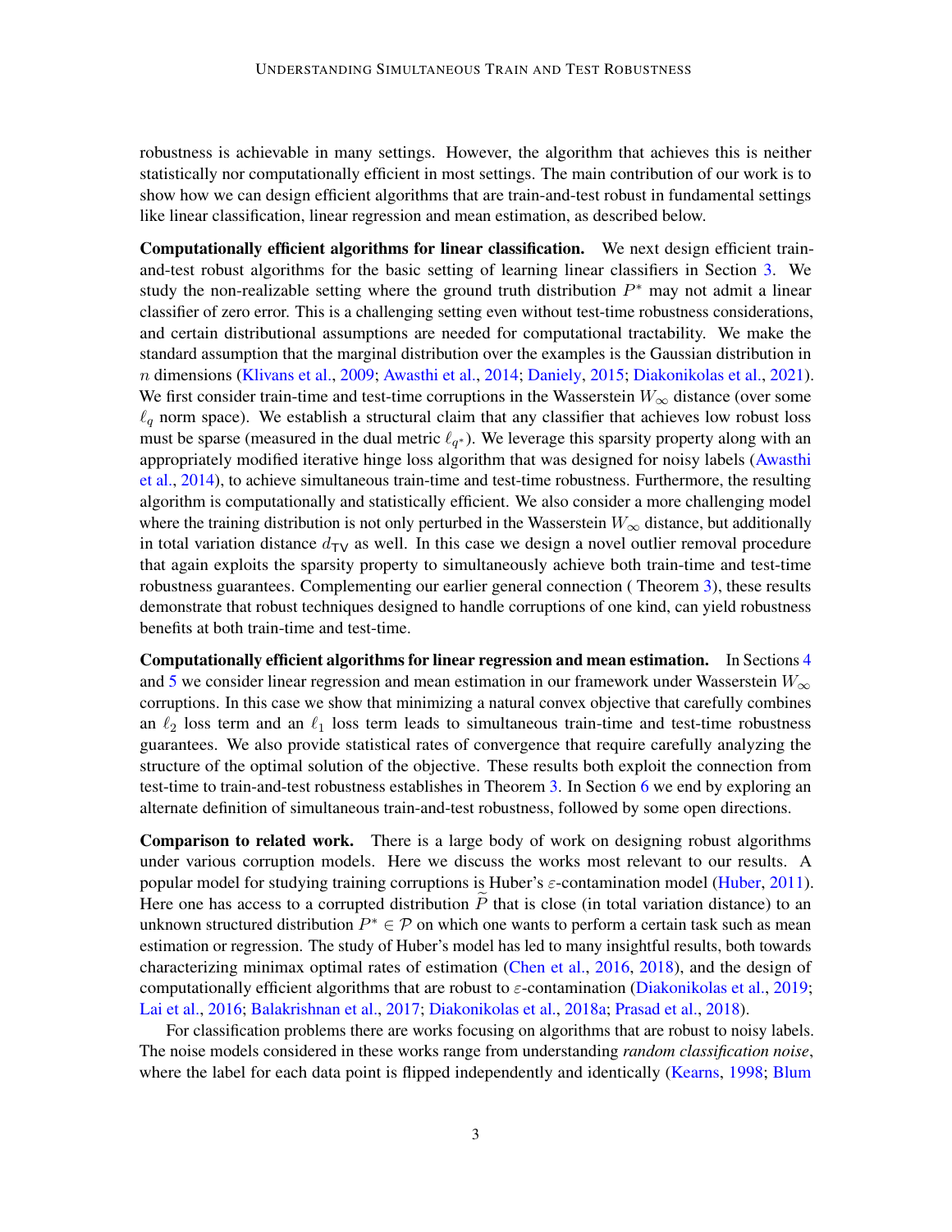robustness is achievable in many settings. However, the algorithm that achieves this is neither statistically nor computationally efficient in most settings. The main contribution of our work is to show how we can design efficient algorithms that are train-and-test robust in fundamental settings like linear classification, linear regression and mean estimation, as described below.

**Computationally efficient algorithms for linear classification.** We next design efficient train-and-test robust algorithms for the basic setting of learning linear classifiers in Section 3. We study the non-realizable setting where the ground truth distribution $P^*$ may not admit a linear classifier of zero error. This is a challenging setting even without test-time robustness considerations, and certain distributional assumptions are needed for computational tractability. We make the standard assumption that the marginal distribution over the examples is the Gaussian distribution in $n$ dimensions (Klivans et al., 2009; Awasthi et al., 2014; Daniely, 2015; Diakonikolas et al., 2021). We first consider train-time and test-time corruptions in the Wasserstein $W_\infty$ distance (over some $\ell_q$ norm space). We establish a structural claim that any classifier that achieves low robust loss must be sparse (measured in the dual metric $\ell_{q^*}$). We leverage this sparsity property along with an appropriately modified iterative hinge loss algorithm that was designed for noisy labels (Awasthi et al., 2014), to achieve simultaneous train-time and test-time robustness. Furthermore, the resulting algorithm is computationally and statistically efficient. We also consider a more challenging model where the training distribution is not only perturbed in the Wasserstein $W_\infty$ distance, but additionally in total variation distance $d_{\mathsf{TV}}$ as well. In this case we design a novel outlier removal procedure that again exploits the sparsity property to simultaneously achieve both train-time and test-time robustness guarantees. Complementing our earlier general connection ( Theorem 3), these results demonstrate that robust techniques designed to handle corruptions of one kind, can yield robustness benefits at both train-time and test-time.

**Computationally efficient algorithms for linear regression and mean estimation.** In Sections 4 and 5 we consider linear regression and mean estimation in our framework under Wasserstein $W_\infty$ corruptions. In this case we show that minimizing a natural convex objective that carefully combines an $\ell_2$ loss term and an $\ell_1$ loss term leads to simultaneous train-time and test-time robustness guarantees. We also provide statistical rates of convergence that require carefully analyzing the structure of the optimal solution of the objective. These results both exploit the connection from test-time to train-and-test robustness establishes in Theorem 3. In Section 6 we end by exploring an alternate definition of simultaneous train-and-test robustness, followed by some open directions.

**Comparison to related work.** There is a large body of work on designing robust algorithms under various corruption models. Here we discuss the works most relevant to our results. A popular model for studying training corruptions is Huber's $\varepsilon$-contamination model (Huber, 2011). Here one has access to a corrupted distribution $\widetilde{P}$ that is close (in total variation distance) to an unknown structured distribution $P^* \in \mathcal{P}$ on which one wants to perform a certain task such as mean estimation or regression. The study of Huber's model has led to many insightful results, both towards characterizing minimax optimal rates of estimation (Chen et al., 2016, 2018), and the design of computationally efficient algorithms that are robust to $\varepsilon$-contamination (Diakonikolas et al., 2019; Lai et al., 2016; Balakrishnan et al., 2017; Diakonikolas et al., 2018a; Prasad et al., 2018).

For classification problems there are works focusing on algorithms that are robust to noisy labels. The noise models considered in these works range from understanding *random classification noise*, where the label for each data point is flipped independently and identically (Kearns, 1998; Blum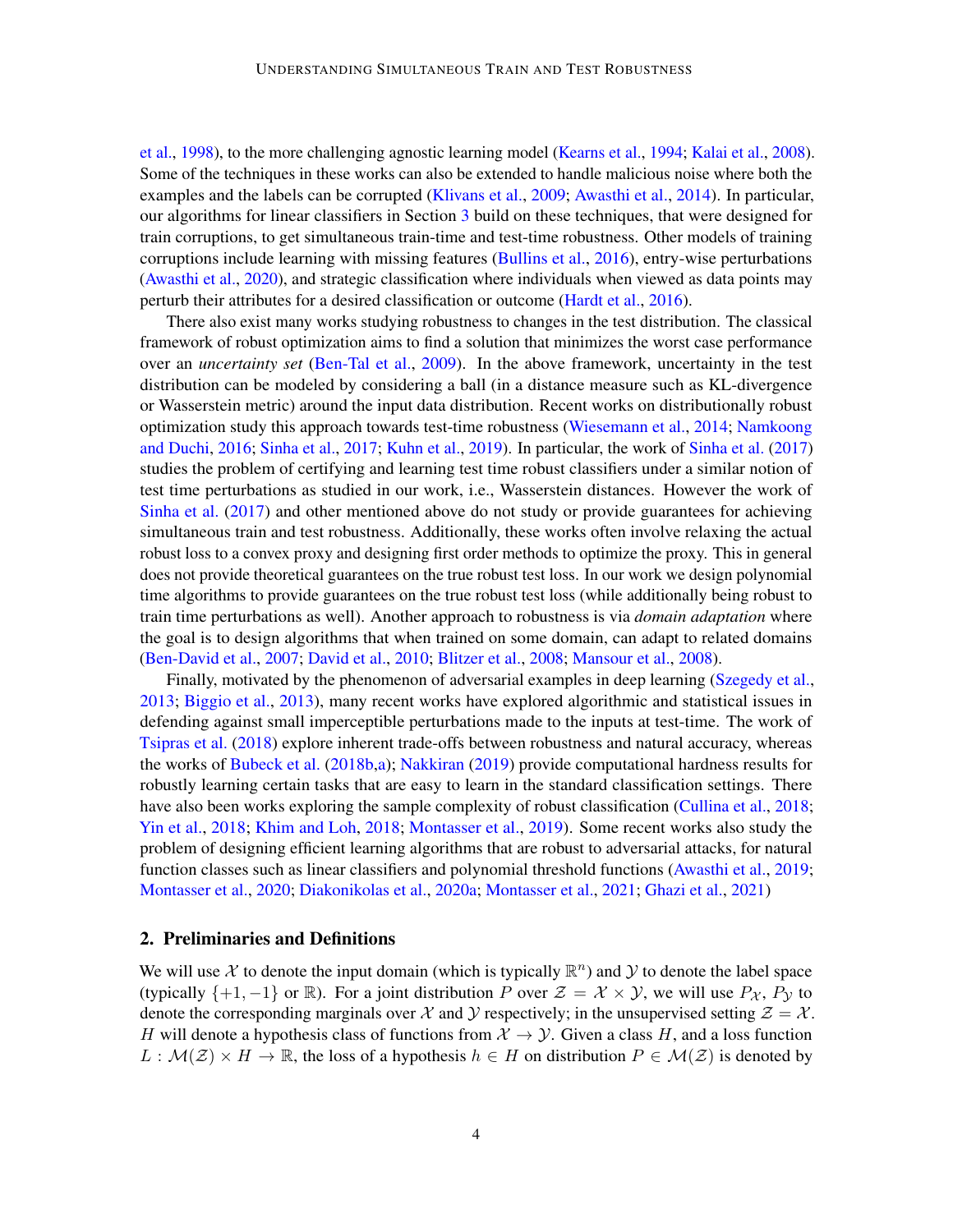et al., 1998), to the more challenging agnostic learning model (Kearns et al., 1994; Kalai et al., 2008). Some of the techniques in these works can also be extended to handle malicious noise where both the examples and the labels can be corrupted (Klivans et al., 2009; Awasthi et al., 2014). In particular, our algorithms for linear classifiers in Section 3 build on these techniques, that were designed for train corruptions, to get simultaneous train-time and test-time robustness. Other models of training corruptions include learning with missing features (Bullins et al., 2016), entry-wise perturbations (Awasthi et al., 2020), and strategic classification where individuals when viewed as data points may perturb their attributes for a desired classification or outcome (Hardt et al., 2016).

There also exist many works studying robustness to changes in the test distribution. The classical framework of robust optimization aims to find a solution that minimizes the worst case performance over an *uncertainty set* (Ben-Tal et al., 2009). In the above framework, uncertainty in the test distribution can be modeled by considering a ball (in a distance measure such as KL-divergence or Wasserstein metric) around the input data distribution. Recent works on distributionally robust optimization study this approach towards test-time robustness (Wiesemann et al., 2014; Namkoong and Duchi, 2016; Sinha et al., 2017; Kuhn et al., 2019). In particular, the work of Sinha et al. (2017) studies the problem of certifying and learning test time robust classifiers under a similar notion of test time perturbations as studied in our work, i.e., Wasserstein distances. However the work of Sinha et al. (2017) and other mentioned above do not study or provide guarantees for achieving simultaneous train and test robustness. Additionally, these works often involve relaxing the actual robust loss to a convex proxy and designing first order methods to optimize the proxy. This in general does not provide theoretical guarantees on the true robust test loss. In our work we design polynomial time algorithms to provide guarantees on the true robust test loss (while additionally being robust to train time perturbations as well). Another approach to robustness is via *domain adaptation* where the goal is to design algorithms that when trained on some domain, can adapt to related domains (Ben-David et al., 2007; David et al., 2010; Blitzer et al., 2008; Mansour et al., 2008).

Finally, motivated by the phenomenon of adversarial examples in deep learning (Szegedy et al., 2013; Biggio et al., 2013), many recent works have explored algorithmic and statistical issues in defending against small imperceptible perturbations made to the inputs at test-time. The work of Tsipras et al. (2018) explore inherent trade-offs between robustness and natural accuracy, whereas the works of Bubeck et al. (2018b,a); Nakkiran (2019) provide computational hardness results for robustly learning certain tasks that are easy to learn in the standard classification settings. There have also been works exploring the sample complexity of robust classification (Cullina et al., 2018; Yin et al., 2018; Khim and Loh, 2018; Montasser et al., 2019). Some recent works also study the problem of designing efficient learning algorithms that are robust to adversarial attacks, for natural function classes such as linear classifiers and polynomial threshold functions (Awasthi et al., 2019; Montasser et al., 2020; Diakonikolas et al., 2020a; Montasser et al., 2021; Ghazi et al., 2021)

## 2. Preliminaries and Definitions

We will use $\mathcal{X}$ to denote the input domain (which is typically $\mathbb{R}^n$) and $\mathcal{Y}$ to denote the label space (typically $\{+1, -1\}$ or $\mathbb{R}$). For a joint distribution $P$ over $\mathcal{Z} = \mathcal{X} \times \mathcal{Y}$, we will use $P_{\mathcal{X}}$, $P_{\mathcal{Y}}$ to denote the corresponding marginals over $\mathcal{X}$ and $\mathcal{Y}$ respectively; in the unsupervised setting $\mathcal{Z} = \mathcal{X}$. $H$ will denote a hypothesis class of functions from $\mathcal{X} \to \mathcal{Y}$. Given a class $H$, and a loss function $L : \mathcal{M}(\mathcal{Z}) \times H \to \mathbb{R}$, the loss of a hypothesis $h \in H$ on distribution $P \in \mathcal{M}(\mathcal{Z})$ is denoted by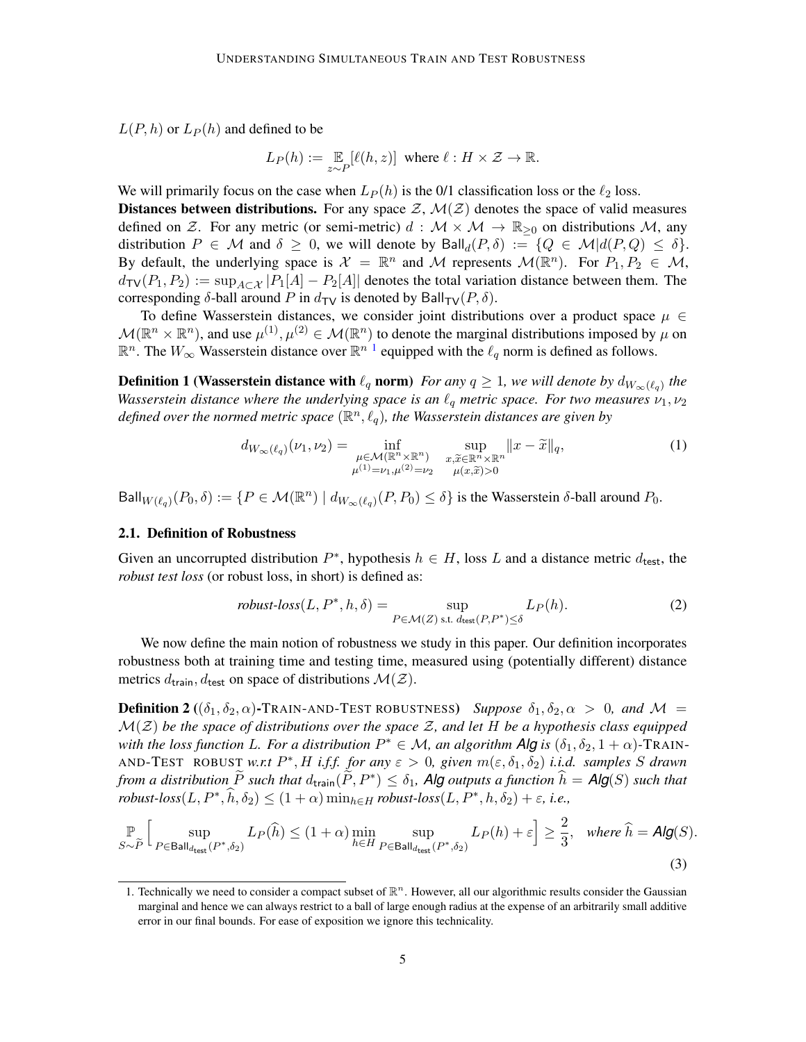$L(P, h)$ or $L_P(h)$ and defined to be

$$L_P(h) := \mathop{\mathbb{E}}_{z \sim P}[\ell(h, z)] \text{ where } \ell : H \times \mathcal{Z} \to \mathbb{R}.$$

We will primarily focus on the case when $L_P(h)$ is the 0/1 classification loss or the $\ell_2$ loss.

**Distances between distributions.** For any space $\mathcal{Z}$, $\mathcal{M}(\mathcal{Z})$ denotes the space of valid measures defined on $\mathcal{Z}$. For any metric (or semi-metric) $d : \mathcal{M} \times \mathcal{M} \to \mathbb{R}_{\geq 0}$ on distributions $\mathcal{M}$, any distribution $P \in \mathcal{M}$ and $\delta \geq 0$, we will denote by $\mathsf{Ball}_d(P, \delta) := \{Q \in \mathcal{M} | d(P, Q) \leq \delta\}$. By default, the underlying space is $\mathcal{X} = \mathbb{R}^n$ and $\mathcal{M}$ represents $\mathcal{M}(\mathbb{R}^n)$. For $P_1, P_2 \in \mathcal{M}$, $d_{\mathsf{TV}}(P_1, P_2) := \sup_{A \subset \mathcal{X}} |P_1[A] - P_2[A]|$ denotes the total variation distance between them. The corresponding $\delta$-ball around $P$ in $d_{\mathsf{TV}}$ is denoted by $\mathsf{Ball}_{\mathsf{TV}}(P, \delta)$.

To define Wasserstein distances, we consider joint distributions over a product space $\mu \in \mathcal{M}(\mathbb{R}^n \times \mathbb{R}^n)$, and use $\mu^{(1)}, \mu^{(2)} \in \mathcal{M}(\mathbb{R}^n)$ to denote the marginal distributions imposed by $\mu$ on $\mathbb{R}^n$. The $W_\infty$ Wasserstein distance over $\mathbb{R}^n$ [1] equipped with the $\ell_q$ norm is defined as follows.

**Definition 1 (Wasserstein distance with $\ell_q$ norm)** *For any $q \geq 1$, we will denote by $d_{W_\infty(\ell_q)}$ the Wasserstein distance where the underlying space is an $\ell_q$ metric space. For two measures $\nu_1, \nu_2$ defined over the normed metric space $(\mathbb{R}^n, \ell_q)$, the Wasserstein distances are given by*

$$d_{W_\infty(\ell_q)}(\nu_1, \nu_2) = \inf_{\substack{\mu \in \mathcal{M}(\mathbb{R}^n \times \mathbb{R}^n) \\ \mu^{(1)} = \nu_1, \mu^{(2)} = \nu_2}} \sup_{\substack{x, \widetilde{x} \in \mathbb{R}^n \times \mathbb{R}^n \\ \mu(x, \widetilde{x}) > 0}} \|x - \widetilde{x}\|_q, \tag{1}$$

$\mathsf{Ball}_{W(\ell_q)}(P_0, \delta) := \{P \in \mathcal{M}(\mathbb{R}^n) \mid d_{W_\infty(\ell_q)}(P, P_0) \leq \delta\}$ is the Wasserstein $\delta$-ball around $P_0$.

## 2.1. Definition of Robustness

Given an uncorrupted distribution $P^*$, hypothesis $h \in H$, loss $L$ and a distance metric $d_{\mathsf{test}}$, the *robust test loss* (or robust loss, in short) is defined as:

$$\textit{robust-loss}(L, P^*, h, \delta) = \sup_{P \in \mathcal{M}(Z) \text{ s.t. } d_{\mathsf{test}}(P, P^*) \leq \delta} L_P(h). \tag{2}$$

We now define the main notion of robustness we study in this paper. Our definition incorporates robustness both at training time and testing time, measured using (potentially different) distance metrics $d_{\mathsf{train}}, d_{\mathsf{test}}$ on space of distributions $\mathcal{M}(\mathcal{Z})$.

**Definition 2 ($(\delta_1, \delta_2, \alpha)$-TRAIN-AND-TEST ROBUSTNESS)** *Suppose $\delta_1, \delta_2, \alpha > 0$, and $\mathcal{M} = \mathcal{M}(\mathcal{Z})$ be the space of distributions over the space $\mathcal{Z}$, and let $H$ be a hypothesis class equipped with the loss function $L$. For a distribution $P^* \in \mathcal{M}$, an algorithm $\mathsf{Alg}$ is $(\delta_1, \delta_2, 1 + \alpha)$-TRAIN-AND-TEST ROBUST w.r.t $P^*, H$ i.f.f. for any $\varepsilon > 0$, given $m(\varepsilon, \delta_1, \delta_2)$ i.i.d. samples $S$ drawn from a distribution $\widetilde{P}$ such that $d_{\mathsf{train}}(\widetilde{P}, P^*) \leq \delta_1$, $\mathsf{Alg}$ outputs a function $\widehat{h} = \mathsf{Alg}(S)$ such that robust-loss$(L, P^*, \widehat{h}, \delta_2) \leq (1 + \alpha) \min_{h \in H}$ robust-loss$(L, P^*, h, \delta_2) + \varepsilon$, i.e.,*

$$\mathop{\mathbb{P}}_{S \sim \widetilde{P}} \Big[ \sup_{P \in \mathsf{Ball}_{d_{\mathsf{test}}}(P^*, \delta_2)} L_P(\widehat{h}) \leq (1 + \alpha) \min_{h \in H} \sup_{P \in \mathsf{Ball}_{d_{\mathsf{test}}}(P^*, \delta_2)} L_P(h) + \varepsilon \Big] \geq \frac{2}{3}, \quad \textit{where } \widehat{h} = \mathsf{Alg}(S). \tag{3}$$

---

1. Technically we need to consider a compact subset of $\mathbb{R}^n$. However, all our algorithmic results consider the Gaussian marginal and hence we can always restrict to a ball of large enough radius at the expense of an arbitrarily small additive error in our final bounds. For ease of exposition we ignore this technicality.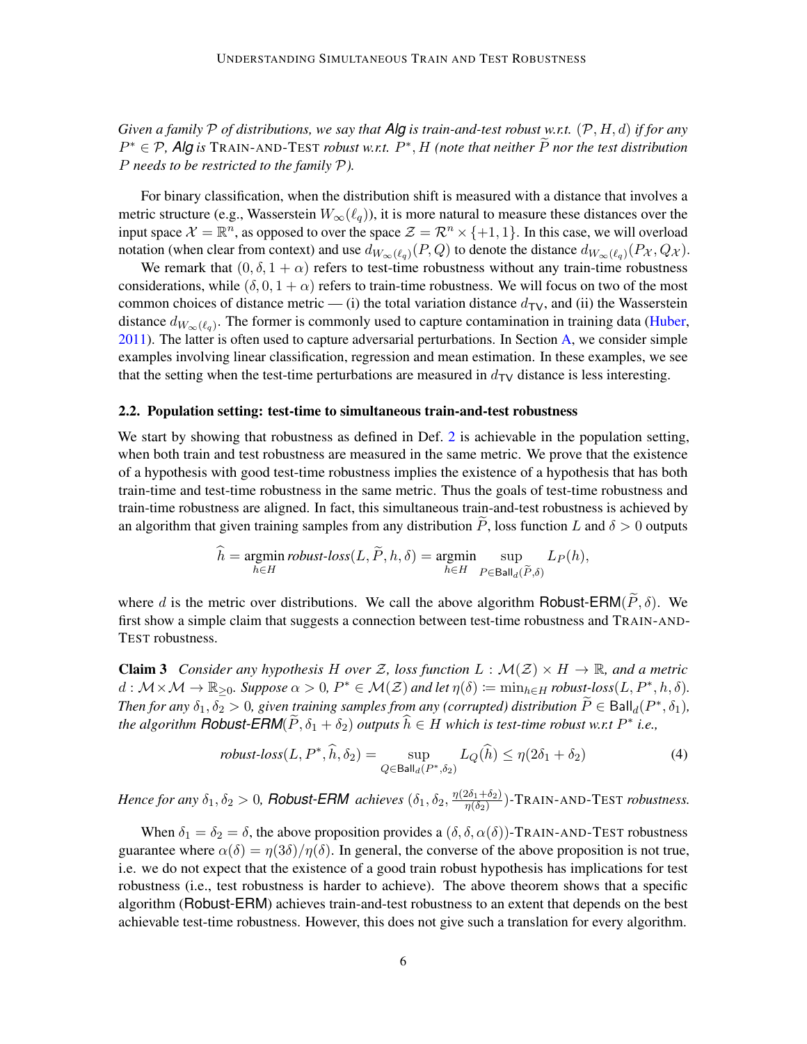*Given a family $\mathcal{P}$ of distributions, we say that **Alg** is train-and-test robust w.r.t. $(\mathcal{P}, H, d)$ if for any $P^* \in \mathcal{P}$, **Alg** is* TRAIN-AND-TEST *robust w.r.t. $P^*, H$ (note that neither $\widetilde{P}$ nor the test distribution $P$ needs to be restricted to the family $\mathcal{P}$).*

For binary classification, when the distribution shift is measured with a distance that involves a metric structure (e.g., Wasserstein $W_\infty(\ell_q)$), it is more natural to measure these distances over the input space $\mathcal{X} = \mathbb{R}^n$, as opposed to over the space $\mathcal{Z} = \mathcal{R}^n \times \{+1, 1\}$. In this case, we will overload notation (when clear from context) and use $d_{W_\infty(\ell_q)}(P, Q)$ to denote the distance $d_{W_\infty(\ell_q)}(P_\mathcal{X}, Q_\mathcal{X})$.

We remark that $(0, \delta, 1+\alpha)$ refers to test-time robustness without any train-time robustness considerations, while $(\delta, 0, 1+\alpha)$ refers to train-time robustness. We will focus on two of the most common choices of distance metric — (i) the total variation distance $d_{\mathsf{TV}}$, and (ii) the Wasserstein distance $d_{W_\infty(\ell_q)}$. The former is commonly used to capture contamination in training data (Huber, 2011). The latter is often used to capture adversarial perturbations. In Section A, we consider simple examples involving linear classification, regression and mean estimation. In these examples, we see that the setting when the test-time perturbations are measured in $d_{\mathsf{TV}}$ distance is less interesting.

### 2.2. Population setting: test-time to simultaneous train-and-test robustness

We start by showing that robustness as defined in Def. 2 is achievable in the population setting, when both train and test robustness are measured in the same metric. We prove that the existence of a hypothesis with good test-time robustness implies the existence of a hypothesis that has both train-time and test-time robustness in the same metric. Thus the goals of test-time robustness and train-time robustness are aligned. In fact, this simultaneous train-and-test robustness is achieved by an algorithm that given training samples from any distribution $\widetilde{P}$, loss function $L$ and $\delta > 0$ outputs

$$\widehat{h} = \operatorname*{argmin}_{h \in H} \textit{robust-loss}(L, \widetilde{P}, h, \delta) = \operatorname*{argmin}_{h \in H} \sup_{P \in \mathsf{Ball}_d(\widetilde{P}, \delta)} L_P(h),$$

where $d$ is the metric over distributions. We call the above algorithm $\mathsf{Robust\text{-}ERM}(\widetilde{P}, \delta)$. We first show a simple claim that suggests a connection between test-time robustness and TRAIN-AND-TEST robustness.

**Claim 3** *Consider any hypothesis $H$ over $\mathcal{Z}$, loss function $L : \mathcal{M}(\mathcal{Z}) \times H \to \mathbb{R}$, and a metric $d : \mathcal{M} \times \mathcal{M} \to \mathbb{R}_{\geq 0}$. Suppose $\alpha > 0$, $P^* \in \mathcal{M}(\mathcal{Z})$ and let $\eta(\delta) := \min_{h \in H} \textit{robust-loss}(L, P^*, h, \delta)$. Then for any $\delta_1, \delta_2 > 0$, given training samples from any (corrupted) distribution $\widetilde{P} \in \mathsf{Ball}_d(P^*, \delta_1)$, the algorithm **Robust-ERM**$(\widetilde{P}, \delta_1 + \delta_2)$ outputs $\widehat{h} \in H$ which is test-time robust w.r.t $P^*$ i.e.,*

$$\textit{robust-loss}(L, P^*, \widehat{h}, \delta_2) = \sup_{Q \in \mathsf{Ball}_d(P^*, \delta_2)} L_Q(\widehat{h}) \leq \eta(2\delta_1 + \delta_2) \tag{4}$$

*Hence for any $\delta_1, \delta_2 > 0$, **Robust-ERM** achieves $(\delta_1, \delta_2, \frac{\eta(2\delta_1 + \delta_2)}{\eta(\delta_2)})$-*TRAIN-AND-TEST *robustness.*

When $\delta_1 = \delta_2 = \delta$, the above proposition provides a $(\delta, \delta, \alpha(\delta))$-TRAIN-AND-TEST robustness guarantee where $\alpha(\delta) = \eta(3\delta)/\eta(\delta)$. In general, the converse of the above proposition is not true, i.e. we do not expect that the existence of a good train robust hypothesis has implications for test robustness (i.e., test robustness is harder to achieve). The above theorem shows that a specific algorithm ($\mathsf{Robust\text{-}ERM}$) achieves train-and-test robustness to an extent that depends on the best achievable test-time robustness. However, this does not give such a translation for every algorithm.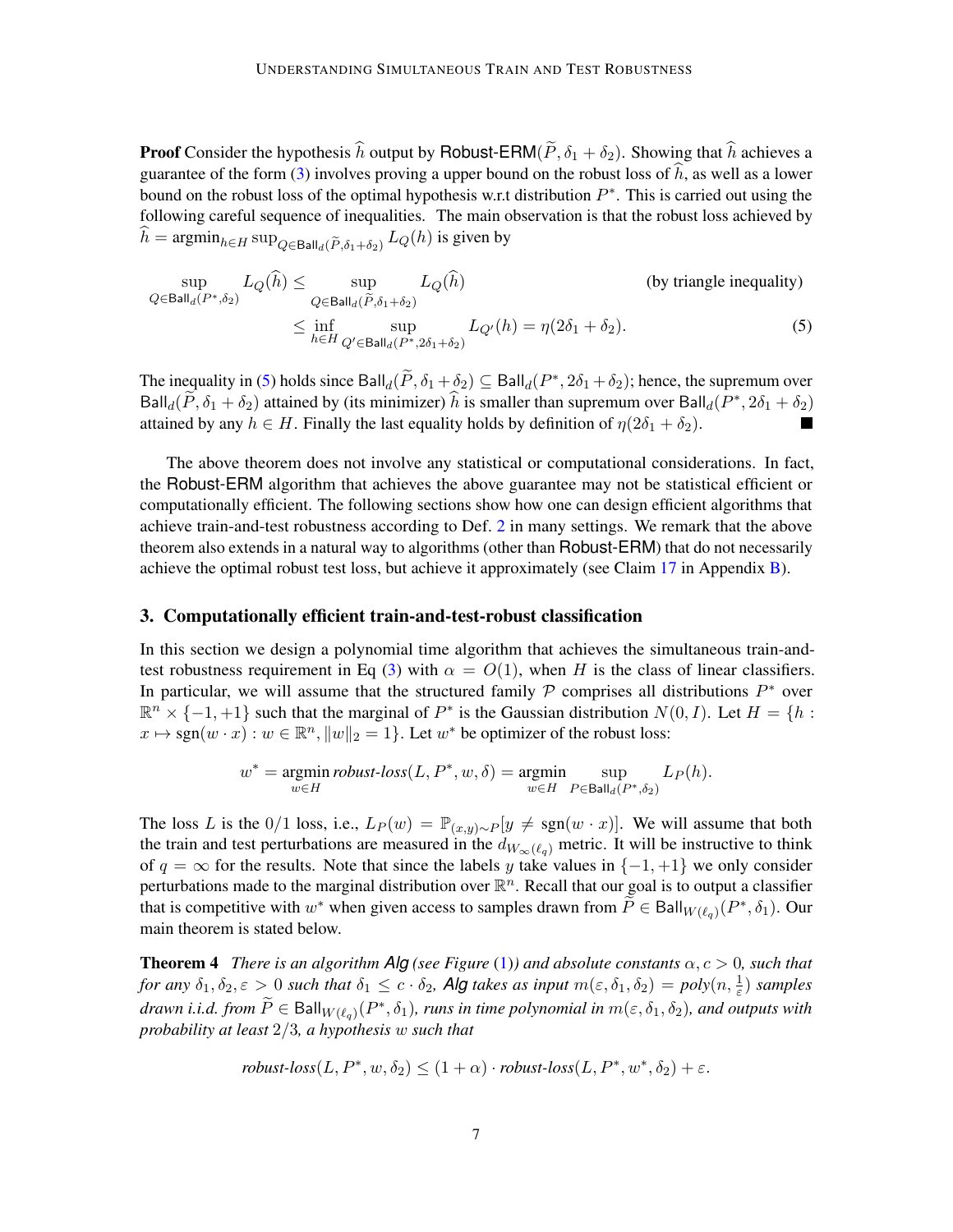**Proof** Consider the hypothesis $\widehat{h}$ output by Robust-ERM$(\widetilde{P}, \delta_1 + \delta_2)$. Showing that $\widehat{h}$ achieves a guarantee of the form (3) involves proving a upper bound on the robust loss of $\widehat{h}$, as well as a lower bound on the robust loss of the optimal hypothesis w.r.t distribution $P^*$. This is carried out using the following careful sequence of inequalities. The main observation is that the robust loss achieved by $\widehat{h} = \operatorname{argmin}_{h \in H} \sup_{Q \in \mathsf{Ball}_d(\widetilde{P}, \delta_1+\delta_2)} L_Q(h)$ is given by

$$\sup_{Q \in \mathsf{Ball}_d(P^*, \delta_2)} L_Q(\widehat{h}) \leq \sup_{Q \in \mathsf{Ball}_d(\widetilde{P}, \delta_1+\delta_2)} L_Q(\widehat{h}) \qquad \text{(by triangle inequality)}$$

$$\leq \inf_{h \in H} \sup_{Q' \in \mathsf{Ball}_d(P^*, 2\delta_1+\delta_2)} L_{Q'}(h) = \eta(2\delta_1 + \delta_2). \tag{5}$$

The inequality in (5) holds since $\mathsf{Ball}_d(\widetilde{P}, \delta_1 + \delta_2) \subseteq \mathsf{Ball}_d(P^*, 2\delta_1 + \delta_2)$; hence, the supremum over $\mathsf{Ball}_d(\widetilde{P}, \delta_1 + \delta_2)$ attained by (its minimizer) $\widehat{h}$ is smaller than supremum over $\mathsf{Ball}_d(P^*, 2\delta_1 + \delta_2)$ attained by any $h \in H$. Finally the last equality holds by definition of $\eta(2\delta_1 + \delta_2)$. ∎

The above theorem does not involve any statistical or computational considerations. In fact, the Robust-ERM algorithm that achieves the above guarantee may not be statistical efficient or computationally efficient. The following sections show how one can design efficient algorithms that achieve train-and-test robustness according to Def. 2 in many settings. We remark that the above theorem also extends in a natural way to algorithms (other than Robust-ERM) that do not necessarily achieve the optimal robust test loss, but achieve it approximately (see Claim 17 in Appendix B).

## 3. Computationally efficient train-and-test-robust classification

In this section we design a polynomial time algorithm that achieves the simultaneous train-and-test robustness requirement in Eq (3) with $\alpha = O(1)$, when $H$ is the class of linear classifiers. In particular, we will assume that the structured family $\mathcal{P}$ comprises all distributions $P^*$ over $\mathbb{R}^n \times \{-1, +1\}$ such that the marginal of $P^*$ is the Gaussian distribution $N(0, I)$. Let $H = \{h : x \mapsto \operatorname{sgn}(w \cdot x) : w \in \mathbb{R}^n, \|w\|_2 = 1\}$. Let $w^*$ be optimizer of the robust loss:

$$w^* = \operatorname*{argmin}_{w \in H} \textit{robust-loss}(L, P^*, w, \delta) = \operatorname*{argmin}_{w \in H} \sup_{P \in \mathsf{Ball}_d(P^*, \delta_2)} L_P(h).$$

The loss $L$ is the $0/1$ loss, i.e., $L_P(w) = \mathbb{P}_{(x,y)\sim P}[y \neq \operatorname{sgn}(w \cdot x)]$. We will assume that both the train and test perturbations are measured in the $d_{W_\infty(\ell_q)}$ metric. It will be instructive to think of $q = \infty$ for the results. Note that since the labels $y$ take values in $\{-1, +1\}$ we only consider perturbations made to the marginal distribution over $\mathbb{R}^n$. Recall that our goal is to output a classifier that is competitive with $w^*$ when given access to samples drawn from $\widetilde{P} \in \mathsf{Ball}_{W(\ell_q)}(P^*, \delta_1)$. Our main theorem is stated below.

**Theorem 4** *There is an algorithm Alg (see Figure (1)) and absolute constants $\alpha, c > 0$, such that for any $\delta_1, \delta_2, \varepsilon > 0$ such that $\delta_1 \leq c \cdot \delta_2$, Alg takes as input $m(\varepsilon, \delta_1, \delta_2) = poly(n, \frac{1}{\varepsilon})$ samples drawn i.i.d. from $\widetilde{P} \in \mathsf{Ball}_{W(\ell_q)}(P^*, \delta_1)$, runs in time polynomial in $m(\varepsilon, \delta_1, \delta_2)$, and outputs with probability at least $2/3$, a hypothesis $w$ such that*

$$\textit{robust-loss}(L, P^*, w, \delta_2) \leq (1 + \alpha) \cdot \textit{robust-loss}(L, P^*, w^*, \delta_2) + \varepsilon.$$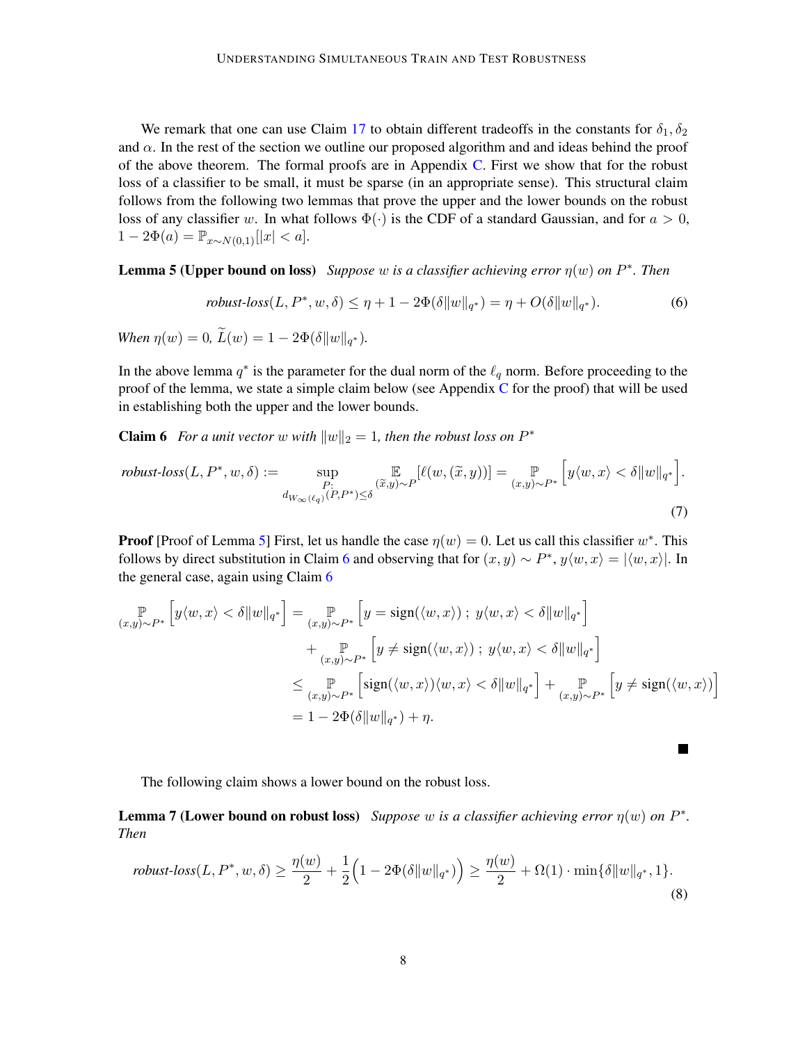We remark that one can use Claim 17 to obtain different tradeoffs in the constants for $\delta_1, \delta_2$ and $\alpha$. In the rest of the section we outline our proposed algorithm and and ideas behind the proof of the above theorem. The formal proofs are in Appendix C. First we show that for the robust loss of a classifier to be small, it must be sparse (in an appropriate sense). This structural claim follows from the following two lemmas that prove the upper and the lower bounds on the robust loss of any classifier $w$. In what follows $\Phi(\cdot)$ is the CDF of a standard Gaussian, and for $a > 0$, $1 - 2\Phi(a) = \mathbb{P}_{x \sim N(0,1)}[|x| < a]$.

**Lemma 5 (Upper bound on loss)** *Suppose $w$ is a classifier achieving error $\eta(w)$ on $P^*$. Then*

$$\textit{robust-loss}(L, P^*, w, \delta) \leq \eta + 1 - 2\Phi(\delta \|w\|_{q^*}) = \eta + O(\delta \|w\|_{q^*}). \tag{6}$$

*When $\eta(w) = 0$, $\widetilde{L}(w) = 1 - 2\Phi(\delta \|w\|_{q^*})$.*

In the above lemma $q^*$ is the parameter for the dual norm of the $\ell_q$ norm. Before proceeding to the proof of the lemma, we state a simple claim below (see Appendix C for the proof) that will be used in establishing both the upper and the lower bounds.

**Claim 6** *For a unit vector $w$ with $\|w\|_2 = 1$, then the robust loss on $P^*$*

$$\textit{robust-loss}(L, P^*, w, \delta) := \sup_{\substack{P: \\ d_{W_\infty(\ell_q)}(P, P^*) \leq \delta}} \mathop{\mathbb{E}}_{(\widetilde{x}, y) \sim P} [\ell(w, (\widetilde{x}, y))] = \mathop{\mathbb{P}}_{(x,y) \sim P^*} \Big[ y \langle w, x \rangle < \delta \|w\|_{q^*} \Big]. \tag{7}$$

**Proof** [Proof of Lemma 5] First, let us handle the case $\eta(w) = 0$. Let us call this classifier $w^*$. This follows by direct substitution in Claim 6 and observing that for $(x, y) \sim P^*$, $y\langle w, x \rangle = |\langle w, x \rangle|$. In the general case, again using Claim 6

$$\begin{aligned}
\mathop{\mathbb{P}}_{(x,y) \sim P^*} \Big[ y\langle w, x \rangle < \delta \|w\|_{q^*} \Big] &= \mathop{\mathbb{P}}_{(x,y) \sim P^*} \Big[ y = \mathrm{sign}(\langle w, x \rangle) \; ; \; y\langle w, x \rangle < \delta \|w\|_{q^*} \Big] \\
&\quad + \mathop{\mathbb{P}}_{(x,y) \sim P^*} \Big[ y \neq \mathrm{sign}(\langle w, x \rangle) \; ; \; y\langle w, x \rangle < \delta \|w\|_{q^*} \Big] \\
&\leq \mathop{\mathbb{P}}_{(x,y) \sim P^*} \Big[ \mathrm{sign}(\langle w, x \rangle)\langle w, x \rangle < \delta \|w\|_{q^*} \Big] + \mathop{\mathbb{P}}_{(x,y) \sim P^*} \Big[ y \neq \mathrm{sign}(\langle w, x \rangle) \Big] \\
&= 1 - 2\Phi(\delta \|w\|_{q^*}) + \eta.
\end{aligned}$$

■

The following claim shows a lower bound on the robust loss.

**Lemma 7 (Lower bound on robust loss)** *Suppose $w$ is a classifier achieving error $\eta(w)$ on $P^*$. Then*

$$\textit{robust-loss}(L, P^*, w, \delta) \geq \frac{\eta(w)}{2} + \frac{1}{2}\Big(1 - 2\Phi(\delta \|w\|_{q^*})\Big) \geq \frac{\eta(w)}{2} + \Omega(1) \cdot \min\{\delta \|w\|_{q^*}, 1\}. \tag{8}$$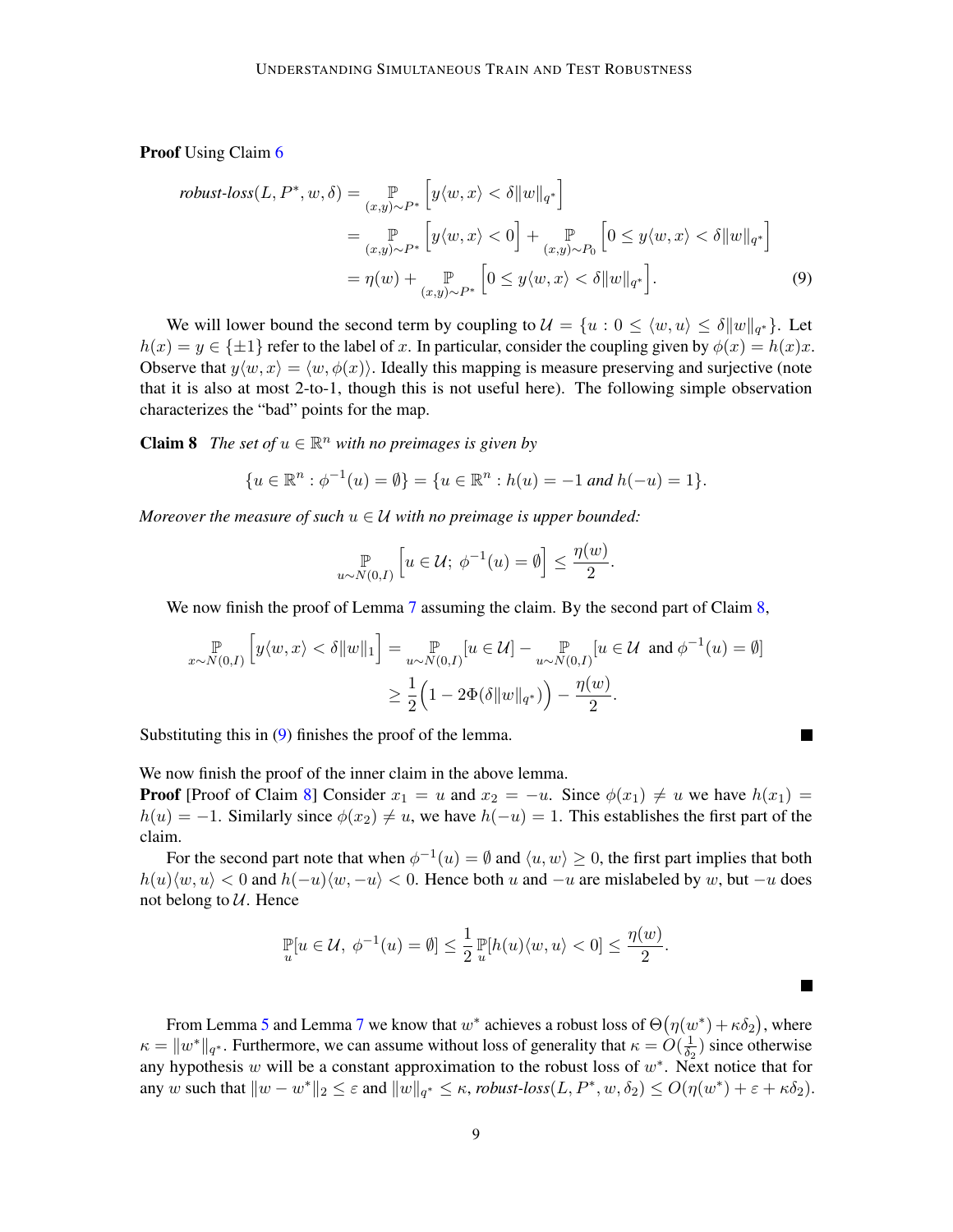**Proof** Using Claim 6

$$
\begin{aligned}
\textit{robust-loss}(L, P^*, w, \delta) &= \underset{(x,y)\sim P^*}{\mathbb{P}}\Big[y\langle w, x\rangle < \delta\|w\|_{q^*}\Big] \\
&= \underset{(x,y)\sim P^*}{\mathbb{P}}\Big[y\langle w, x\rangle < 0\Big] + \underset{(x,y)\sim P_0}{\mathbb{P}}\Big[0 \leq y\langle w, x\rangle < \delta\|w\|_{q^*}\Big] \\
&= \eta(w) + \underset{(x,y)\sim P^*}{\mathbb{P}}\Big[0 \leq y\langle w, x\rangle < \delta\|w\|_{q^*}\Big]. \qquad (9)
\end{aligned}
$$

We will lower bound the second term by coupling to $\mathcal{U} = \{u : 0 \leq \langle w, u\rangle \leq \delta\|w\|_{q^*}\}$. Let $h(x) = y \in \{\pm 1\}$ refer to the label of $x$. In particular, consider the coupling given by $\phi(x) = h(x)x$. Observe that $y\langle w, x\rangle = \langle w, \phi(x)\rangle$. Ideally this mapping is measure preserving and surjective (note that it is also at most 2-to-1, though this is not useful here). The following simple observation characterizes the "bad" points for the map.

**Claim 8** *The set of $u \in \mathbb{R}^n$ with no preimages is given by*

$$
\{u \in \mathbb{R}^n : \phi^{-1}(u) = \emptyset\} = \{u \in \mathbb{R}^n : h(u) = -1 \text{ and } h(-u) = 1\}.
$$

*Moreover the measure of such $u \in \mathcal{U}$ with no preimage is upper bounded:*

$$
\underset{u\sim N(0,I)}{\mathbb{P}}\Big[u \in \mathcal{U};\ \phi^{-1}(u) = \emptyset\Big] \leq \frac{\eta(w)}{2}.
$$

We now finish the proof of Lemma 7 assuming the claim. By the second part of Claim 8,

$$
\begin{aligned}
\underset{x\sim N(0,I)}{\mathbb{P}}\Big[y\langle w, x\rangle < \delta\|w\|_1\Big] &= \underset{u\sim N(0,I)}{\mathbb{P}}[u \in \mathcal{U}] - \underset{u\sim N(0,I)}{\mathbb{P}}[u \in \mathcal{U} \text{ and } \phi^{-1}(u) = \emptyset] \\
&\geq \frac{1}{2}\Big(1 - 2\Phi(\delta\|w\|_{q^*})\Big) - \frac{\eta(w)}{2}.
\end{aligned}
$$

Substituting this in (9) finishes the proof of the lemma. ∎

We now finish the proof of the inner claim in the above lemma.

**Proof** [Proof of Claim 8] Consider $x_1 = u$ and $x_2 = -u$. Since $\phi(x_1) \neq u$ we have $h(x_1) = h(u) = -1$. Similarly since $\phi(x_2) \neq u$, we have $h(-u) = 1$. This establishes the first part of the claim.

For the second part note that when $\phi^{-1}(u) = \emptyset$ and $\langle u, w\rangle \geq 0$, the first part implies that both $h(u)\langle w, u\rangle < 0$ and $h(-u)\langle w, -u\rangle < 0$. Hence both $u$ and $-u$ are mislabeled by $w$, but $-u$ does not belong to $\mathcal{U}$. Hence

$$
\underset{u}{\mathbb{P}}[u \in \mathcal{U},\ \phi^{-1}(u) = \emptyset] \leq \frac{1}{2}\underset{u}{\mathbb{P}}[h(u)\langle w, u\rangle < 0] \leq \frac{\eta(w)}{2}.
$$

∎

From Lemma 5 and Lemma 7 we know that $w^*$ achieves a robust loss of $\Theta\big(\eta(w^*) + \kappa\delta_2\big)$, where $\kappa = \|w^*\|_{q^*}$. Furthermore, we can assume without loss of generality that $\kappa = O(\frac{1}{\delta_2})$ since otherwise any hypothesis $w$ will be a constant approximation to the robust loss of $w^*$. Next notice that for any $w$ such that $\|w - w^*\|_2 \leq \varepsilon$ and $\|w\|_{q^*} \leq \kappa$, *robust-loss*$(L, P^*, w, \delta_2) \leq O(\eta(w^*) + \varepsilon + \kappa\delta_2)$.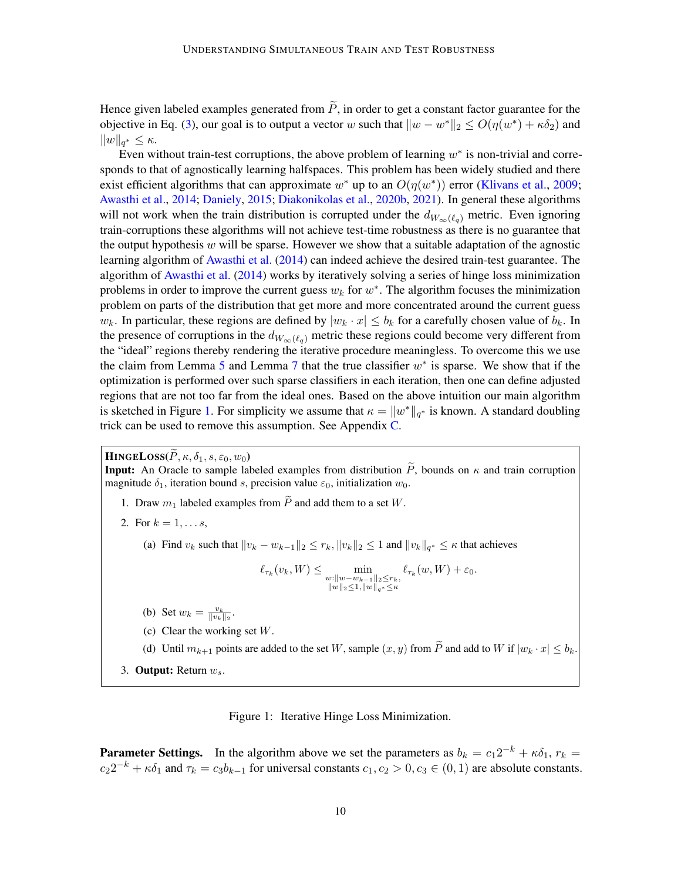Hence given labeled examples generated from $\widetilde{P}$, in order to get a constant factor guarantee for the objective in Eq. (3), our goal is to output a vector $w$ such that $\|w - w^*\|_2 \leq O(\eta(w^*) + \kappa\delta_2)$ and $\|w\|_{q^*} \leq \kappa$.

Even without train-test corruptions, the above problem of learning $w^*$ is non-trivial and corresponds to that of agnostically learning halfspaces. This problem has been widely studied and there exist efficient algorithms that can approximate $w^*$ up to an $O(\eta(w^*))$ error (Klivans et al., 2009; Awasthi et al., 2014; Daniely, 2015; Diakonikolas et al., 2020b, 2021). In general these algorithms will not work when the train distribution is corrupted under the $d_{W_\infty(\ell_q)}$ metric. Even ignoring train-corruptions these algorithms will not achieve test-time robustness as there is no guarantee that the output hypothesis $w$ will be sparse. However we show that a suitable adaptation of the agnostic learning algorithm of Awasthi et al. (2014) can indeed achieve the desired train-test guarantee. The algorithm of Awasthi et al. (2014) works by iteratively solving a series of hinge loss minimization problems in order to improve the current guess $w_k$ for $w^*$. The algorithm focuses the minimization problem on parts of the distribution that get more and more concentrated around the current guess $w_k$. In particular, these regions are defined by $|w_k \cdot x| \leq b_k$ for a carefully chosen value of $b_k$. In the presence of corruptions in the $d_{W_\infty(\ell_q)}$ metric these regions could become very different from the "ideal" regions thereby rendering the iterative procedure meaningless. To overcome this we use the claim from Lemma 5 and Lemma 7 that the true classifier $w^*$ is sparse. We show that if the optimization is performed over such sparse classifiers in each iteration, then one can define adjusted regions that are not too far from the ideal ones. Based on the above intuition our main algorithm is sketched in Figure 1. For simplicity we assume that $\kappa = \|w^*\|_{q^*}$ is known. A standard doubling trick can be used to remove this assumption. See Appendix C.

---

**HINGELOSS**($\widetilde{P}, \kappa, \delta_1, s, \varepsilon_0, w_0$)

**Input:** An Oracle to sample labeled examples from distribution $\widetilde{P}$, bounds on $\kappa$ and train corruption magnitude $\delta_1$, iteration bound $s$, precision value $\varepsilon_0$, initialization $w_0$.

1. Draw $m_1$ labeled examples from $\widetilde{P}$ and add them to a set $W$.
2. For $k = 1, \ldots s$,
   (a) Find $v_k$ such that $\|v_k - w_{k-1}\|_2 \leq r_k$, $\|v_k\|_2 \leq 1$ and $\|v_k\|_{q^*} \leq \kappa$ that achieves
   $$\ell_{\tau_k}(v_k, W) \leq \min_{\substack{w: \|w - w_{k-1}\|_2 \leq r_k, \\ \|w\|_2 \leq 1, \|w\|_{q^*} \leq \kappa}} \ell_{\tau_k}(w, W) + \varepsilon_0.$$
   (b) Set $w_k = \frac{v_k}{\|v_k\|_2}$.
   (c) Clear the working set $W$.
   (d) Until $m_{k+1}$ points are added to the set $W$, sample $(x, y)$ from $\widetilde{P}$ and add to $W$ if $|w_k \cdot x| \leq b_k$.
3. **Output:** Return $w_s$.

---

Figure 1: Iterative Hinge Loss Minimization.

**Parameter Settings.** In the algorithm above we set the parameters as $b_k = c_1 2^{-k} + \kappa\delta_1$, $r_k = c_2 2^{-k} + \kappa\delta_1$ and $\tau_k = c_3 b_{k-1}$ for universal constants $c_1, c_2 > 0, c_3 \in (0, 1)$ are absolute constants.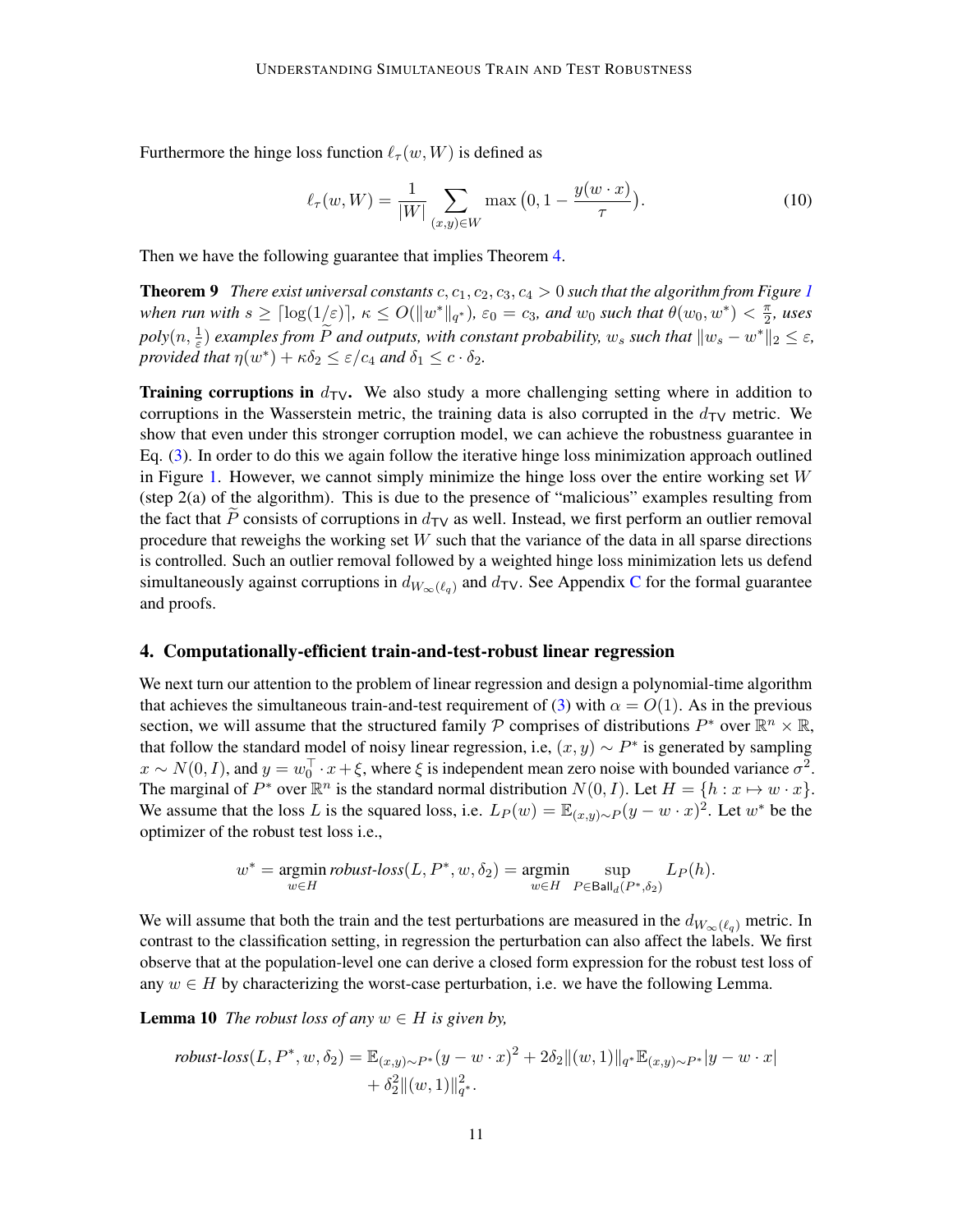Furthermore the hinge loss function $\ell_\tau(w, W)$ is defined as

$$\ell_\tau(w, W) = \frac{1}{|W|} \sum_{(x,y) \in W} \max\big(0, 1 - \frac{y(w \cdot x)}{\tau}\big). \tag{10}$$

Then we have the following guarantee that implies Theorem 4.

**Theorem 9** *There exist universal constants $c, c_1, c_2, c_3, c_4 > 0$ such that the algorithm from Figure 1 when run with $s \geq \lceil \log(1/\varepsilon) \rceil$, $\kappa \leq O(\|w^*\|_{q^*})$, $\varepsilon_0 = c_3$, and $w_0$ such that $\theta(w_0, w^*) < \frac{\pi}{2}$, uses $poly(n, \frac{1}{\varepsilon})$ examples from $\widetilde{P}$ and outputs, with constant probability, $w_s$ such that $\|w_s - w^*\|_2 \leq \varepsilon$, provided that $\eta(w^*) + \kappa\delta_2 \leq \varepsilon/c_4$ and $\delta_1 \leq c \cdot \delta_2$.*

**Training corruptions in $d_{\mathsf{TV}}$.** We also study a more challenging setting where in addition to corruptions in the Wasserstein metric, the training data is also corrupted in the $d_{\mathsf{TV}}$ metric. We show that even under this stronger corruption model, we can achieve the robustness guarantee in Eq. (3). In order to do this we again follow the iterative hinge loss minimization approach outlined in Figure 1. However, we cannot simply minimize the hinge loss over the entire working set $W$ (step 2(a) of the algorithm). This is due to the presence of "malicious" examples resulting from the fact that $\widetilde{P}$ consists of corruptions in $d_{\mathsf{TV}}$ as well. Instead, we first perform an outlier removal procedure that reweighs the working set $W$ such that the variance of the data in all sparse directions is controlled. Such an outlier removal followed by a weighted hinge loss minimization lets us defend simultaneously against corruptions in $d_{W_\infty(\ell_q)}$ and $d_{\mathsf{TV}}$. See Appendix C for the formal guarantee and proofs.

## 4. Computationally-efficient train-and-test-robust linear regression

We next turn our attention to the problem of linear regression and design a polynomial-time algorithm that achieves the simultaneous train-and-test requirement of (3) with $\alpha = O(1)$. As in the previous section, we will assume that the structured family $\mathcal{P}$ comprises of distributions $P^*$ over $\mathbb{R}^n \times \mathbb{R}$, that follow the standard model of noisy linear regression, i.e, $(x, y) \sim P^*$ is generated by sampling $x \sim N(0, I)$, and $y = w_0^\top \cdot x + \xi$, where $\xi$ is independent mean zero noise with bounded variance $\sigma^2$. The marginal of $P^*$ over $\mathbb{R}^n$ is the standard normal distribution $N(0, I)$. Let $H = \{h : x \mapsto w \cdot x\}$. We assume that the loss $L$ is the squared loss, i.e. $L_P(w) = \mathbb{E}_{(x,y)\sim P}(y - w \cdot x)^2$. Let $w^*$ be the optimizer of the robust test loss i.e.,

$$w^* = \operatorname*{argmin}_{w \in H} \textit{robust-loss}(L, P^*, w, \delta_2) = \operatorname*{argmin}_{w \in H} \sup_{P \in \mathsf{Ball}_d(P^*, \delta_2)} L_P(h).$$

We will assume that both the train and the test perturbations are measured in the $d_{W_\infty(\ell_q)}$ metric. In contrast to the classification setting, in regression the perturbation can also affect the labels. We first observe that at the population-level one can derive a closed form expression for the robust test loss of any $w \in H$ by characterizing the worst-case perturbation, i.e. we have the following Lemma.

**Lemma 10** *The robust loss of any $w \in H$ is given by,*

$$\begin{aligned}\textit{robust-loss}(L, P^*, w, \delta_2) = \mathbb{E}_{(x,y)\sim P^*}(y - w \cdot x)^2 + 2\delta_2 \|(w, 1)\|_{q^*} \mathbb{E}_{(x,y)\sim P^*}|y - w \cdot x| \\ + \delta_2^2 \|(w, 1)\|_{q^*}^2.\end{aligned}$$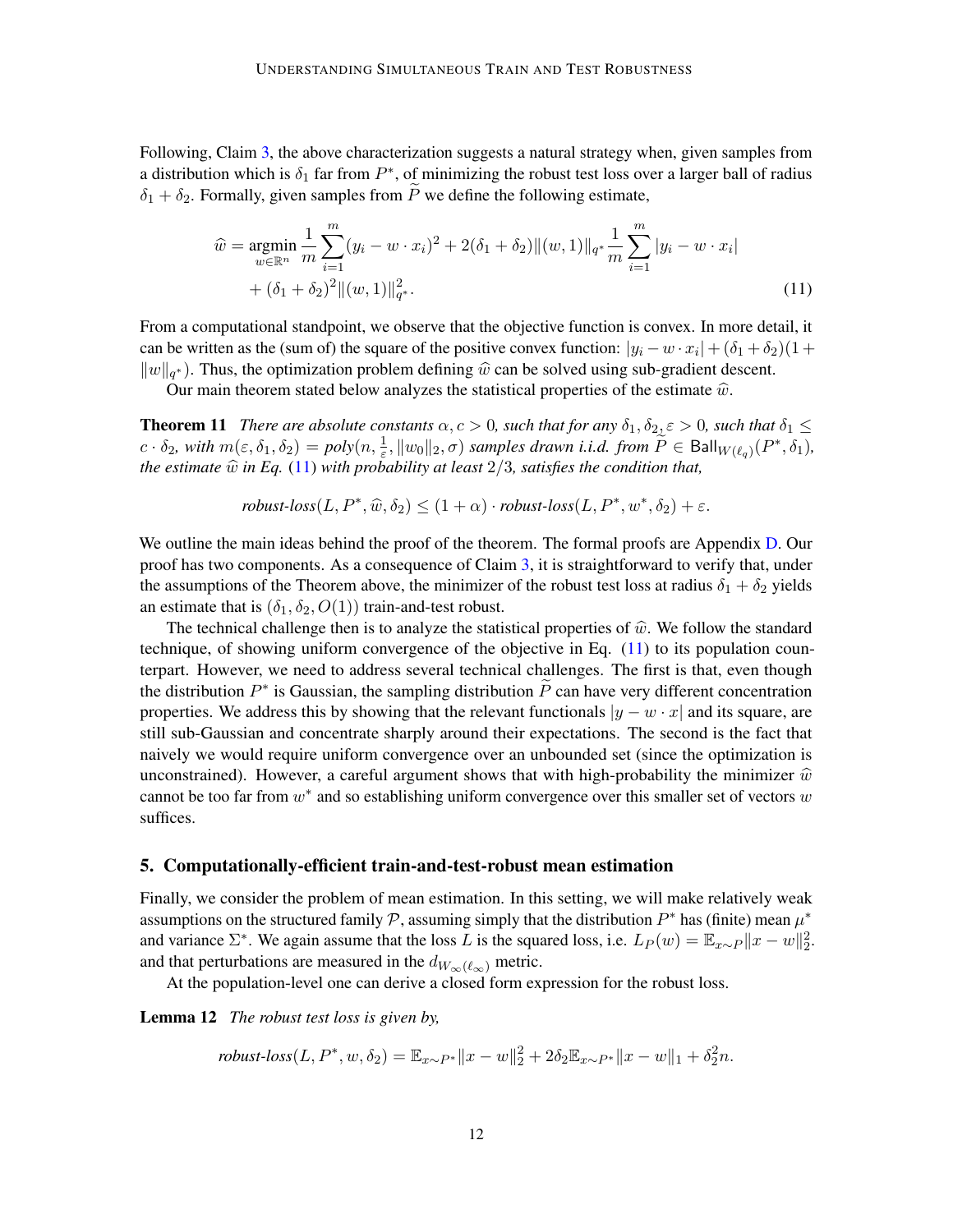Following, Claim 3, the above characterization suggests a natural strategy when, given samples from a distribution which is $\delta_1$ far from $P^*$, of minimizing the robust test loss over a larger ball of radius $\delta_1 + \delta_2$. Formally, given samples from $\widetilde{P}$ we define the following estimate,

$$\widehat{w} = \underset{w \in \mathbb{R}^n}{\operatorname{argmin}} \frac{1}{m} \sum_{i=1}^{m} (y_i - w \cdot x_i)^2 + 2(\delta_1 + \delta_2) \|(w, 1)\|_{q^*} \frac{1}{m} \sum_{i=1}^{m} |y_i - w \cdot x_i| + (\delta_1 + \delta_2)^2 \|(w, 1)\|_{q^*}^2. \tag{11}$$

From a computational standpoint, we observe that the objective function is convex. In more detail, it can be written as the (sum of) the square of the positive convex function: $|y_i - w \cdot x_i| + (\delta_1 + \delta_2)(1 + \|w\|_{q^*})$. Thus, the optimization problem defining $\widehat{w}$ can be solved using sub-gradient descent.

Our main theorem stated below analyzes the statistical properties of the estimate $\widehat{w}$.

**Theorem 11** *There are absolute constants $\alpha, c > 0$, such that for any $\delta_1, \delta_2, \varepsilon > 0$, such that $\delta_1 \leq c \cdot \delta_2$, with $m(\varepsilon, \delta_1, \delta_2) = poly(n, \frac{1}{\varepsilon}, \|w_0\|_2, \sigma)$ samples drawn i.i.d. from $\widetilde{P} \in \mathsf{Ball}_{W(\ell_q)}(P^*, \delta_1)$, the estimate $\widehat{w}$ in Eq. (11) with probability at least $2/3$, satisfies the condition that,*

$$\textit{robust-loss}(L, P^*, \widehat{w}, \delta_2) \leq (1 + \alpha) \cdot \textit{robust-loss}(L, P^*, w^*, \delta_2) + \varepsilon.$$

We outline the main ideas behind the proof of the theorem. The formal proofs are Appendix D. Our proof has two components. As a consequence of Claim 3, it is straightforward to verify that, under the assumptions of the Theorem above, the minimizer of the robust test loss at radius $\delta_1 + \delta_2$ yields an estimate that is $(\delta_1, \delta_2, O(1))$ train-and-test robust.

The technical challenge then is to analyze the statistical properties of $\widehat{w}$. We follow the standard technique, of showing uniform convergence of the objective in Eq. (11) to its population counterpart. However, we need to address several technical challenges. The first is that, even though the distribution $P^*$ is Gaussian, the sampling distribution $\widetilde{P}$ can have very different concentration properties. We address this by showing that the relevant functionals $|y - w \cdot x|$ and its square, are still sub-Gaussian and concentrate sharply around their expectations. The second is the fact that naively we would require uniform convergence over an unbounded set (since the optimization is unconstrained). However, a careful argument shows that with high-probability the minimizer $\widehat{w}$ cannot be too far from $w^*$ and so establishing uniform convergence over this smaller set of vectors $w$ suffices.

## 5. Computationally-efficient train-and-test-robust mean estimation

Finally, we consider the problem of mean estimation. In this setting, we will make relatively weak assumptions on the structured family $\mathcal{P}$, assuming simply that the distribution $P^*$ has (finite) mean $\mu^*$ and variance $\Sigma^*$. We again assume that the loss $L$ is the squared loss, i.e. $L_P(w) = \mathbb{E}_{x \sim P} \|x - w\|_2^2$. and that perturbations are measured in the $d_{W_\infty(\ell_\infty)}$ metric.

At the population-level one can derive a closed form expression for the robust loss.

**Lemma 12** *The robust test loss is given by,*

$$\textit{robust-loss}(L, P^*, w, \delta_2) = \mathbb{E}_{x \sim P^*} \|x - w\|_2^2 + 2\delta_2 \mathbb{E}_{x \sim P^*} \|x - w\|_1 + \delta_2^2 n.$$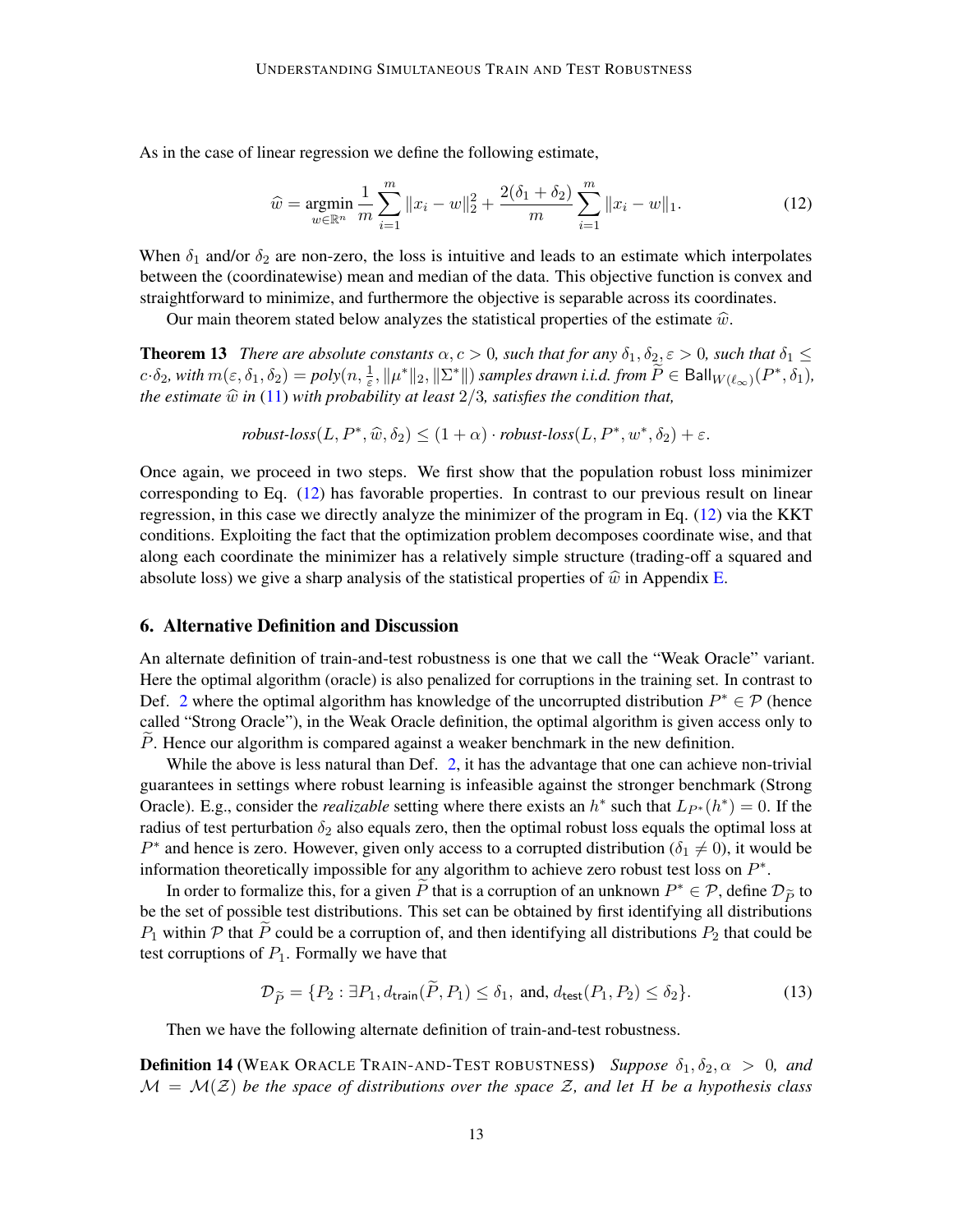As in the case of linear regression we define the following estimate,

$$\widehat{w} = \operatorname*{argmin}_{w \in \mathbb{R}^n} \frac{1}{m} \sum_{i=1}^{m} \|x_i - w\|_2^2 + \frac{2(\delta_1 + \delta_2)}{m} \sum_{i=1}^{m} \|x_i - w\|_1. \tag{12}$$

When $\delta_1$ and/or $\delta_2$ are non-zero, the loss is intuitive and leads to an estimate which interpolates between the (coordinatewise) mean and median of the data. This objective function is convex and straightforward to minimize, and furthermore the objective is separable across its coordinates.

Our main theorem stated below analyzes the statistical properties of the estimate $\widehat{w}$.

**Theorem 13** *There are absolute constants $\alpha, c > 0$, such that for any $\delta_1, \delta_2, \varepsilon > 0$, such that $\delta_1 \leq c \cdot \delta_2$, with $m(\varepsilon, \delta_1, \delta_2) = poly(n, \frac{1}{\varepsilon}, \|\mu^*\|_2, \|\Sigma^*\|)$ samples drawn i.i.d. from $\widetilde{P} \in \mathsf{Ball}_{W(\ell_\infty)}(P^*, \delta_1)$, the estimate $\widehat{w}$ in (11) with probability at least $2/3$, satisfies the condition that,*

$$\textit{robust-loss}(L, P^*, \widehat{w}, \delta_2) \leq (1 + \alpha) \cdot \textit{robust-loss}(L, P^*, w^*, \delta_2) + \varepsilon.$$

Once again, we proceed in two steps. We first show that the population robust loss minimizer corresponding to Eq. (12) has favorable properties. In contrast to our previous result on linear regression, in this case we directly analyze the minimizer of the program in Eq. (12) via the KKT conditions. Exploiting the fact that the optimization problem decomposes coordinate wise, and that along each coordinate the minimizer has a relatively simple structure (trading-off a squared and absolute loss) we give a sharp analysis of the statistical properties of $\widehat{w}$ in Appendix E.

## 6. Alternative Definition and Discussion

An alternate definition of train-and-test robustness is one that we call the "Weak Oracle" variant. Here the optimal algorithm (oracle) is also penalized for corruptions in the training set. In contrast to Def. 2 where the optimal algorithm has knowledge of the uncorrupted distribution $P^* \in \mathcal{P}$ (hence called "Strong Oracle"), in the Weak Oracle definition, the optimal algorithm is given access only to $\widetilde{P}$. Hence our algorithm is compared against a weaker benchmark in the new definition.

While the above is less natural than Def. 2, it has the advantage that one can achieve non-trivial guarantees in settings where robust learning is infeasible against the stronger benchmark (Strong Oracle). E.g., consider the *realizable* setting where there exists an $h^*$ such that $L_{P^*}(h^*) = 0$. If the radius of test perturbation $\delta_2$ also equals zero, then the optimal robust loss equals the optimal loss at $P^*$ and hence is zero. However, given only access to a corrupted distribution ($\delta_1 \neq 0$), it would be information theoretically impossible for any algorithm to achieve zero robust test loss on $P^*$.

In order to formalize this, for a given $\widetilde{P}$ that is a corruption of an unknown $P^* \in \mathcal{P}$, define $\mathcal{D}_{\widetilde{P}}$ to be the set of possible test distributions. This set can be obtained by first identifying all distributions $P_1$ within $\mathcal{P}$ that $\widetilde{P}$ could be a corruption of, and then identifying all distributions $P_2$ that could be test corruptions of $P_1$. Formally we have that

$$\mathcal{D}_{\widetilde{P}} = \{P_2 : \exists P_1, d_{\mathsf{train}}(\widetilde{P}, P_1) \leq \delta_1, \text{ and}, d_{\mathsf{test}}(P_1, P_2) \leq \delta_2\}. \tag{13}$$

Then we have the following alternate definition of train-and-test robustness.

**Definition 14** (Weak Oracle Train-and-Test robustness) *Suppose $\delta_1, \delta_2, \alpha > 0$, and $\mathcal{M} = \mathcal{M}(\mathcal{Z})$ be the space of distributions over the space $\mathcal{Z}$, and let $H$ be a hypothesis class*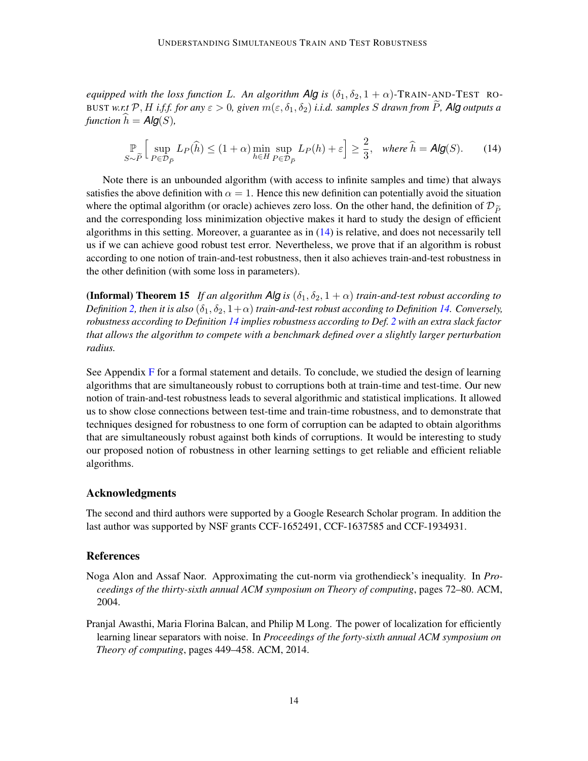*equipped with the loss function $L$. An algorithm* **Alg** *is $(\delta_1, \delta_2, 1+\alpha)$-*TRAIN-AND-TEST ROBUST *w.r.t $\mathcal{P}, H$ i.f.f. for any $\varepsilon > 0$, given $m(\varepsilon, \delta_1, \delta_2)$ i.i.d. samples $S$ drawn from $\widetilde{P}$,* **Alg** *outputs a function $\widehat{h} = $* **Alg**$(S)$*,*

$$\mathop{\mathbb{P}}_{S\sim\widetilde{P}}\Big[\sup_{P\in\mathcal{D}_{\widetilde{P}}} L_P(\widehat{h}) \leq (1+\alpha)\min_{h\in H}\sup_{P\in\mathcal{D}_{\widetilde{P}}} L_P(h) + \varepsilon\Big] \geq \frac{2}{3}, \quad \textit{where } \widehat{h} = \textit{Alg}(S). \tag{14}$$

Note there is an unbounded algorithm (with access to infinite samples and time) that always satisfies the above definition with $\alpha = 1$. Hence this new definition can potentially avoid the situation where the optimal algorithm (or oracle) achieves zero loss. On the other hand, the definition of $\mathcal{D}_{\widetilde{P}}$ and the corresponding loss minimization objective makes it hard to study the design of efficient algorithms in this setting. Moreover, a guarantee as in (14) is relative, and does not necessarily tell us if we can achieve good robust test error. Nevertheless, we prove that if an algorithm is robust according to one notion of train-and-test robustness, then it also achieves train-and-test robustness in the other definition (with some loss in parameters).

**(Informal) Theorem 15** *If an algorithm* **Alg** *is $(\delta_1, \delta_2, 1+\alpha)$ train-and-test robust according to Definition 2, then it is also $(\delta_1, \delta_2, 1+\alpha)$ train-and-test robust according to Definition 14. Conversely, robustness according to Definition 14 implies robustness according to Def. 2 with an extra slack factor that allows the algorithm to compete with a benchmark defined over a slightly larger perturbation radius.*

See Appendix F for a formal statement and details. To conclude, we studied the design of learning algorithms that are simultaneously robust to corruptions both at train-time and test-time. Our new notion of train-and-test robustness leads to several algorithmic and statistical implications. It allowed us to show close connections between test-time and train-time robustness, and to demonstrate that techniques designed for robustness to one form of corruption can be adapted to obtain algorithms that are simultaneously robust against both kinds of corruptions. It would be interesting to study our proposed notion of robustness in other learning settings to get reliable and efficient reliable algorithms.

## Acknowledgments

The second and third authors were supported by a Google Research Scholar program. In addition the last author was supported by NSF grants CCF-1652491, CCF-1637585 and CCF-1934931.

## References

Noga Alon and Assaf Naor. Approximating the cut-norm via grothendieck's inequality. In *Proceedings of the thirty-sixth annual ACM symposium on Theory of computing*, pages 72–80. ACM, 2004.

Pranjal Awasthi, Maria Florina Balcan, and Philip M Long. The power of localization for efficiently learning linear separators with noise. In *Proceedings of the forty-sixth annual ACM symposium on Theory of computing*, pages 449–458. ACM, 2014.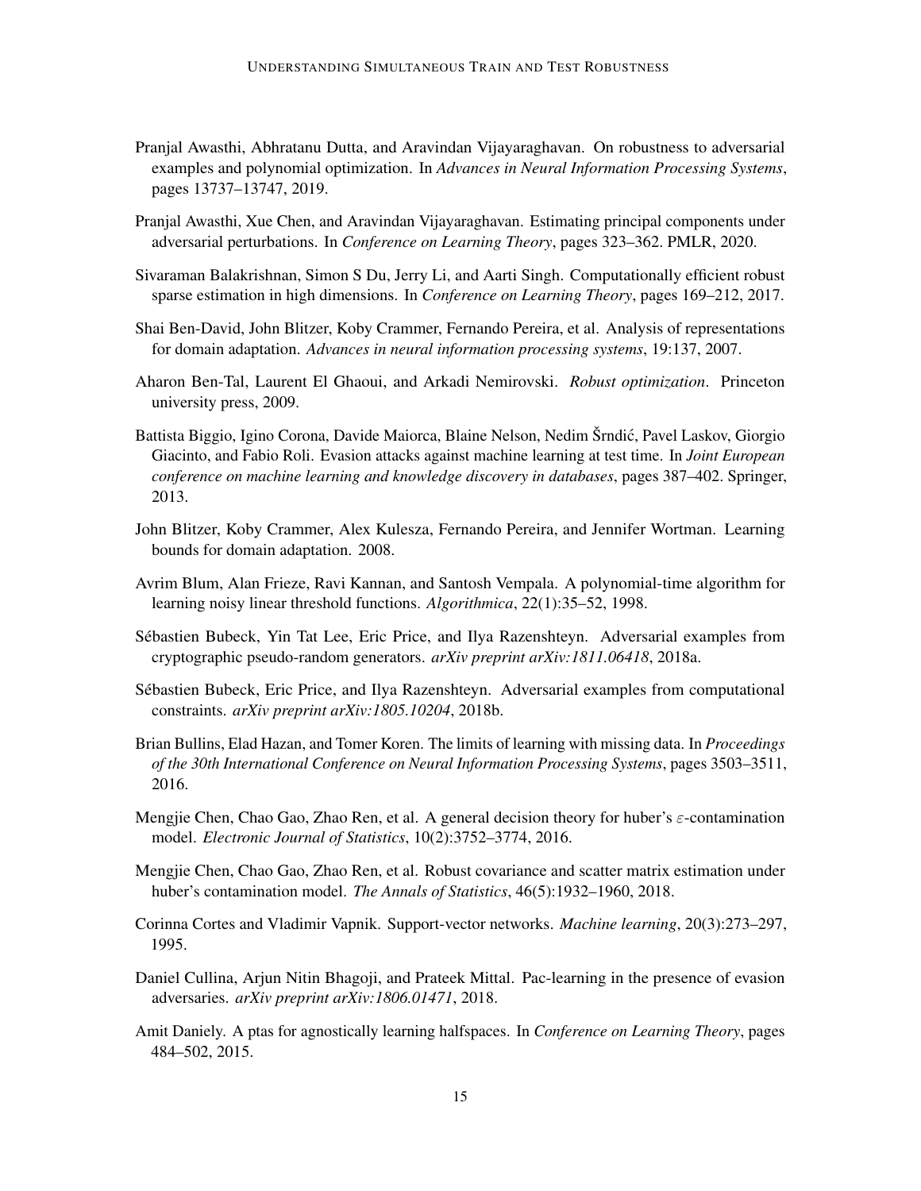Pranjal Awasthi, Abhratanu Dutta, and Aravindan Vijayaraghavan. On robustness to adversarial examples and polynomial optimization. In *Advances in Neural Information Processing Systems*, pages 13737–13747, 2019.

Pranjal Awasthi, Xue Chen, and Aravindan Vijayaraghavan. Estimating principal components under adversarial perturbations. In *Conference on Learning Theory*, pages 323–362. PMLR, 2020.

Sivaraman Balakrishnan, Simon S Du, Jerry Li, and Aarti Singh. Computationally efficient robust sparse estimation in high dimensions. In *Conference on Learning Theory*, pages 169–212, 2017.

Shai Ben-David, John Blitzer, Koby Crammer, Fernando Pereira, et al. Analysis of representations for domain adaptation. *Advances in neural information processing systems*, 19:137, 2007.

Aharon Ben-Tal, Laurent El Ghaoui, and Arkadi Nemirovski. *Robust optimization*. Princeton university press, 2009.

Battista Biggio, Igino Corona, Davide Maiorca, Blaine Nelson, Nedim Šrndić, Pavel Laskov, Giorgio Giacinto, and Fabio Roli. Evasion attacks against machine learning at test time. In *Joint European conference on machine learning and knowledge discovery in databases*, pages 387–402. Springer, 2013.

John Blitzer, Koby Crammer, Alex Kulesza, Fernando Pereira, and Jennifer Wortman. Learning bounds for domain adaptation. 2008.

Avrim Blum, Alan Frieze, Ravi Kannan, and Santosh Vempala. A polynomial-time algorithm for learning noisy linear threshold functions. *Algorithmica*, 22(1):35–52, 1998.

Sébastien Bubeck, Yin Tat Lee, Eric Price, and Ilya Razenshteyn. Adversarial examples from cryptographic pseudo-random generators. *arXiv preprint arXiv:1811.06418*, 2018a.

Sébastien Bubeck, Eric Price, and Ilya Razenshteyn. Adversarial examples from computational constraints. *arXiv preprint arXiv:1805.10204*, 2018b.

Brian Bullins, Elad Hazan, and Tomer Koren. The limits of learning with missing data. In *Proceedings of the 30th International Conference on Neural Information Processing Systems*, pages 3503–3511, 2016.

Mengjie Chen, Chao Gao, Zhao Ren, et al. A general decision theory for huber's $\varepsilon$-contamination model. *Electronic Journal of Statistics*, 10(2):3752–3774, 2016.

Mengjie Chen, Chao Gao, Zhao Ren, et al. Robust covariance and scatter matrix estimation under huber's contamination model. *The Annals of Statistics*, 46(5):1932–1960, 2018.

Corinna Cortes and Vladimir Vapnik. Support-vector networks. *Machine learning*, 20(3):273–297, 1995.

Daniel Cullina, Arjun Nitin Bhagoji, and Prateek Mittal. Pac-learning in the presence of evasion adversaries. *arXiv preprint arXiv:1806.01471*, 2018.

Amit Daniely. A ptas for agnostically learning halfspaces. In *Conference on Learning Theory*, pages 484–502, 2015.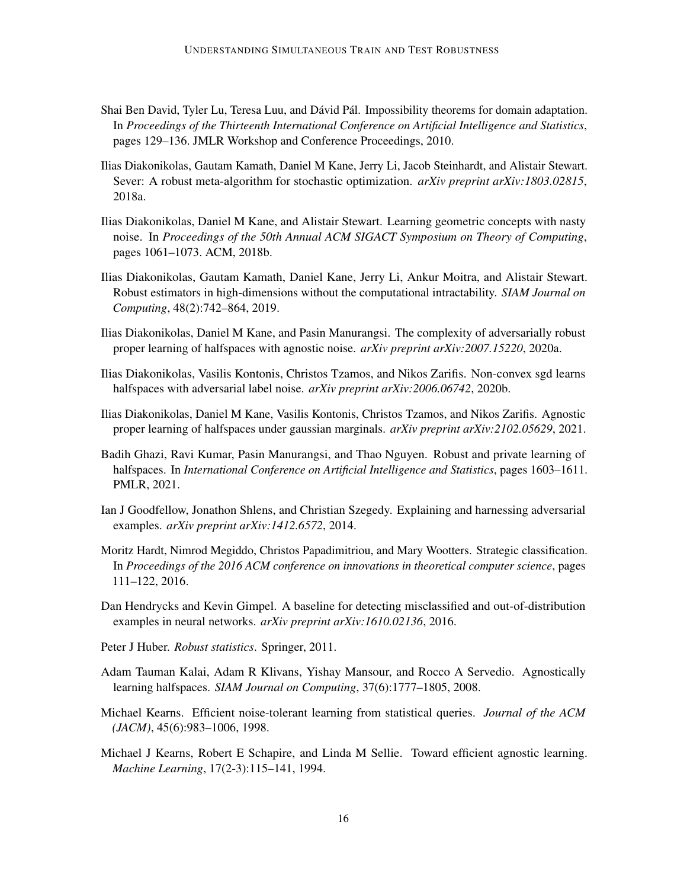Shai Ben David, Tyler Lu, Teresa Luu, and Dávid Pál. Impossibility theorems for domain adaptation. In *Proceedings of the Thirteenth International Conference on Artificial Intelligence and Statistics*, pages 129–136. JMLR Workshop and Conference Proceedings, 2010.

Ilias Diakonikolas, Gautam Kamath, Daniel M Kane, Jerry Li, Jacob Steinhardt, and Alistair Stewart. Sever: A robust meta-algorithm for stochastic optimization. *arXiv preprint arXiv:1803.02815*, 2018a.

Ilias Diakonikolas, Daniel M Kane, and Alistair Stewart. Learning geometric concepts with nasty noise. In *Proceedings of the 50th Annual ACM SIGACT Symposium on Theory of Computing*, pages 1061–1073. ACM, 2018b.

Ilias Diakonikolas, Gautam Kamath, Daniel Kane, Jerry Li, Ankur Moitra, and Alistair Stewart. Robust estimators in high-dimensions without the computational intractability. *SIAM Journal on Computing*, 48(2):742–864, 2019.

Ilias Diakonikolas, Daniel M Kane, and Pasin Manurangsi. The complexity of adversarially robust proper learning of halfspaces with agnostic noise. *arXiv preprint arXiv:2007.15220*, 2020a.

Ilias Diakonikolas, Vasilis Kontonis, Christos Tzamos, and Nikos Zarifis. Non-convex sgd learns halfspaces with adversarial label noise. *arXiv preprint arXiv:2006.06742*, 2020b.

Ilias Diakonikolas, Daniel M Kane, Vasilis Kontonis, Christos Tzamos, and Nikos Zarifis. Agnostic proper learning of halfspaces under gaussian marginals. *arXiv preprint arXiv:2102.05629*, 2021.

Badih Ghazi, Ravi Kumar, Pasin Manurangsi, and Thao Nguyen. Robust and private learning of halfspaces. In *International Conference on Artificial Intelligence and Statistics*, pages 1603–1611. PMLR, 2021.

Ian J Goodfellow, Jonathon Shlens, and Christian Szegedy. Explaining and harnessing adversarial examples. *arXiv preprint arXiv:1412.6572*, 2014.

Moritz Hardt, Nimrod Megiddo, Christos Papadimitriou, and Mary Wootters. Strategic classification. In *Proceedings of the 2016 ACM conference on innovations in theoretical computer science*, pages 111–122, 2016.

Dan Hendrycks and Kevin Gimpel. A baseline for detecting misclassified and out-of-distribution examples in neural networks. *arXiv preprint arXiv:1610.02136*, 2016.

Peter J Huber. *Robust statistics*. Springer, 2011.

Adam Tauman Kalai, Adam R Klivans, Yishay Mansour, and Rocco A Servedio. Agnostically learning halfspaces. *SIAM Journal on Computing*, 37(6):1777–1805, 2008.

Michael Kearns. Efficient noise-tolerant learning from statistical queries. *Journal of the ACM (JACM)*, 45(6):983–1006, 1998.

Michael J Kearns, Robert E Schapire, and Linda M Sellie. Toward efficient agnostic learning. *Machine Learning*, 17(2-3):115–141, 1994.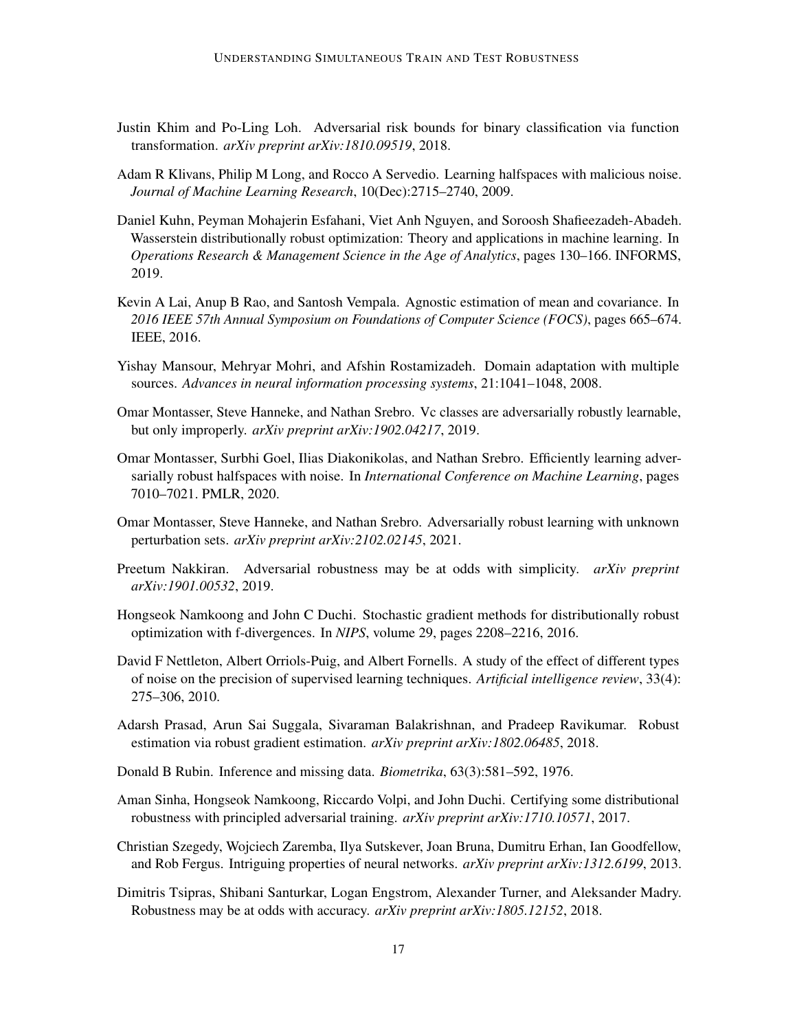Justin Khim and Po-Ling Loh. Adversarial risk bounds for binary classification via function transformation. *arXiv preprint arXiv:1810.09519*, 2018.

Adam R Klivans, Philip M Long, and Rocco A Servedio. Learning halfspaces with malicious noise. *Journal of Machine Learning Research*, 10(Dec):2715–2740, 2009.

Daniel Kuhn, Peyman Mohajerin Esfahani, Viet Anh Nguyen, and Soroosh Shafieezadeh-Abadeh. Wasserstein distributionally robust optimization: Theory and applications in machine learning. In *Operations Research & Management Science in the Age of Analytics*, pages 130–166. INFORMS, 2019.

Kevin A Lai, Anup B Rao, and Santosh Vempala. Agnostic estimation of mean and covariance. In *2016 IEEE 57th Annual Symposium on Foundations of Computer Science (FOCS)*, pages 665–674. IEEE, 2016.

Yishay Mansour, Mehryar Mohri, and Afshin Rostamizadeh. Domain adaptation with multiple sources. *Advances in neural information processing systems*, 21:1041–1048, 2008.

Omar Montasser, Steve Hanneke, and Nathan Srebro. Vc classes are adversarially robustly learnable, but only improperly. *arXiv preprint arXiv:1902.04217*, 2019.

Omar Montasser, Surbhi Goel, Ilias Diakonikolas, and Nathan Srebro. Efficiently learning adversarially robust halfspaces with noise. In *International Conference on Machine Learning*, pages 7010–7021. PMLR, 2020.

Omar Montasser, Steve Hanneke, and Nathan Srebro. Adversarially robust learning with unknown perturbation sets. *arXiv preprint arXiv:2102.02145*, 2021.

Preetum Nakkiran. Adversarial robustness may be at odds with simplicity. *arXiv preprint arXiv:1901.00532*, 2019.

Hongseok Namkoong and John C Duchi. Stochastic gradient methods for distributionally robust optimization with f-divergences. In *NIPS*, volume 29, pages 2208–2216, 2016.

David F Nettleton, Albert Orriols-Puig, and Albert Fornells. A study of the effect of different types of noise on the precision of supervised learning techniques. *Artificial intelligence review*, 33(4): 275–306, 2010.

Adarsh Prasad, Arun Sai Suggala, Sivaraman Balakrishnan, and Pradeep Ravikumar. Robust estimation via robust gradient estimation. *arXiv preprint arXiv:1802.06485*, 2018.

Donald B Rubin. Inference and missing data. *Biometrika*, 63(3):581–592, 1976.

Aman Sinha, Hongseok Namkoong, Riccardo Volpi, and John Duchi. Certifying some distributional robustness with principled adversarial training. *arXiv preprint arXiv:1710.10571*, 2017.

Christian Szegedy, Wojciech Zaremba, Ilya Sutskever, Joan Bruna, Dumitru Erhan, Ian Goodfellow, and Rob Fergus. Intriguing properties of neural networks. *arXiv preprint arXiv:1312.6199*, 2013.

Dimitris Tsipras, Shibani Santurkar, Logan Engstrom, Alexander Turner, and Aleksander Madry. Robustness may be at odds with accuracy. *arXiv preprint arXiv:1805.12152*, 2018.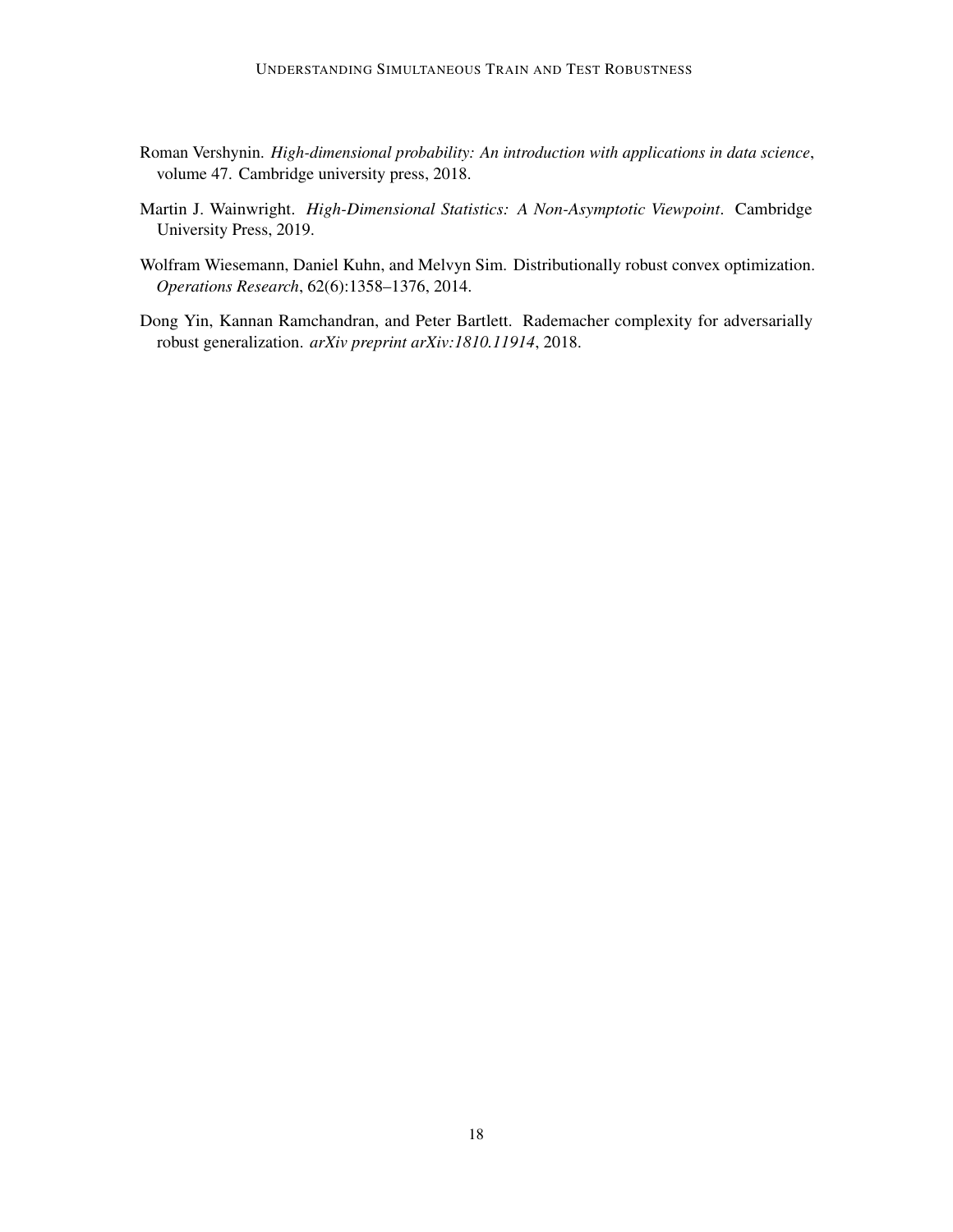Roman Vershynin. *High-dimensional probability: An introduction with applications in data science*, volume 47. Cambridge university press, 2018.

Martin J. Wainwright. *High-Dimensional Statistics: A Non-Asymptotic Viewpoint*. Cambridge University Press, 2019.

Wolfram Wiesemann, Daniel Kuhn, and Melvyn Sim. Distributionally robust convex optimization. *Operations Research*, 62(6):1358–1376, 2014.

Dong Yin, Kannan Ramchandran, and Peter Bartlett. Rademacher complexity for adversarially robust generalization. *arXiv preprint arXiv:1810.11914*, 2018.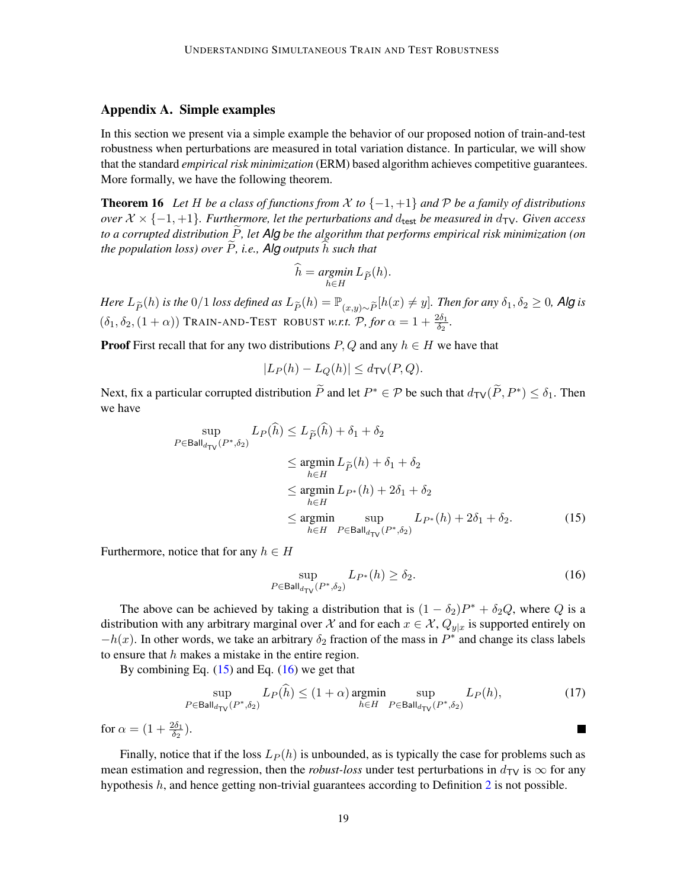## Appendix A. Simple examples

In this section we present via a simple example the behavior of our proposed notion of train-and-test robustness when perturbations are measured in total variation distance. In particular, we will show that the standard *empirical risk minimization* (ERM) based algorithm achieves competitive guarantees. More formally, we have the following theorem.

**Theorem 16** *Let $H$ be a class of functions from $\mathcal{X}$ to $\{-1, +1\}$ and $\mathcal{P}$ be a family of distributions over $\mathcal{X} \times \{-1, +1\}$. Furthermore, let the perturbations and $d_{\mathsf{test}}$ be measured in $d_{\mathsf{TV}}$. Given access to a corrupted distribution $\widetilde{P}$, let* **Alg** *be the algorithm that performs empirical risk minimization (on the population loss) over $\widetilde{P}$, i.e.,* **Alg** *outputs $\widehat{h}$ such that*

$$\widehat{h} = \underset{h \in H}{\operatorname{argmin}}\, L_{\widetilde{P}}(h).$$

*Here $L_{\widetilde{P}}(h)$ is the $0/1$ loss defined as $L_{\widetilde{P}}(h) = \mathbb{P}_{(x,y)\sim \widetilde{P}}[h(x) \neq y]$. Then for any $\delta_1, \delta_2 \geq 0$,* **Alg** *is $(\delta_1, \delta_2, (1+\alpha))$* TRAIN-AND-TEST ROBUST *w.r.t. $\mathcal{P}$, for $\alpha = 1 + \frac{2\delta_1}{\delta_2}$.*

**Proof** First recall that for any two distributions $P, Q$ and any $h \in H$ we have that

$$|L_P(h) - L_Q(h)| \leq d_{\mathsf{TV}}(P, Q).$$

Next, fix a particular corrupted distribution $\widetilde{P}$ and let $P^* \in \mathcal{P}$ be such that $d_{\mathsf{TV}}(\widetilde{P}, P^*) \leq \delta_1$. Then we have

$$\begin{aligned}
\sup_{P \in \mathsf{Ball}_{d_{\mathsf{TV}}}(P^*, \delta_2)} L_P(\widehat{h}) &\leq L_{\widetilde{P}}(\widehat{h}) + \delta_1 + \delta_2 \\
&\leq \underset{h \in H}{\operatorname{argmin}}\, L_{\widetilde{P}}(h) + \delta_1 + \delta_2 \\
&\leq \underset{h \in H}{\operatorname{argmin}}\, L_{P^*}(h) + 2\delta_1 + \delta_2 \\
&\leq \underset{h \in H}{\operatorname{argmin}} \sup_{P \in \mathsf{Ball}_{d_{\mathsf{TV}}}(P^*, \delta_2)} L_{P^*}(h) + 2\delta_1 + \delta_2. \qquad (15)
\end{aligned}$$

Furthermore, notice that for any $h \in H$

$$\sup_{P \in \mathsf{Ball}_{d_{\mathsf{TV}}}(P^*, \delta_2)} L_{P^*}(h) \geq \delta_2. \qquad (16)$$

The above can be achieved by taking a distribution that is $(1 - \delta_2)P^* + \delta_2 Q$, where $Q$ is a distribution with any arbitrary marginal over $\mathcal{X}$ and for each $x \in \mathcal{X}$, $Q_{y|x}$ is supported entirely on $-h(x)$. In other words, we take an arbitrary $\delta_2$ fraction of the mass in $P^*$ and change its class labels to ensure that $h$ makes a mistake in the entire region.

By combining Eq. (15) and Eq. (16) we get that

$$\sup_{P \in \mathsf{Ball}_{d_{\mathsf{TV}}}(P^*, \delta_2)} L_P(\widehat{h}) \leq (1 + \alpha) \underset{h \in H}{\operatorname{argmin}} \sup_{P \in \mathsf{Ball}_{d_{\mathsf{TV}}}(P^*, \delta_2)} L_P(h), \qquad (17)$$

for $\alpha = (1 + \frac{2\delta_1}{\delta_2})$. ∎

Finally, notice that if the loss $L_P(h)$ is unbounded, as is typically the case for problems such as mean estimation and regression, then the *robust-loss* under test perturbations in $d_{\mathsf{TV}}$ is $\infty$ for any hypothesis $h$, and hence getting non-trivial guarantees according to Definition 2 is not possible.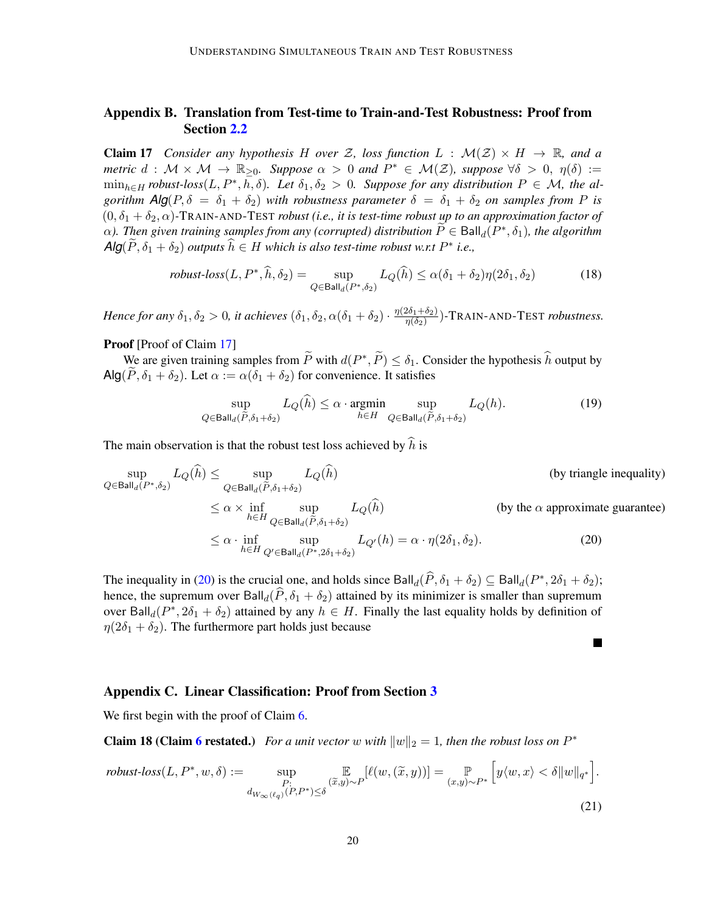## Appendix B. Translation from Test-time to Train-and-Test Robustness: Proof from Section 2.2

**Claim 17** *Consider any hypothesis $H$ over $\mathcal{Z}$, loss function $L : \mathcal{M}(\mathcal{Z}) \times H \to \mathbb{R}$, and a metric $d : \mathcal{M} \times \mathcal{M} \to \mathbb{R}_{\geq 0}$. Suppose $\alpha > 0$ and $P^* \in \mathcal{M}(\mathcal{Z})$, suppose $\forall \delta > 0$, $\eta(\delta) := \min_{h \in H}$ robust-loss$(L, P^*, h, \delta)$. Let $\delta_1, \delta_2 > 0$. Suppose for any distribution $P \in \mathcal{M}$, the algorithm $\mathsf{Alg}(P, \delta = \delta_1 + \delta_2)$ with robustness parameter $\delta = \delta_1 + \delta_2$ on samples from $P$ is $(0, \delta_1 + \delta_2, \alpha)$-*TRAIN-AND-TEST *robust (i.e., it is test-time robust up to an approximation factor of $\alpha$). Then given training samples from any (corrupted) distribution $\widetilde{P} \in \mathsf{Ball}_d(P^*, \delta_1)$, the algorithm $\mathsf{Alg}(\widetilde{P}, \delta_1 + \delta_2)$ outputs $\widehat{h} \in H$ which is also test-time robust w.r.t $P^*$ i.e.,*

$$\textit{robust-loss}(L, P^*, \widehat{h}, \delta_2) = \sup_{Q \in \mathsf{Ball}_d(P^*, \delta_2)} L_Q(\widehat{h}) \leq \alpha(\delta_1 + \delta_2)\eta(2\delta_1, \delta_2) \tag{18}$$

*Hence for any $\delta_1, \delta_2 > 0$, it achieves $(\delta_1, \delta_2, \alpha(\delta_1 + \delta_2) \cdot \frac{\eta(2\delta_1 + \delta_2)}{\eta(\delta_2)})$-*TRAIN-AND-TEST *robustness.*

**Proof** [Proof of Claim 17]

We are given training samples from $\widetilde{P}$ with $d(P^*, \widetilde{P}) \leq \delta_1$. Consider the hypothesis $\widehat{h}$ output by $\mathsf{Alg}(\widetilde{P}, \delta_1 + \delta_2)$. Let $\alpha := \alpha(\delta_1 + \delta_2)$ for convenience. It satisfies

$$\sup_{Q \in \mathsf{Ball}_d(\widetilde{P}, \delta_1 + \delta_2)} L_Q(\widehat{h}) \leq \alpha \cdot \operatorname*{argmin}_{h \in H} \sup_{Q \in \mathsf{Ball}_d(\widetilde{P}, \delta_1 + \delta_2)} L_Q(h). \tag{19}$$

The main observation is that the robust test loss achieved by $\widehat{h}$ is

$$
\begin{aligned}
\sup_{Q \in \mathsf{Ball}_d(P^*, \delta_2)} L_Q(\widehat{h}) &\leq \sup_{Q \in \mathsf{Ball}_d(\widetilde{P}, \delta_1 + \delta_2)} L_Q(\widehat{h}) && \text{(by triangle inequality)} \\
&\leq \alpha \times \inf_{h \in H} \sup_{Q \in \mathsf{Ball}_d(\widetilde{P}, \delta_1 + \delta_2)} L_Q(\widehat{h}) && \text{(by the } \alpha \text{ approximate guarantee)} \\
&\leq \alpha \cdot \inf_{h \in H} \sup_{Q' \in \mathsf{Ball}_d(P^*, 2\delta_1 + \delta_2)} L_{Q'}(h) = \alpha \cdot \eta(2\delta_1, \delta_2). && (20)
\end{aligned}
$$

The inequality in (20) is the crucial one, and holds since $\mathsf{Ball}_d(\widehat{P}, \delta_1 + \delta_2) \subseteq \mathsf{Ball}_d(P^*, 2\delta_1 + \delta_2)$; hence, the supremum over $\mathsf{Ball}_d(\widehat{P}, \delta_1 + \delta_2)$ attained by its minimizer is smaller than supremum over $\mathsf{Ball}_d(P^*, 2\delta_1 + \delta_2)$ attained by any $h \in H$. Finally the last equality holds by definition of $\eta(2\delta_1 + \delta_2)$. The furthermore part holds just because

■

## Appendix C. Linear Classification: Proof from Section 3

We first begin with the proof of Claim 6.

**Claim 18 (Claim 6 restated.)** *For a unit vector $w$ with $\|w\|_2 = 1$, then the robust loss on $P^*$*

$$\textit{robust-loss}(L, P^*, w, \delta) := \sup_{\substack{P: \\ d_{W_\infty(\ell_q)}(P, P^*) \leq \delta}} \mathop{\mathbb{E}}_{(\widetilde{x}, y) \sim P}[\ell(w, (\widetilde{x}, y))] = \mathop{\mathbb{P}}_{(x,y) \sim P^*}\Big[y\langle w, x\rangle < \delta\|w\|_{q^*}\Big]. \tag{21}$$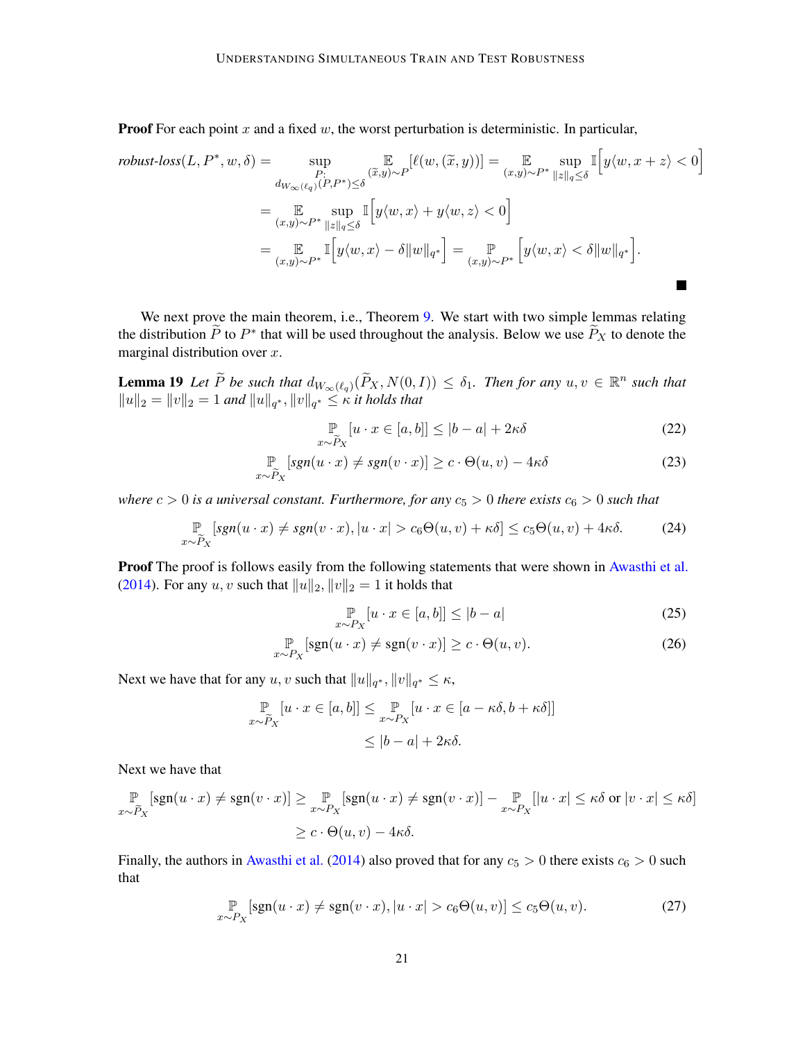**Proof** For each point $x$ and a fixed $w$, the worst perturbation is deterministic. In particular,

$$
\begin{aligned}
\textit{robust-loss}(L, P^*, w, \delta) &= \sup_{\substack{P: \\ d_{W_\infty(\ell_q)}(P, P^*) \le \delta}} \mathop{\mathbb{E}}_{(\widetilde{x}, y) \sim P} [\ell(w, (\widetilde{x}, y))] = \mathop{\mathbb{E}}_{(x,y) \sim P^*} \sup_{\|z\|_q \le \delta} \mathbb{I}\Big[ y \langle w, x + z \rangle < 0 \Big] \\
&= \mathop{\mathbb{E}}_{(x,y) \sim P^*} \sup_{\|z\|_q \le \delta} \mathbb{I}\Big[ y \langle w, x \rangle + y \langle w, z \rangle < 0 \Big] \\
&= \mathop{\mathbb{E}}_{(x,y) \sim P^*} \mathbb{I}\Big[ y \langle w, x \rangle - \delta \|w\|_{q^*} \Big] = \mathop{\mathbb{P}}_{(x,y) \sim P^*} \Big[ y \langle w, x \rangle < \delta \|w\|_{q^*} \Big].
\end{aligned}
$$

■

We next prove the main theorem, i.e., Theorem 9. We start with two simple lemmas relating the distribution $\widetilde{P}$ to $P^*$ that will be used throughout the analysis. Below we use $\widetilde{P}_X$ to denote the marginal distribution over $x$.

**Lemma 19** *Let $\widetilde{P}$ be such that $d_{W_\infty(\ell_q)}(\widetilde{P}_X, N(0, I)) \le \delta_1$. Then for any $u, v \in \mathbb{R}^n$ such that $\|u\|_2 = \|v\|_2 = 1$ and $\|u\|_{q^*}, \|v\|_{q^*} \le \kappa$ it holds that*

$$
\mathop{\mathbb{P}}_{x \sim \widetilde{P}_X} [u \cdot x \in [a, b]] \le |b - a| + 2\kappa\delta \tag{22}
$$

$$
\mathop{\mathbb{P}}_{x \sim \widetilde{P}_X} [\textit{sgn}(u \cdot x) \ne \textit{sgn}(v \cdot x)] \ge c \cdot \Theta(u, v) - 4\kappa\delta \tag{23}
$$

*where $c > 0$ is a universal constant. Furthermore, for any $c_5 > 0$ there exists $c_6 > 0$ such that*

$$
\mathop{\mathbb{P}}_{x \sim \widetilde{P}_X} [\textit{sgn}(u \cdot x) \ne \textit{sgn}(v \cdot x), |u \cdot x| > c_6 \Theta(u, v) + \kappa\delta] \le c_5 \Theta(u, v) + 4\kappa\delta. \tag{24}
$$

**Proof** The proof is follows easily from the following statements that were shown in Awasthi et al. (2014). For any $u, v$ such that $\|u\|_2, \|v\|_2 = 1$ it holds that

$$
\mathop{\mathbb{P}}_{x \sim P_X} [u \cdot x \in [a, b]] \le |b - a| \tag{25}
$$

$$
\mathop{\mathbb{P}}_{x \sim P_X} [\text{sgn}(u \cdot x) \ne \text{sgn}(v \cdot x)] \ge c \cdot \Theta(u, v). \tag{26}
$$

Next we have that for any $u, v$ such that $\|u\|_{q^*}, \|v\|_{q^*} \le \kappa$,

$$
\begin{aligned}
\mathop{\mathbb{P}}_{x \sim \widetilde{P}_X} [u \cdot x \in [a, b]] &\le \mathop{\mathbb{P}}_{x \sim P_X} [u \cdot x \in [a - \kappa\delta, b + \kappa\delta]] \\
&\le |b - a| + 2\kappa\delta.
\end{aligned}
$$

Next we have that

$$
\begin{aligned}
\mathop{\mathbb{P}}_{x \sim \widetilde{P}_X} [\text{sgn}(u \cdot x) \ne \text{sgn}(v \cdot x)] &\ge \mathop{\mathbb{P}}_{x \sim P_X} [\text{sgn}(u \cdot x) \ne \text{sgn}(v \cdot x)] - \mathop{\mathbb{P}}_{x \sim P_X} [|u \cdot x| \le \kappa\delta \text{ or } |v \cdot x| \le \kappa\delta] \\
&\ge c \cdot \Theta(u, v) - 4\kappa\delta.
\end{aligned}
$$

Finally, the authors in Awasthi et al. (2014) also proved that for any $c_5 > 0$ there exists $c_6 > 0$ such that

$$
\mathop{\mathbb{P}}_{x \sim P_X} [\text{sgn}(u \cdot x) \ne \text{sgn}(v \cdot x), |u \cdot x| > c_6 \Theta(u, v)] \le c_5 \Theta(u, v). \tag{27}
$$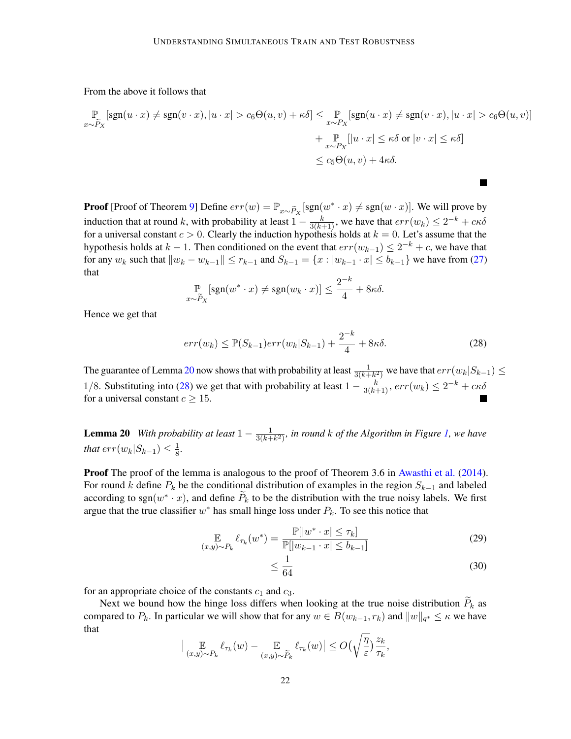From the above it follows that

$$
\begin{aligned}
\mathop{\mathbb{P}}_{x \sim \widetilde{P}_X}[\text{sgn}(u \cdot x) \neq \text{sgn}(v \cdot x), |u \cdot x| > c_6 \Theta(u, v) + \kappa\delta] &\leq \mathop{\mathbb{P}}_{x \sim P_X}[\text{sgn}(u \cdot x) \neq \text{sgn}(v \cdot x), |u \cdot x| > c_6 \Theta(u, v)] \\
&\quad + \mathop{\mathbb{P}}_{x \sim P_X}[|u \cdot x| \leq \kappa\delta \text{ or } |v \cdot x| \leq \kappa\delta] \\
&\leq c_5 \Theta(u, v) + 4\kappa\delta.
\end{aligned}
$$

■

**Proof** [Proof of Theorem 9] Define $err(w) = \mathbb{P}_{x \sim \widetilde{P}_X}[\text{sgn}(w^* \cdot x) \neq \text{sgn}(w \cdot x)]$. We will prove by induction that at round $k$, with probability at least $1 - \frac{k}{3(k+1)}$, we have that $err(w_k) \leq 2^{-k} + c\kappa\delta$ for a universal constant $c > 0$. Clearly the induction hypothesis holds at $k = 0$. Let's assume that the hypothesis holds at $k-1$. Then conditioned on the event that $err(w_{k-1}) \leq 2^{-k} + c$, we have that for any $w_k$ such that $\|w_k - w_{k-1}\| \leq r_{k-1}$ and $S_{k-1} = \{x : |w_{k-1} \cdot x| \leq b_{k-1}\}$ we have from (27) that

$$
\mathop{\mathbb{P}}_{x \sim \widetilde{P}_X}[\text{sgn}(w^* \cdot x) \neq \text{sgn}(w_k \cdot x)] \leq \frac{2^{-k}}{4} + 8\kappa\delta.
$$

Hence we get that

$$
err(w_k) \leq \mathbb{P}(S_{k-1}) err(w_k | S_{k-1}) + \frac{2^{-k}}{4} + 8\kappa\delta. \tag{28}
$$

The guarantee of Lemma 20 now shows that with probability at least $\frac{1}{3(k+k^2)}$ we have that $err(w_k|S_{k-1}) \leq 1/8$. Substituting into (28) we get that with probability at least $1 - \frac{k}{3(k+1)}$, $err(w_k) \leq 2^{-k} + c\kappa\delta$ for a universal constant $c \geq 15$. ■

**Lemma 20** *With probability at least $1 - \frac{1}{3(k+k^2)}$, in round $k$ of the Algorithm in Figure 1, we have that $err(w_k|S_{k-1}) \leq \frac{1}{8}$.*

**Proof** The proof of the lemma is analogous to the proof of Theorem 3.6 in Awasthi et al. (2014). For round $k$ define $P_k$ be the conditional distribution of examples in the region $S_{k-1}$ and labeled according to $\text{sgn}(w^* \cdot x)$, and define $\widetilde{P}_k$ to be the distribution with the true noisy labels. We first argue that the true classifier $w^*$ has small hinge loss under $P_k$. To see this notice that

$$
\begin{aligned}
\mathop{\mathbb{E}}_{(x,y) \sim P_k} \ell_{\tau_k}(w^*) &= \frac{\mathbb{P}[|w^* \cdot x| \leq \tau_k]}{\mathbb{P}[|w_{k-1} \cdot x| \leq b_{k-1}]} && (29) \\
&\leq \frac{1}{64} && (30)
\end{aligned}
$$

for an appropriate choice of the constants $c_1$ and $c_3$.

Next we bound how the hinge loss differs when looking at the true noise distribution $\widetilde{P}_k$ as compared to $P_k$. In particular we will show that for any $w \in B(w_{k-1}, r_k)$ and $\|w\|_{q^*} \leq \kappa$ we have that

$$
\Big| \mathop{\mathbb{E}}_{(x,y) \sim P_k} \ell_{\tau_k}(w) - \mathop{\mathbb{E}}_{(x,y) \sim \widetilde{P}_k} \ell_{\tau_k}(w) \Big| \leq O\Big(\sqrt{\frac{\eta}{\varepsilon}}\Big) \frac{z_k}{\tau_k},
$$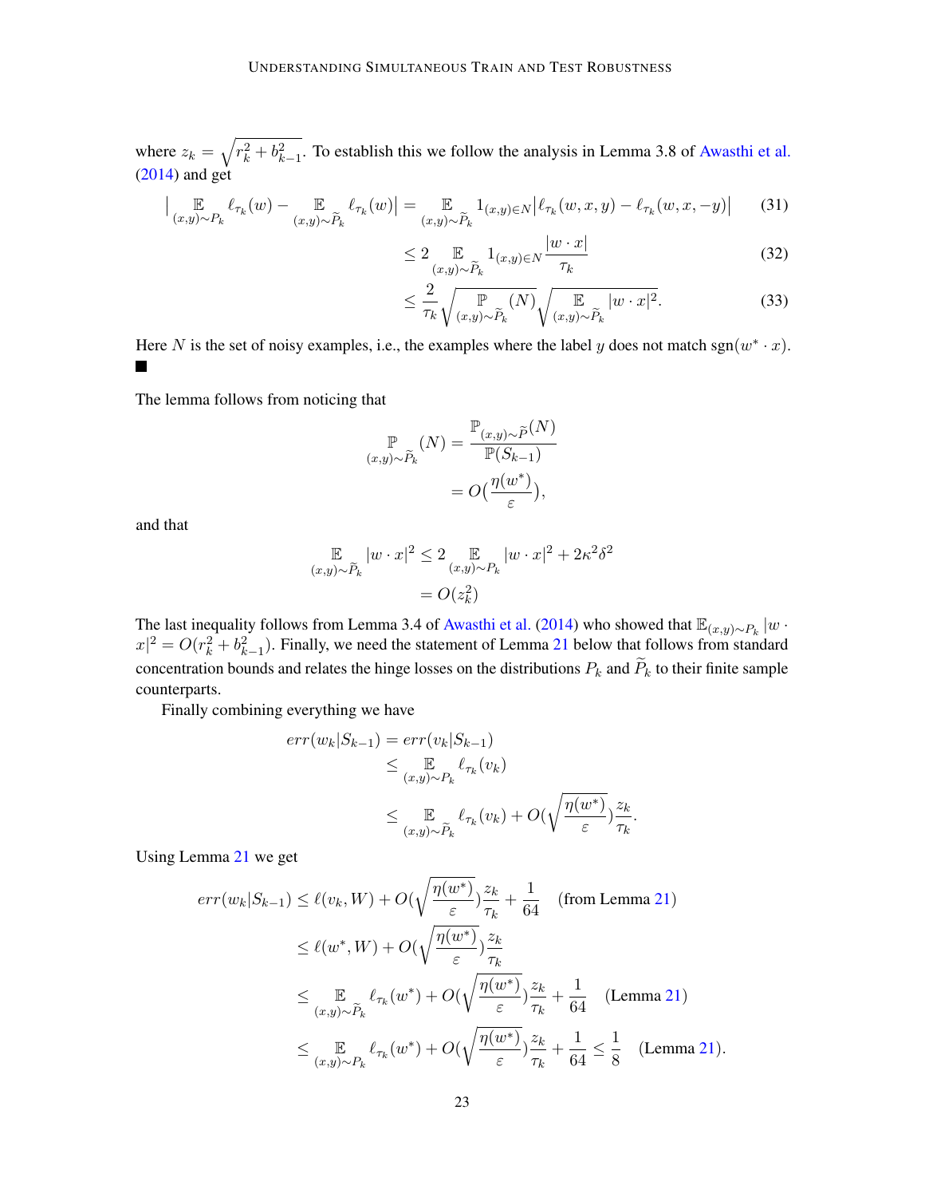where $z_k = \sqrt{r_k^2 + b_{k-1}^2}$. To establish this we follow the analysis in Lemma 3.8 of Awasthi et al. (2014) and get

$$\Big| \mathop{\mathbb{E}}_{(x,y)\sim P_k} \ell_{\tau_k}(w) - \mathop{\mathbb{E}}_{(x,y)\sim \widetilde{P}_k} \ell_{\tau_k}(w) \Big| = \mathop{\mathbb{E}}_{(x,y)\sim \widetilde{P}_k} 1_{(x,y)\in N} \big| \ell_{\tau_k}(w,x,y) - \ell_{\tau_k}(w,x,-y) \big| \tag{31}$$

$$\leq 2 \mathop{\mathbb{E}}_{(x,y)\sim \widetilde{P}_k} 1_{(x,y)\in N} \frac{|w \cdot x|}{\tau_k} \tag{32}$$

$$\leq \frac{2}{\tau_k} \sqrt{\mathop{\mathbb{P}}_{(x,y)\sim \widetilde{P}_k}(N)} \sqrt{\mathop{\mathbb{E}}_{(x,y)\sim \widetilde{P}_k} |w \cdot x|^2}. \tag{33}$$

Here $N$ is the set of noisy examples, i.e., the examples where the label $y$ does not match $\text{sgn}(w^* \cdot x)$. ■

The lemma follows from noticing that

$$\mathop{\mathbb{P}}_{(x,y)\sim \widetilde{P}_k}(N) = \frac{\mathbb{P}_{(x,y)\sim \widetilde{P}}(N)}{\mathbb{P}(S_{k-1})}$$
$$= O\big(\frac{\eta(w^*)}{\varepsilon}\big),$$

and that

$$\mathop{\mathbb{E}}_{(x,y)\sim \widetilde{P}_k} |w \cdot x|^2 \leq 2 \mathop{\mathbb{E}}_{(x,y)\sim P_k} |w \cdot x|^2 + 2\kappa^2 \delta^2$$
$$= O(z_k^2)$$

The last inequality follows from Lemma 3.4 of Awasthi et al. (2014) who showed that $\mathbb{E}_{(x,y)\sim P_k} |w \cdot x|^2 = O(r_k^2 + b_{k-1}^2)$. Finally, we need the statement of Lemma 21 below that follows from standard concentration bounds and relates the hinge losses on the distributions $P_k$ and $\widetilde{P}_k$ to their finite sample counterparts.

Finally combining everything we have

$$err(w_k|S_{k-1}) = err(v_k|S_{k-1})$$
$$\leq \mathop{\mathbb{E}}_{(x,y)\sim P_k} \ell_{\tau_k}(v_k)$$
$$\leq \mathop{\mathbb{E}}_{(x,y)\sim \widetilde{P}_k} \ell_{\tau_k}(v_k) + O\Big(\sqrt{\frac{\eta(w^*)}{\varepsilon}}\Big)\frac{z_k}{\tau_k}.$$

Using Lemma 21 we get

$$err(w_k|S_{k-1}) \leq \ell(v_k, W) + O\Big(\sqrt{\frac{\eta(w^*)}{\varepsilon}}\Big)\frac{z_k}{\tau_k} + \frac{1}{64} \quad \text{(from Lemma 21)}$$
$$\leq \ell(w^*, W) + O\Big(\sqrt{\frac{\eta(w^*)}{\varepsilon}}\Big)\frac{z_k}{\tau_k}$$
$$\leq \mathop{\mathbb{E}}_{(x,y)\sim \widetilde{P}_k} \ell_{\tau_k}(w^*) + O\Big(\sqrt{\frac{\eta(w^*)}{\varepsilon}}\Big)\frac{z_k}{\tau_k} + \frac{1}{64} \quad \text{(Lemma 21)}$$
$$\leq \mathop{\mathbb{E}}_{(x,y)\sim P_k} \ell_{\tau_k}(w^*) + O\Big(\sqrt{\frac{\eta(w^*)}{\varepsilon}}\Big)\frac{z_k}{\tau_k} + \frac{1}{64} \leq \frac{1}{8} \quad \text{(Lemma 21)}.$$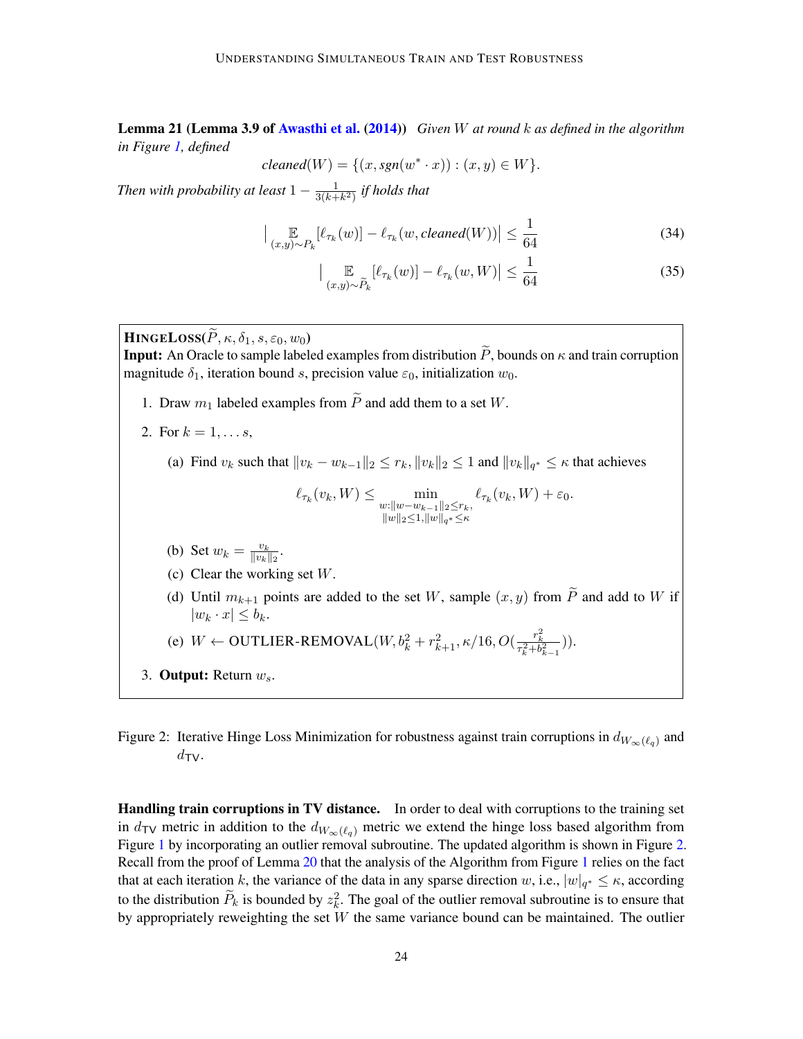**Lemma 21 (Lemma 3.9 of Awasthi et al. (2014))** *Given $W$ at round $k$ as defined in the algorithm in Figure 1, defined*

$$\textit{cleaned}(W) = \{(x, sgn(w^* \cdot x)) : (x, y) \in W\}.$$

*Then with probability at least $1 - \frac{1}{3(k+k^2)}$ if holds that*

$$\Big| \mathop{\mathbb{E}}_{(x,y)\sim P_k} [\ell_{\tau_k}(w)] - \ell_{\tau_k}(w, \textit{cleaned}(W)) \Big| \le \frac{1}{64} \tag{34}$$

$$\Big| \mathop{\mathbb{E}}_{(x,y)\sim \widetilde{P}_k} [\ell_{\tau_k}(w)] - \ell_{\tau_k}(w, W) \Big| \le \frac{1}{64} \tag{35}$$

---

**HINGELOSS**($\widetilde{P}, \kappa, \delta_1, s, \varepsilon_0, w_0$)

**Input:** An Oracle to sample labeled examples from distribution $\widetilde{P}$, bounds on $\kappa$ and train corruption magnitude $\delta_1$, iteration bound $s$, precision value $\varepsilon_0$, initialization $w_0$.

1. Draw $m_1$ labeled examples from $\widetilde{P}$ and add them to a set $W$.
2. For $k = 1, \dots s$,
   (a) Find $v_k$ such that $\|v_k - w_{k-1}\|_2 \le r_k$, $\|v_k\|_2 \le 1$ and $\|v_k\|_{q^*} \le \kappa$ that achieves
   $$\ell_{\tau_k}(v_k, W) \le \min_{\substack{w:\|w-w_{k-1}\|_2 \le r_k, \\ \|w\|_2 \le 1, \|w\|_{q^*} \le \kappa}} \ell_{\tau_k}(v_k, W) + \varepsilon_0.$$
   (b) Set $w_k = \frac{v_k}{\|v_k\|_2}$.
   (c) Clear the working set $W$.
   (d) Until $m_{k+1}$ points are added to the set $W$, sample $(x, y)$ from $\widetilde{P}$ and add to $W$ if $|w_k \cdot x| \le b_k$.
   (e) $W \leftarrow$ OUTLIER-REMOVAL$(W, b_k^2 + r_{k+1}^2, \kappa/16, O(\frac{r_k^2}{\tau_k^2 + b_{k-1}^2}))$.
3. **Output:** Return $w_s$.

---

Figure 2: Iterative Hinge Loss Minimization for robustness against train corruptions in $d_{W_\infty(\ell_q)}$ and $d_{\mathsf{TV}}$.

**Handling train corruptions in TV distance.** In order to deal with corruptions to the training set in $d_{\mathsf{TV}}$ metric in addition to the $d_{W_\infty(\ell_q)}$ metric we extend the hinge loss based algorithm from Figure 1 by incorporating an outlier removal subroutine. The updated algorithm is shown in Figure 2. Recall from the proof of Lemma 20 that the analysis of the Algorithm from Figure 1 relies on the fact that at each iteration $k$, the variance of the data in any sparse direction $w$, i.e., $|w|_{q^*} \le \kappa$, according to the distribution $\widetilde{P}_k$ is bounded by $z_k^2$. The goal of the outlier removal subroutine is to ensure that by appropriately reweighting the set $W$ the same variance bound can be maintained. The outlier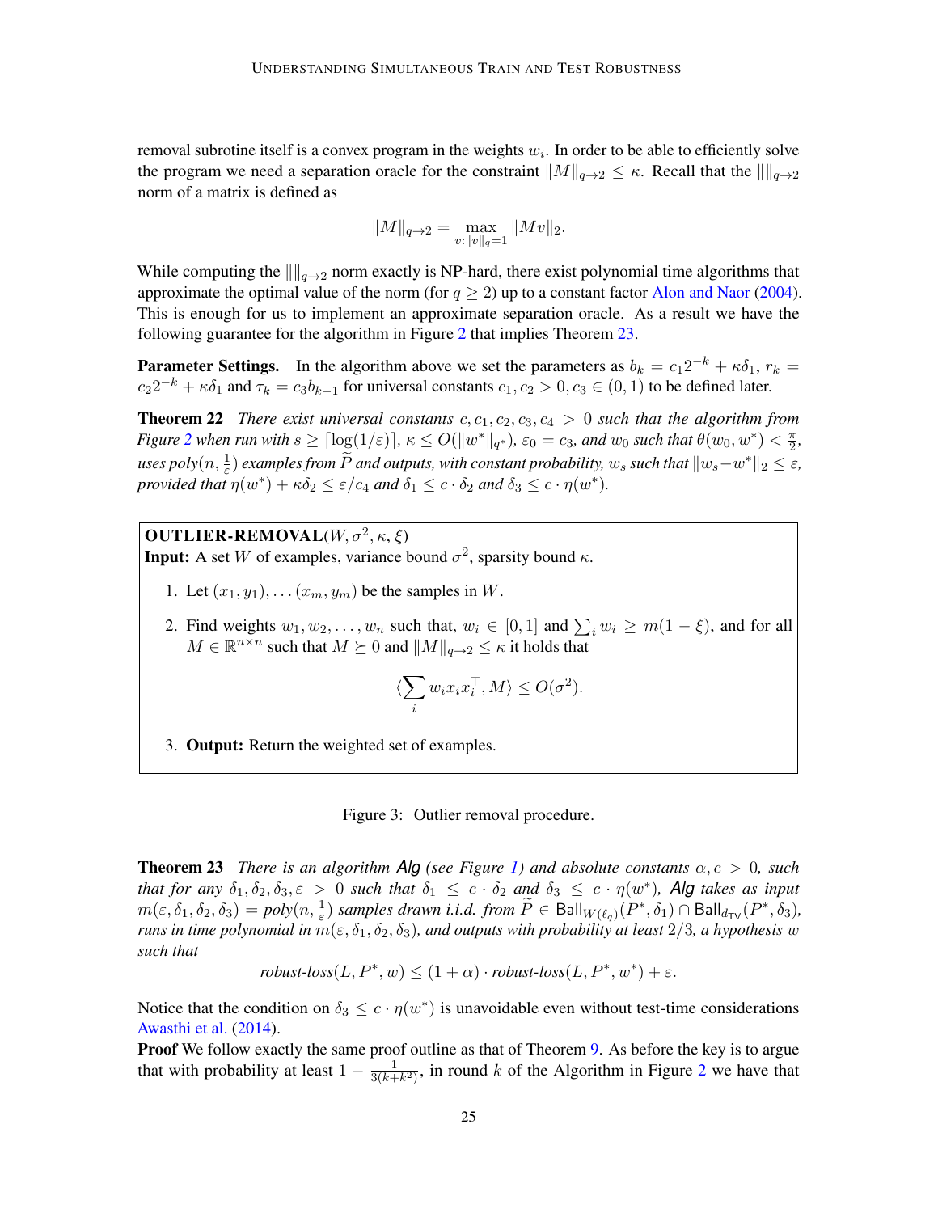removal subrotine itself is a convex program in the weights $w_i$. In order to be able to efficiently solve the program we need a separation oracle for the constraint $\|M\|_{q\to 2} \leq \kappa$. Recall that the $\|\|_{q\to 2}$ norm of a matrix is defined as

$$\|M\|_{q\to 2} = \max_{v:\|v\|_q=1} \|Mv\|_2.$$

While computing the $\|\|_{q\to 2}$ norm exactly is NP-hard, there exist polynomial time algorithms that approximate the optimal value of the norm (for $q \geq 2$) up to a constant factor Alon and Naor (2004). This is enough for us to implement an approximate separation oracle. As a result we have the following guarantee for the algorithm in Figure 2 that implies Theorem 23.

**Parameter Settings.** In the algorithm above we set the parameters as $b_k = c_1 2^{-k} + \kappa\delta_1$, $r_k = c_2 2^{-k} + \kappa\delta_1$ and $\tau_k = c_3 b_{k-1}$ for universal constants $c_1, c_2 > 0, c_3 \in (0,1)$ to be defined later.

**Theorem 22** *There exist universal constants $c, c_1, c_2, c_3, c_4 > 0$ such that the algorithm from Figure 2 when run with $s \geq \lceil \log(1/\varepsilon) \rceil$, $\kappa \leq O(\|w^*\|_{q^*})$, $\varepsilon_0 = c_3$, and $w_0$ such that $\theta(w_0, w^*) < \frac{\pi}{2}$, uses $poly(n, \frac{1}{\varepsilon})$ examples from $\widetilde{P}$ and outputs, with constant probability, $w_s$ such that $\|w_s - w^*\|_2 \leq \varepsilon$, provided that $\eta(w^*) + \kappa\delta_2 \leq \varepsilon/c_4$ and $\delta_1 \leq c \cdot \delta_2$ and $\delta_3 \leq c \cdot \eta(w^*)$.*

**OUTLIER-REMOVAL**$(W, \sigma^2, \kappa, \xi)$
**Input:** A set $W$ of examples, variance bound $\sigma^2$, sparsity bound $\kappa$.

1. Let $(x_1, y_1), \ldots (x_m, y_m)$ be the samples in $W$.
2. Find weights $w_1, w_2, \ldots, w_n$ such that, $w_i \in [0,1]$ and $\sum_i w_i \geq m(1-\xi)$, and for all $M \in \mathbb{R}^{n\times n}$ such that $M \succeq 0$ and $\|M\|_{q\to 2} \leq \kappa$ it holds that

$$\langle \sum_i w_i x_i x_i^\top, M \rangle \leq O(\sigma^2).$$

3. **Output:** Return the weighted set of examples.

Figure 3: Outlier removal procedure.

**Theorem 23** *There is an algorithm Alg (see Figure 1) and absolute constants $\alpha, c > 0$, such that for any $\delta_1, \delta_2, \delta_3, \varepsilon > 0$ such that $\delta_1 \leq c \cdot \delta_2$ and $\delta_3 \leq c \cdot \eta(w^*)$, Alg takes as input $m(\varepsilon, \delta_1, \delta_2, \delta_3) = poly(n, \frac{1}{\varepsilon})$ samples drawn i.i.d. from $\widetilde{P} \in \mathsf{Ball}_{W(\ell_q)}(P^*, \delta_1) \cap \mathsf{Ball}_{d_{\mathsf{TV}}}(P^*, \delta_3)$, runs in time polynomial in $m(\varepsilon, \delta_1, \delta_2, \delta_3)$, and outputs with probability at least $2/3$, a hypothesis $w$ such that*

$$\textit{robust-loss}(L, P^*, w) \leq (1+\alpha) \cdot \textit{robust-loss}(L, P^*, w^*) + \varepsilon.$$

Notice that the condition on $\delta_3 \leq c \cdot \eta(w^*)$ is unavoidable even without test-time considerations Awasthi et al. (2014).

**Proof** We follow exactly the same proof outline as that of Theorem 9. As before the key is to argue that with probability at least $1 - \frac{1}{3(k+k^2)}$, in round $k$ of the Algorithm in Figure 2 we have that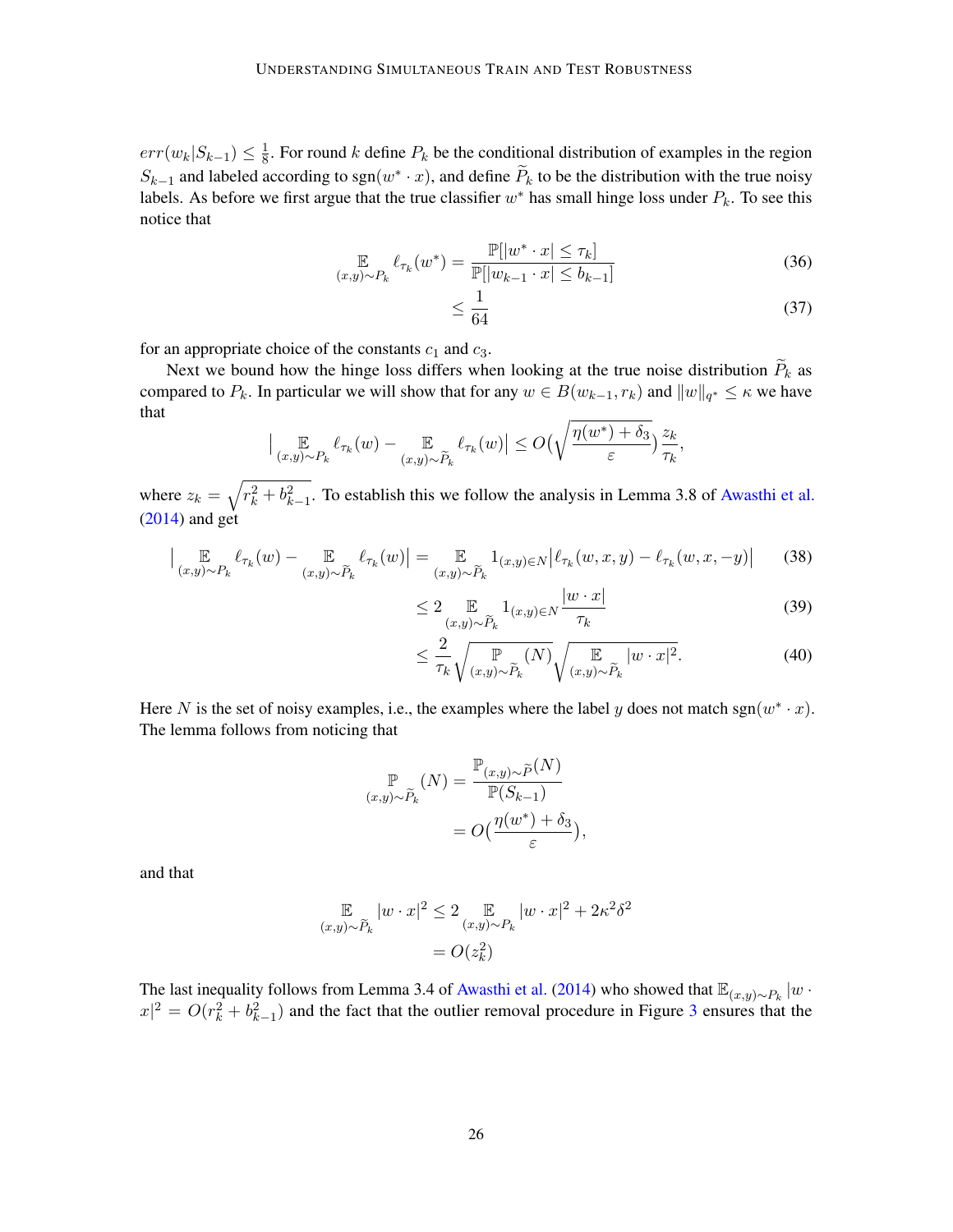$err(w_k|S_{k-1}) \leq \frac{1}{8}$. For round $k$ define $P_k$ be the conditional distribution of examples in the region $S_{k-1}$ and labeled according to $\text{sgn}(w^* \cdot x)$, and define $\widetilde{P}_k$ to be the distribution with the true noisy labels. As before we first argue that the true classifier $w^*$ has small hinge loss under $P_k$. To see this notice that

$$
\begin{aligned}
\mathop{\mathbb{E}}_{(x,y)\sim P_k} \ell_{\tau_k}(w^*) &= \frac{\mathbb{P}[|w^* \cdot x| \leq \tau_k]}{\mathbb{P}[|w_{k-1} \cdot x| \leq b_{k-1}]} && (36)\\
&\leq \frac{1}{64} && (37)
\end{aligned}
$$

for an appropriate choice of the constants $c_1$ and $c_3$.

Next we bound how the hinge loss differs when looking at the true noise distribution $\widetilde{P}_k$ as compared to $P_k$. In particular we will show that for any $w \in B(w_{k-1}, r_k)$ and $\|w\|_{q^*} \leq \kappa$ we have that

$$
\big| \mathop{\mathbb{E}}_{(x,y)\sim P_k} \ell_{\tau_k}(w) - \mathop{\mathbb{E}}_{(x,y)\sim \widetilde{P}_k} \ell_{\tau_k}(w) \big| \leq O\big(\sqrt{\frac{\eta(w^*) + \delta_3}{\varepsilon}}\big)\frac{z_k}{\tau_k},
$$

where $z_k = \sqrt{r_k^2 + b_{k-1}^2}$. To establish this we follow the analysis in Lemma 3.8 of Awasthi et al. (2014) and get

$$
\begin{aligned}
\big| \mathop{\mathbb{E}}_{(x,y)\sim P_k} \ell_{\tau_k}(w) - \mathop{\mathbb{E}}_{(x,y)\sim \widetilde{P}_k} \ell_{\tau_k}(w) \big| &= \mathop{\mathbb{E}}_{(x,y)\sim \widetilde{P}_k} 1_{(x,y)\in N} \big| \ell_{\tau_k}(w, x, y) - \ell_{\tau_k}(w, x, -y) \big| && (38)\\
&\leq 2 \mathop{\mathbb{E}}_{(x,y)\sim \widetilde{P}_k} 1_{(x,y)\in N} \frac{|w \cdot x|}{\tau_k} && (39)\\
&\leq \frac{2}{\tau_k} \sqrt{\mathop{\mathbb{P}}_{(x,y)\sim \widetilde{P}_k}(N)} \sqrt{\mathop{\mathbb{E}}_{(x,y)\sim \widetilde{P}_k} |w \cdot x|^2}. && (40)
\end{aligned}
$$

Here $N$ is the set of noisy examples, i.e., the examples where the label $y$ does not match $\text{sgn}(w^* \cdot x)$. The lemma follows from noticing that

$$
\begin{aligned}
\mathop{\mathbb{P}}_{(x,y)\sim \widetilde{P}_k}(N) &= \frac{\mathbb{P}_{(x,y)\sim \widetilde{P}}(N)}{\mathbb{P}(S_{k-1})}\\
&= O\big(\frac{\eta(w^*) + \delta_3}{\varepsilon}\big),
\end{aligned}
$$

and that

$$
\begin{aligned}
\mathop{\mathbb{E}}_{(x,y)\sim \widetilde{P}_k} |w \cdot x|^2 &\leq 2 \mathop{\mathbb{E}}_{(x,y)\sim P_k} |w \cdot x|^2 + 2\kappa^2\delta^2\\
&= O(z_k^2)
\end{aligned}
$$

The last inequality follows from Lemma 3.4 of Awasthi et al. (2014) who showed that $\mathbb{E}_{(x,y)\sim P_k} |w \cdot x|^2 = O(r_k^2 + b_{k-1}^2)$ and the fact that the outlier removal procedure in Figure 3 ensures that the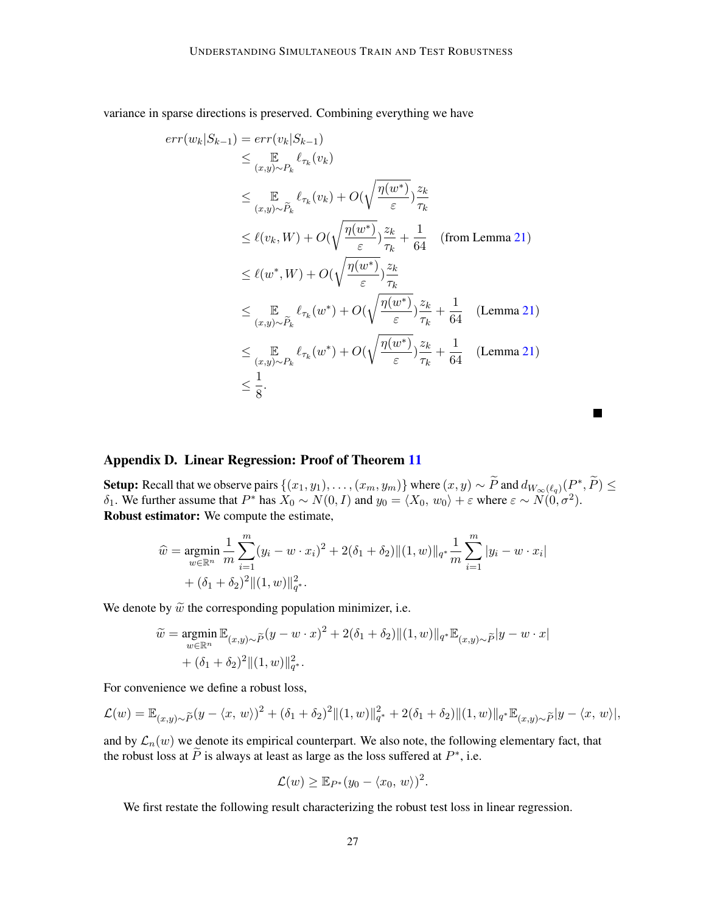variance in sparse directions is preserved. Combining everything we have

$$
\begin{aligned}
err(w_k|S_{k-1}) &= err(v_k|S_{k-1}) \\
&\leq \mathop{\mathbb{E}}_{(x,y)\sim P_k} \ell_{\tau_k}(v_k) \\
&\leq \mathop{\mathbb{E}}_{(x,y)\sim \widetilde{P}_k} \ell_{\tau_k}(v_k) + O(\sqrt{\frac{\eta(w^*)}{\varepsilon}})\frac{z_k}{\tau_k} \\
&\leq \ell(v_k, W) + O(\sqrt{\frac{\eta(w^*)}{\varepsilon}})\frac{z_k}{\tau_k} + \frac{1}{64} \quad \text{(from Lemma 21)} \\
&\leq \ell(w^*, W) + O(\sqrt{\frac{\eta(w^*)}{\varepsilon}})\frac{z_k}{\tau_k} \\
&\leq \mathop{\mathbb{E}}_{(x,y)\sim \widetilde{P}_k} \ell_{\tau_k}(w^*) + O(\sqrt{\frac{\eta(w^*)}{\varepsilon}})\frac{z_k}{\tau_k} + \frac{1}{64} \quad \text{(Lemma 21)} \\
&\leq \mathop{\mathbb{E}}_{(x,y)\sim P_k} \ell_{\tau_k}(w^*) + O(\sqrt{\frac{\eta(w^*)}{\varepsilon}})\frac{z_k}{\tau_k} + \frac{1}{64} \quad \text{(Lemma 21)} \\
&\leq \frac{1}{8}.
\end{aligned}
$$

■

## Appendix D. Linear Regression: Proof of Theorem 11

**Setup:** Recall that we observe pairs $\{(x_1, y_1), \ldots, (x_m, y_m)\}$ where $(x, y) \sim \widetilde{P}$ and $d_{W_\infty(\ell_q)}(P^*, \widetilde{P}) \leq \delta_1$. We further assume that $P^*$ has $X_0 \sim N(0, I)$ and $y_0 = \langle X_0,\, w_0\rangle + \varepsilon$ where $\varepsilon \sim N(0, \sigma^2)$.
**Robust estimator:** We compute the estimate,

$$
\begin{aligned}
\widehat{w} = \mathop{\mathrm{argmin}}_{w\in\mathbb{R}^n} \frac{1}{m}\sum_{i=1}^{m}(y_i - w\cdot x_i)^2 + 2(\delta_1+\delta_2)\|(1,w)\|_{q^*}\frac{1}{m}\sum_{i=1}^{m}|y_i - w\cdot x_i| \\
+ (\delta_1+\delta_2)^2\|(1,w)\|_{q^*}^2.
\end{aligned}
$$

We denote by $\widetilde{w}$ the corresponding population minimizer, i.e.

$$
\begin{aligned}
\widetilde{w} = \mathop{\mathrm{argmin}}_{w\in\mathbb{R}^n} \mathbb{E}_{(x,y)\sim\widetilde{P}}(y - w\cdot x)^2 + 2(\delta_1+\delta_2)\|(1,w)\|_{q^*}\mathbb{E}_{(x,y)\sim\widetilde{P}}|y - w\cdot x| \\
+ (\delta_1+\delta_2)^2\|(1,w)\|_{q^*}^2.
\end{aligned}
$$

For convenience we define a robust loss,

$$
\mathcal{L}(w) = \mathbb{E}_{(x,y)\sim\widetilde{P}}(y - \langle x,\, w\rangle)^2 + (\delta_1+\delta_2)^2\|(1,w)\|_{q^*}^2 + 2(\delta_1+\delta_2)\|(1,w)\|_{q^*}\mathbb{E}_{(x,y)\sim\widetilde{P}}|y - \langle x,\, w\rangle|,
$$

and by $\mathcal{L}_n(w)$ we denote its empirical counterpart. We also note, the following elementary fact, that the robust loss at $\widetilde{P}$ is always at least as large as the loss suffered at $P^*$, i.e.

$$
\mathcal{L}(w) \geq \mathbb{E}_{P^*}(y_0 - \langle x_0,\, w\rangle)^2.
$$

We first restate the following result characterizing the robust test loss in linear regression.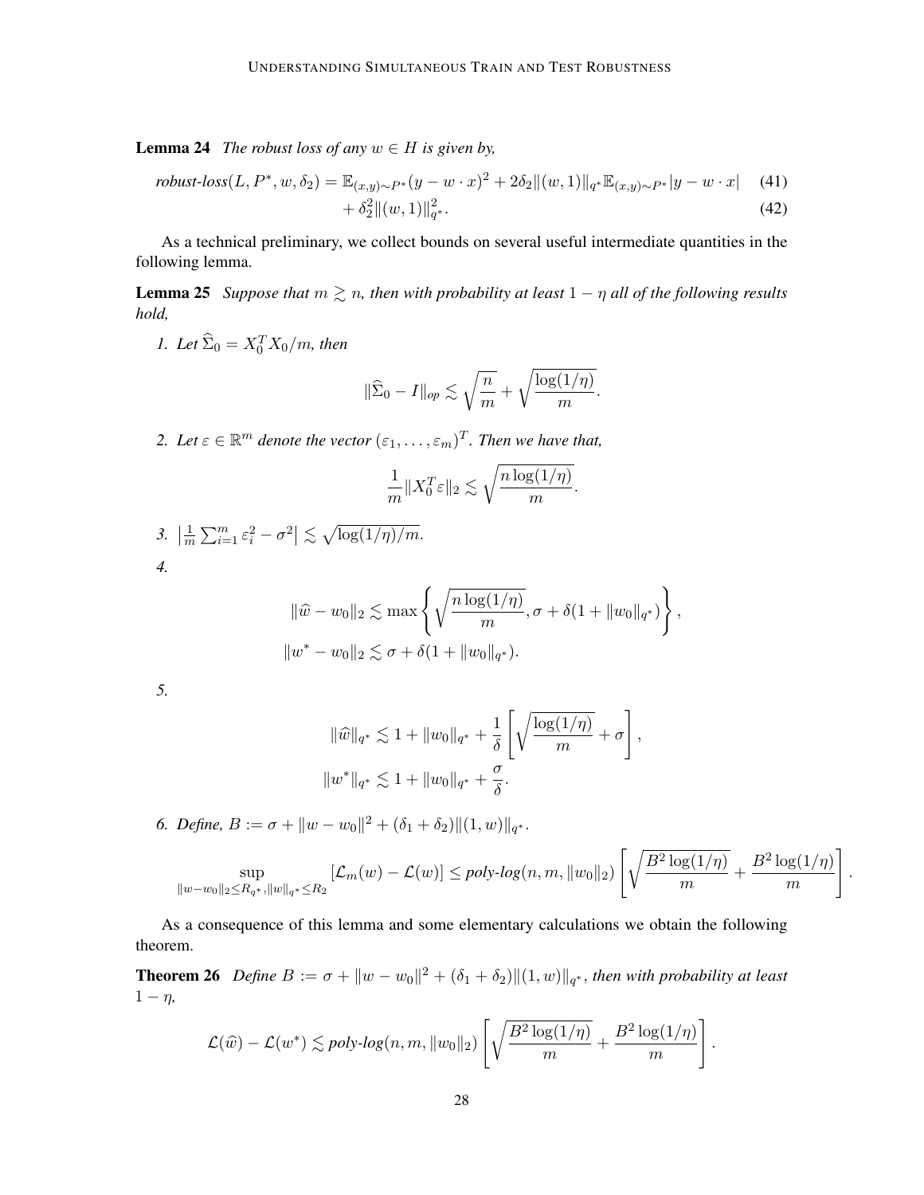**Lemma 24** *The robust loss of any $w \in H$ is given by,*

$$\textit{robust-loss}(L, P^*, w, \delta_2) = \mathbb{E}_{(x,y)\sim P^*}(y - w \cdot x)^2 + 2\delta_2 \|(w,1)\|_{q^*} \mathbb{E}_{(x,y)\sim P^*}|y - w \cdot x| \quad (41)$$

$$+ \delta_2^2 \|(w,1)\|_{q^*}^2. \quad (42)$$

As a technical preliminary, we collect bounds on several useful intermediate quantities in the following lemma.

**Lemma 25** *Suppose that $m \gtrsim n$, then with probability at least $1 - \eta$ all of the following results hold,*

1. *Let $\widehat{\Sigma}_0 = X_0^T X_0 / m$, then*

$$\|\widehat{\Sigma}_0 - I\|_{op} \lesssim \sqrt{\frac{n}{m}} + \sqrt{\frac{\log(1/\eta)}{m}}.$$

2. *Let $\varepsilon \in \mathbb{R}^m$ denote the vector $(\varepsilon_1, \ldots, \varepsilon_m)^T$. Then we have that,*

$$\frac{1}{m}\|X_0^T \varepsilon\|_2 \lesssim \sqrt{\frac{n \log(1/\eta)}{m}}.$$

3. $\left|\frac{1}{m}\sum_{i=1}^m \varepsilon_i^2 - \sigma^2\right| \lesssim \sqrt{\log(1/\eta)/m}.$

4. 

$$\|\widehat{w} - w_0\|_2 \lesssim \max\left\{\sqrt{\frac{n\log(1/\eta)}{m}}, \sigma + \delta(1 + \|w_0\|_{q^*})\right\},$$

$$\|w^* - w_0\|_2 \lesssim \sigma + \delta(1 + \|w_0\|_{q^*}).$$

5. 

$$\|\widehat{w}\|_{q^*} \lesssim 1 + \|w_0\|_{q^*} + \frac{1}{\delta}\left[\sqrt{\frac{\log(1/\eta)}{m}} + \sigma\right],$$

$$\|w^*\|_{q^*} \lesssim 1 + \|w_0\|_{q^*} + \frac{\sigma}{\delta}.$$

6. *Define, $B := \sigma + \|w - w_0\|^2 + (\delta_1 + \delta_2)\|(1,w)\|_{q^*}$.*

$$\sup_{\|w - w_0\|_2 \leq R_{q^*}, \|w\|_{q^*} \leq R_2} [\mathcal{L}_m(w) - \mathcal{L}(w)] \leq \textit{poly-log}(n, m, \|w_0\|_2)\left[\sqrt{\frac{B^2\log(1/\eta)}{m}} + \frac{B^2\log(1/\eta)}{m}\right].$$

As a consequence of this lemma and some elementary calculations we obtain the following theorem.

**Theorem 26** *Define $B := \sigma + \|w - w_0\|^2 + (\delta_1 + \delta_2)\|(1,w)\|_{q^*}$, then with probability at least $1 - \eta$,*

$$\mathcal{L}(\widehat{w}) - \mathcal{L}(w^*) \lesssim \textit{poly-log}(n, m, \|w_0\|_2)\left[\sqrt{\frac{B^2\log(1/\eta)}{m}} + \frac{B^2\log(1/\eta)}{m}\right].$$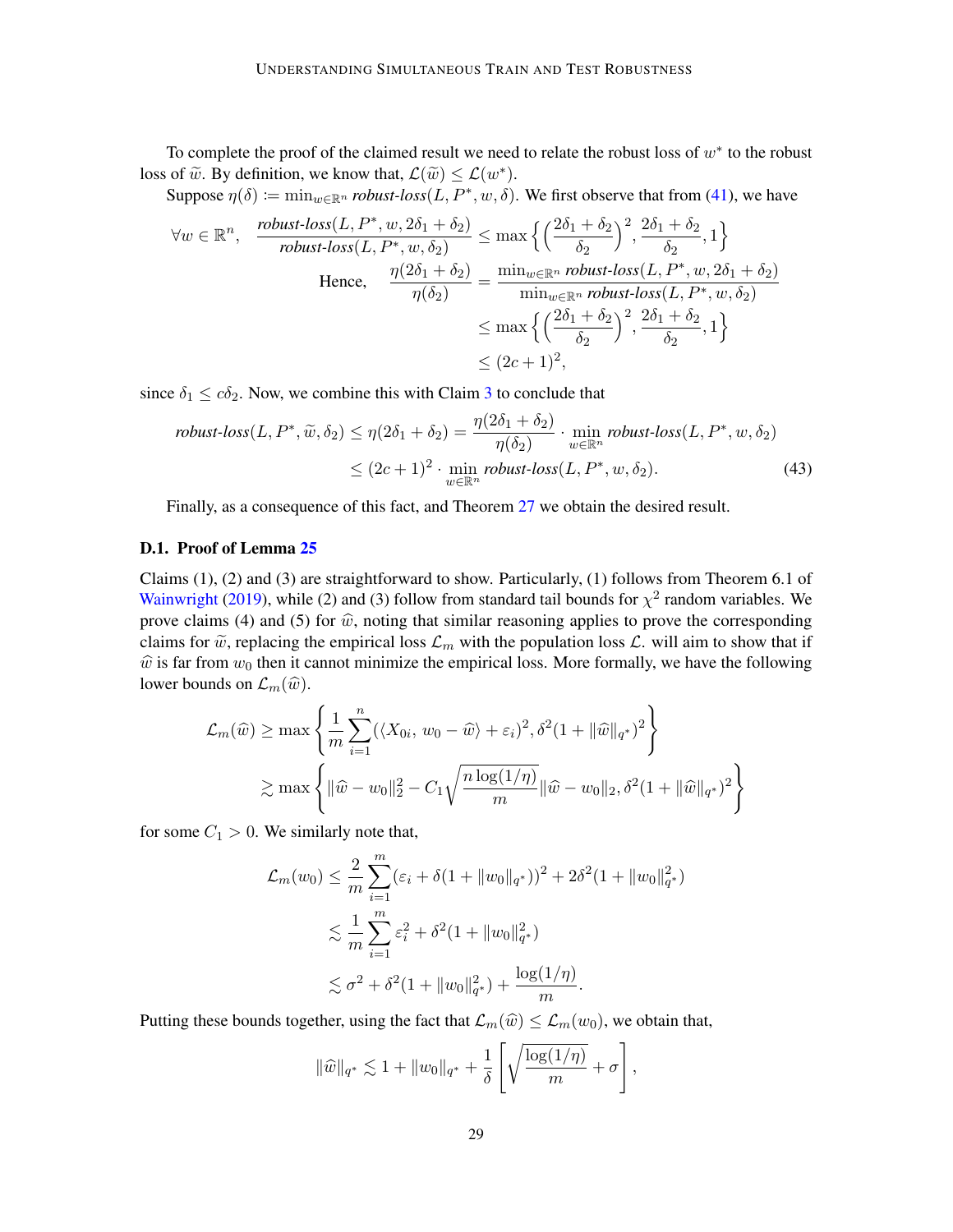To complete the proof of the claimed result we need to relate the robust loss of $w^*$ to the robust loss of $\widetilde{w}$. By definition, we know that, $\mathcal{L}(\widetilde{w}) \leq \mathcal{L}(w^*)$.

Suppose $\eta(\delta) \coloneqq \min_{w \in \mathbb{R}^n}$ *robust-loss*$(L, P^*, w, \delta)$. We first observe that from (41), we have

$$
\begin{aligned}
\forall w \in \mathbb{R}^n, \quad \frac{\textit{robust-loss}(L, P^*, w, 2\delta_1 + \delta_2)}{\textit{robust-loss}(L, P^*, w, \delta_2)} &\leq \max\left\{ \left( \frac{2\delta_1 + \delta_2}{\delta_2} \right)^2, \frac{2\delta_1 + \delta_2}{\delta_2}, 1 \right\} \\
\text{Hence,} \quad \frac{\eta(2\delta_1 + \delta_2)}{\eta(\delta_2)} &= \frac{\min_{w \in \mathbb{R}^n} \textit{robust-loss}(L, P^*, w, 2\delta_1 + \delta_2)}{\min_{w \in \mathbb{R}^n} \textit{robust-loss}(L, P^*, w, \delta_2)} \\
&\leq \max\left\{ \left( \frac{2\delta_1 + \delta_2}{\delta_2} \right)^2, \frac{2\delta_1 + \delta_2}{\delta_2}, 1 \right\} \\
&\leq (2c+1)^2,
\end{aligned}
$$

since $\delta_1 \leq c\delta_2$. Now, we combine this with Claim 3 to conclude that

$$
\begin{aligned}
\textit{robust-loss}(L, P^*, \widetilde{w}, \delta_2) \leq \eta(2\delta_1 + \delta_2) &= \frac{\eta(2\delta_1 + \delta_2)}{\eta(\delta_2)} \cdot \min_{w \in \mathbb{R}^n} \textit{robust-loss}(L, P^*, w, \delta_2) \\
&\leq (2c+1)^2 \cdot \min_{w \in \mathbb{R}^n} \textit{robust-loss}(L, P^*, w, \delta_2). \qquad (43)
\end{aligned}
$$

Finally, as a consequence of this fact, and Theorem 27 we obtain the desired result.

### D.1. Proof of Lemma 25

Claims (1), (2) and (3) are straightforward to show. Particularly, (1) follows from Theorem 6.1 of Wainwright (2019), while (2) and (3) follow from standard tail bounds for $\chi^2$ random variables. We prove claims (4) and (5) for $\widehat{w}$, noting that similar reasoning applies to prove the corresponding claims for $\widetilde{w}$, replacing the empirical loss $\mathcal{L}_m$ with the population loss $\mathcal{L}$. will aim to show that if $\widehat{w}$ is far from $w_0$ then it cannot minimize the empirical loss. More formally, we have the following lower bounds on $\mathcal{L}_m(\widehat{w})$.

$$
\begin{aligned}
\mathcal{L}_m(\widehat{w}) &\geq \max\left\{ \frac{1}{m} \sum_{i=1}^{n} (\langle X_{0i},\, w_0 - \widehat{w} \rangle + \varepsilon_i)^2, \delta^2 (1 + \|\widehat{w}\|_{q^*})^2 \right\} \\
&\gtrsim \max\left\{ \|\widehat{w} - w_0\|_2^2 - C_1 \sqrt{\frac{n \log(1/\eta)}{m}} \|\widehat{w} - w_0\|_2, \delta^2 (1 + \|\widehat{w}\|_{q^*})^2 \right\}
\end{aligned}
$$

for some $C_1 > 0$. We similarly note that,

$$
\begin{aligned}
\mathcal{L}_m(w_0) &\leq \frac{2}{m} \sum_{i=1}^{m} (\varepsilon_i + \delta(1 + \|w_0\|_{q^*}))^2 + 2\delta^2 (1 + \|w_0\|_{q^*}^2) \\
&\lesssim \frac{1}{m} \sum_{i=1}^{m} \varepsilon_i^2 + \delta^2 (1 + \|w_0\|_{q^*}^2) \\
&\lesssim \sigma^2 + \delta^2 (1 + \|w_0\|_{q^*}^2) + \frac{\log(1/\eta)}{m}.
\end{aligned}
$$

Putting these bounds together, using the fact that $\mathcal{L}_m(\widehat{w}) \leq \mathcal{L}_m(w_0)$, we obtain that,

$$
\|\widehat{w}\|_{q^*} \lesssim 1 + \|w_0\|_{q^*} + \frac{1}{\delta} \left[ \sqrt{\frac{\log(1/\eta)}{m}} + \sigma \right],
$$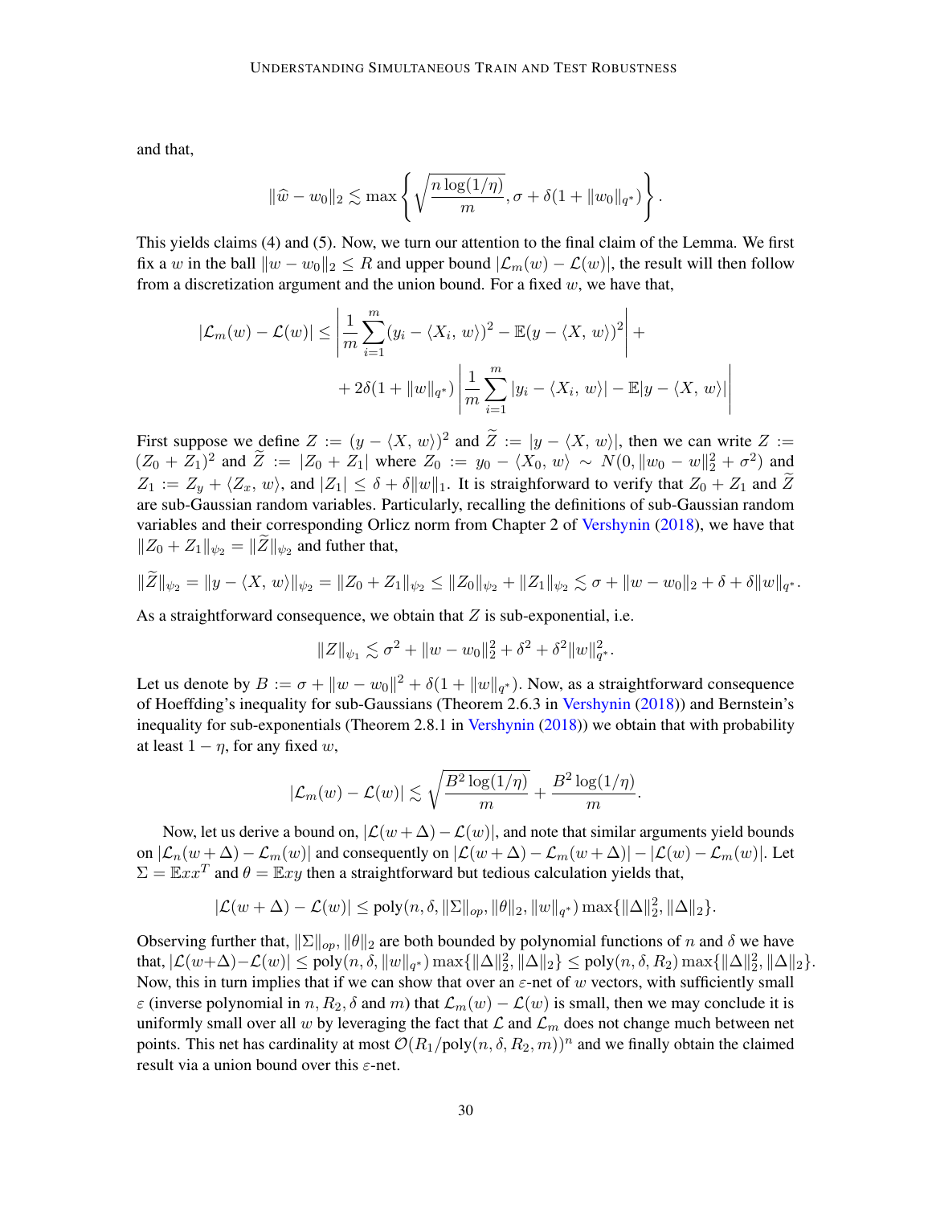and that,

$$\|\widehat{w} - w_0\|_2 \lesssim \max\left\{\sqrt{\frac{n\log(1/\eta)}{m}}, \sigma + \delta(1 + \|w_0\|_{q^*})\right\}.$$

This yields claims (4) and (5). Now, we turn our attention to the final claim of the Lemma. We first fix a $w$ in the ball $\|w - w_0\|_2 \leq R$ and upper bound $|\mathcal{L}_m(w) - \mathcal{L}(w)|$, the result will then follow from a discretization argument and the union bound. For a fixed $w$, we have that,

$$\begin{aligned}|\mathcal{L}_m(w) - \mathcal{L}(w)| \leq & \left|\frac{1}{m}\sum_{i=1}^{m}(y_i - \langle X_i, w\rangle)^2 - \mathbb{E}(y - \langle X, w\rangle)^2\right| + \\ & + 2\delta(1 + \|w\|_{q^*})\left|\frac{1}{m}\sum_{i=1}^{m}|y_i - \langle X_i, w\rangle| - \mathbb{E}|y - \langle X, w\rangle|\right|\end{aligned}$$

First suppose we define $Z := (y - \langle X, w\rangle)^2$ and $\widetilde{Z} := |y - \langle X, w\rangle|$, then we can write $Z := (Z_0 + Z_1)^2$ and $\widetilde{Z} := |Z_0 + Z_1|$ where $Z_0 := y_0 - \langle X_0, w\rangle \sim N(0, \|w_0 - w\|_2^2 + \sigma^2)$ and $Z_1 := Z_y + \langle Z_x, w\rangle$, and $|Z_1| \leq \delta + \delta\|w\|_1$. It is straighforward to verify that $Z_0 + Z_1$ and $\widetilde{Z}$ are sub-Gaussian random variables. Particularly, recalling the definitions of sub-Gaussian random variables and their corresponding Orlicz norm from Chapter 2 of Vershynin (2018), we have that $\|Z_0 + Z_1\|_{\psi_2} = \|\widetilde{Z}\|_{\psi_2}$ and futher that,

$$\|\widetilde{Z}\|_{\psi_2} = \|y - \langle X, w\rangle\|_{\psi_2} = \|Z_0 + Z_1\|_{\psi_2} \leq \|Z_0\|_{\psi_2} + \|Z_1\|_{\psi_2} \lesssim \sigma + \|w - w_0\|_2 + \delta + \delta\|w\|_{q^*}.$$

As a straightforward consequence, we obtain that $Z$ is sub-exponential, i.e.

$$\|Z\|_{\psi_1} \lesssim \sigma^2 + \|w - w_0\|_2^2 + \delta^2 + \delta^2\|w\|_{q^*}^2.$$

Let us denote by $B := \sigma + \|w - w_0\|^2 + \delta(1 + \|w\|_{q^*})$. Now, as a straightforward consequence of Hoeffding's inequality for sub-Gaussians (Theorem 2.6.3 in Vershynin (2018)) and Bernstein's inequality for sub-exponentials (Theorem 2.8.1 in Vershynin (2018)) we obtain that with probability at leasst $1 - \eta$, for any fixed $w$,

$$|\mathcal{L}_m(w) - \mathcal{L}(w)| \lesssim \sqrt{\frac{B^2\log(1/\eta)}{m}} + \frac{B^2\log(1/\eta)}{m}.$$

Now, let us derive a bound on, $|\mathcal{L}(w + \Delta) - \mathcal{L}(w)|$, and note that similar arguments yield bounds on $|\mathcal{L}_n(w + \Delta) - \mathcal{L}_m(w)|$ and consequently on $|\mathcal{L}(w + \Delta) - \mathcal{L}_m(w + \Delta)| - |\mathcal{L}(w) - \mathcal{L}_m(w)|$. Let $\Sigma = \mathbb{E}xx^T$ and $\theta = \mathbb{E}xy$ then a straightforward but tedious calculation yields that,

$$|\mathcal{L}(w + \Delta) - \mathcal{L}(w)| \leq \text{poly}(n, \delta, \|\Sigma\|_{op}, \|\theta\|_2, \|w\|_{q^*})\max\{\|\Delta\|_2^2, \|\Delta\|_2\}.$$

Observing further that, $\|\Sigma\|_{op}, \|\theta\|_2$ are both bounded by polynomial functions of $n$ and $\delta$ we have that, $|\mathcal{L}(w+\Delta) - \mathcal{L}(w)| \leq \text{poly}(n, \delta, \|w\|_{q^*})\max\{\|\Delta\|_2^2, \|\Delta\|_2\} \leq \text{poly}(n, \delta, R_2)\max\{\|\Delta\|_2^2, \|\Delta\|_2\}$. Now, this in turn implies that if we can show that over an $\varepsilon$-net of $w$ vectors, with sufficiently small $\varepsilon$ (inverse polynomial in $n, R_2, \delta$ and $m$) that $\mathcal{L}_m(w) - \mathcal{L}(w)$ is small, then we may conclude it is uniformly small over all $w$ by leveraging the fact that $\mathcal{L}$ and $\mathcal{L}_m$ does not change much between net points. This net has cardinality at most $\mathcal{O}(R_1/\text{poly}(n, \delta, R_2, m))^n$ and we finally obtain the claimed result via a union bound over this $\varepsilon$-net.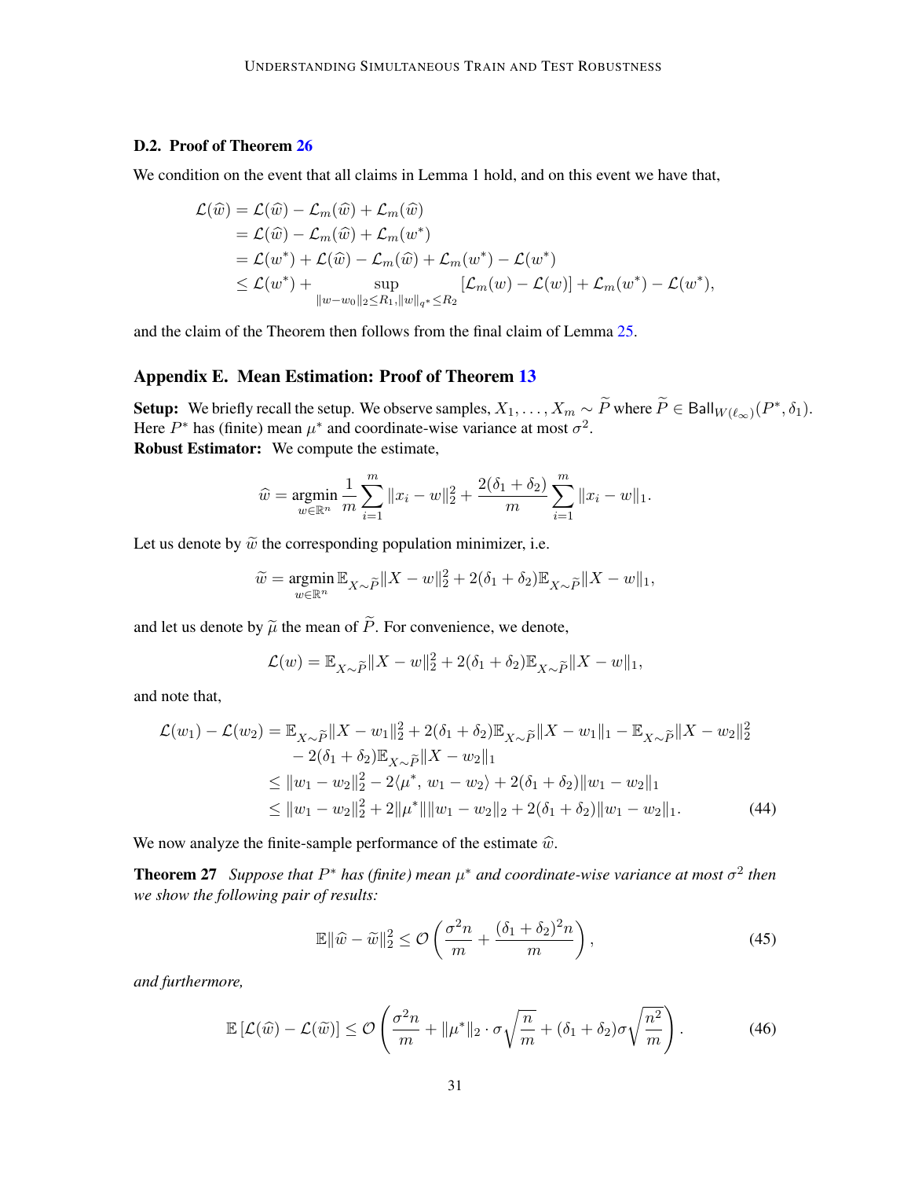### D.2. Proof of Theorem 26

We condition on the event that all claims in Lemma 1 hold, and on this event we have that,

$$
\begin{aligned}
\mathcal{L}(\widehat{w}) &= \mathcal{L}(\widehat{w}) - \mathcal{L}_m(\widehat{w}) + \mathcal{L}_m(\widehat{w}) \\
&= \mathcal{L}(\widehat{w}) - \mathcal{L}_m(\widehat{w}) + \mathcal{L}_m(w^*) \\
&= \mathcal{L}(w^*) + \mathcal{L}(\widehat{w}) - \mathcal{L}_m(\widehat{w}) + \mathcal{L}_m(w^*) - \mathcal{L}(w^*) \\
&\leq \mathcal{L}(w^*) + \sup_{\|w - w_0\|_2 \leq R_1, \|w\|_{q^*} \leq R_2} [\mathcal{L}_m(w) - \mathcal{L}(w)] + \mathcal{L}_m(w^*) - \mathcal{L}(w^*),
\end{aligned}
$$

and the claim of the Theorem then follows from the final claim of Lemma 25.

## Appendix E. Mean Estimation: Proof of Theorem 13

**Setup:** We briefly recall the setup. We observe samples, $X_1, \ldots, X_m \sim \widetilde{P}$ where $\widetilde{P} \in \mathsf{Ball}_{W(\ell_\infty)}(P^*, \delta_1)$. Here $P^*$ has (finite) mean $\mu^*$ and coordinate-wise variance at most $\sigma^2$.
**Robust Estimator:** We compute the estimate,

$$
\widehat{w} = \operatorname*{argmin}_{w \in \mathbb{R}^n} \frac{1}{m} \sum_{i=1}^{m} \|x_i - w\|_2^2 + \frac{2(\delta_1 + \delta_2)}{m} \sum_{i=1}^{m} \|x_i - w\|_1.
$$

Let us denote by $\widetilde{w}$ the corresponding population minimizer, i.e.

$$
\widetilde{w} = \operatorname*{argmin}_{w \in \mathbb{R}^n} \mathbb{E}_{X \sim \widetilde{P}} \|X - w\|_2^2 + 2(\delta_1 + \delta_2) \mathbb{E}_{X \sim \widetilde{P}} \|X - w\|_1,
$$

and let us denote by $\widetilde{\mu}$ the mean of $\widetilde{P}$. For convenience, we denote,

$$
\mathcal{L}(w) = \mathbb{E}_{X \sim \widetilde{P}} \|X - w\|_2^2 + 2(\delta_1 + \delta_2) \mathbb{E}_{X \sim \widetilde{P}} \|X - w\|_1,
$$

and note that,

$$
\begin{aligned}
\mathcal{L}(w_1) - \mathcal{L}(w_2) &= \mathbb{E}_{X \sim \widetilde{P}} \|X - w_1\|_2^2 + 2(\delta_1 + \delta_2) \mathbb{E}_{X \sim \widetilde{P}} \|X - w_1\|_1 - \mathbb{E}_{X \sim \widetilde{P}} \|X - w_2\|_2^2 \\
&\quad - 2(\delta_1 + \delta_2) \mathbb{E}_{X \sim \widetilde{P}} \|X - w_2\|_1 \\
&\leq \|w_1 - w_2\|_2^2 - 2\langle \mu^*, w_1 - w_2 \rangle + 2(\delta_1 + \delta_2) \|w_1 - w_2\|_1 \\
&\leq \|w_1 - w_2\|_2^2 + 2\|\mu^*\| \|w_1 - w_2\|_2 + 2(\delta_1 + \delta_2) \|w_1 - w_2\|_1. \qquad (44)
\end{aligned}
$$

We now analyze the finite-sample performance of the estimate $\widehat{w}$.

**Theorem 27** *Suppose that $P^*$ has (finite) mean $\mu^*$ and coordinate-wise variance at most $\sigma^2$ then we show the following pair of results:*

$$
\mathbb{E}\|\widehat{w} - \widetilde{w}\|_2^2 \leq \mathcal{O}\left( \frac{\sigma^2 n}{m} + \frac{(\delta_1 + \delta_2)^2 n}{m} \right), \qquad (45)
$$

*and furthermore,*

$$
\mathbb{E}\left[ \mathcal{L}(\widehat{w}) - \mathcal{L}(\widetilde{w}) \right] \leq \mathcal{O}\left( \frac{\sigma^2 n}{m} + \|\mu^*\|_2 \cdot \sigma \sqrt{\frac{n}{m}} + (\delta_1 + \delta_2) \sigma \sqrt{\frac{n^2}{m}} \right). \qquad (46)
$$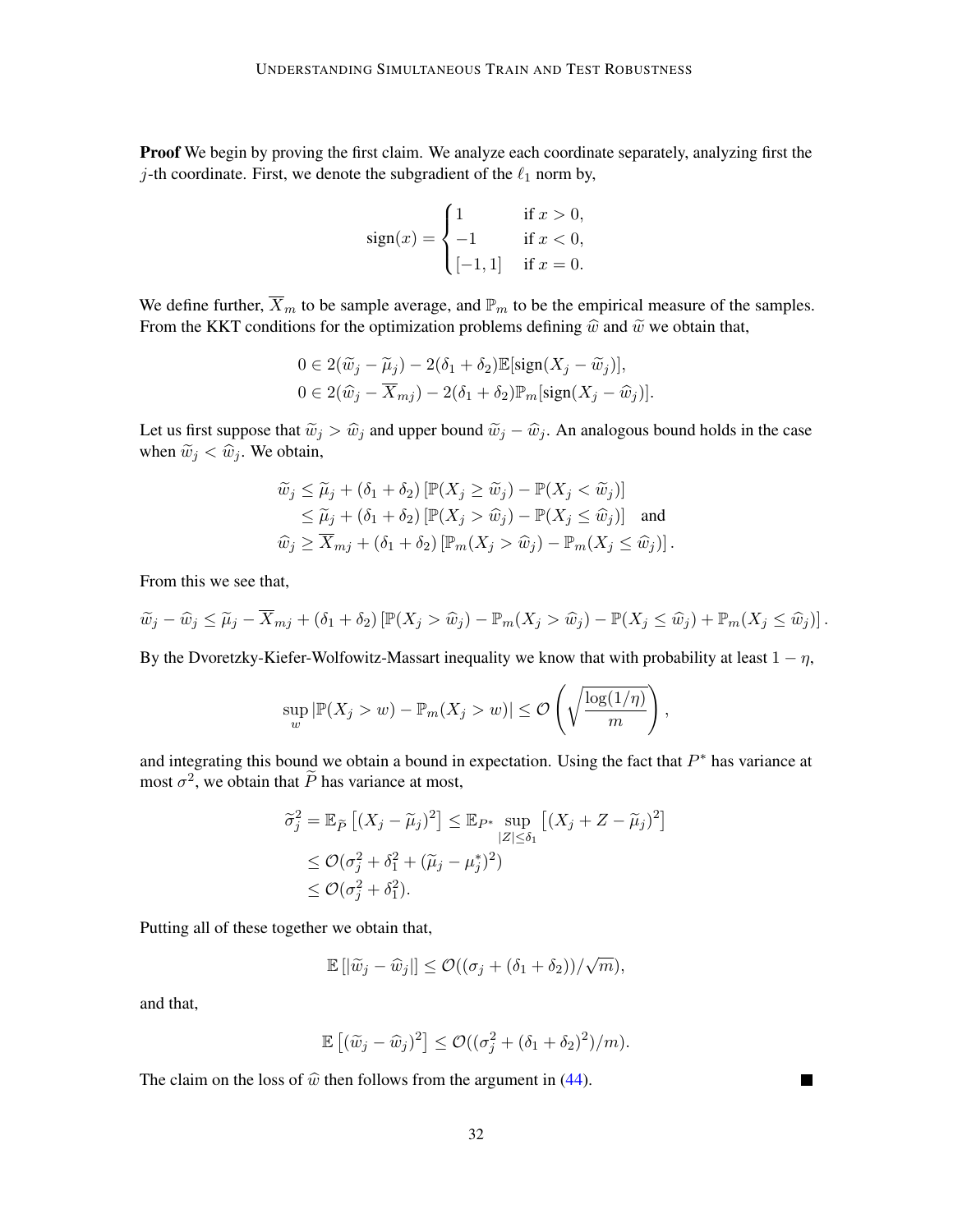**Proof** We begin by proving the first claim. We analyze each coordinate separately, analyzing first the $j$-th coordinate. First, we denote the subgradient of the $\ell_1$ norm by,

$$
\text{sign}(x) = \begin{cases} 1 & \text{if } x > 0, \\ -1 & \text{if } x < 0, \\ [-1, 1] & \text{if } x = 0. \end{cases}
$$

We define further, $\overline{X}_m$ to be sample average, and $\mathbb{P}_m$ to be the empirical measure of the samples. From the KKT conditions for the optimization problems defining $\widehat{w}$ and $\widetilde{w}$ we obtain that,

$$
\begin{aligned}
0 &\in 2(\widetilde{w}_j - \widetilde{\mu}_j) - 2(\delta_1 + \delta_2)\mathbb{E}[\text{sign}(X_j - \widetilde{w}_j)], \\
0 &\in 2(\widehat{w}_j - \overline{X}_{mj}) - 2(\delta_1 + \delta_2)\mathbb{P}_m[\text{sign}(X_j - \widehat{w}_j)].
\end{aligned}
$$

Let us first suppose that $\widetilde{w}_j > \widehat{w}_j$ and upper bound $\widetilde{w}_j - \widehat{w}_j$. An analogous bound holds in the case when $\widetilde{w}_j < \widehat{w}_j$. We obtain,

$$
\begin{aligned}
\widetilde{w}_j &\leq \widetilde{\mu}_j + (\delta_1 + \delta_2)\left[\mathbb{P}(X_j \geq \widetilde{w}_j) - \mathbb{P}(X_j < \widetilde{w}_j)\right] \\
&\leq \widetilde{\mu}_j + (\delta_1 + \delta_2)\left[\mathbb{P}(X_j > \widehat{w}_j) - \mathbb{P}(X_j \leq \widehat{w}_j)\right] \quad \text{and} \\
\widehat{w}_j &\geq \overline{X}_{mj} + (\delta_1 + \delta_2)\left[\mathbb{P}_m(X_j > \widehat{w}_j) - \mathbb{P}_m(X_j \leq \widehat{w}_j)\right].
\end{aligned}
$$

From this we see that,

$$
\widetilde{w}_j - \widehat{w}_j \leq \widetilde{\mu}_j - \overline{X}_{mj} + (\delta_1 + \delta_2)\left[\mathbb{P}(X_j > \widehat{w}_j) - \mathbb{P}_m(X_j > \widehat{w}_j) - \mathbb{P}(X_j \leq \widehat{w}_j) + \mathbb{P}_m(X_j \leq \widehat{w}_j)\right].
$$

By the Dvoretzky-Kiefer-Wolfowitz-Massart inequality we know that with probability at least $1 - \eta$,

$$
\sup_w |\mathbb{P}(X_j > w) - \mathbb{P}_m(X_j > w)| \leq \mathcal{O}\left(\sqrt{\frac{\log(1/\eta)}{m}}\right),
$$

and integrating this bound we obtain a bound in expectation. Using the fact that $P^*$ has variance at most $\sigma^2$, we obtain that $\widetilde{P}$ has variance at most,

$$
\begin{aligned}
\widetilde{\sigma}_j^2 = \mathbb{E}_{\widetilde{P}}\left[(X_j - \widetilde{\mu}_j)^2\right] &\leq \mathbb{E}_{P^*} \sup_{|Z| \leq \delta_1}\left[(X_j + Z - \widetilde{\mu}_j)^2\right] \\
&\leq \mathcal{O}(\sigma_j^2 + \delta_1^2 + (\widetilde{\mu}_j - \mu_j^*)^2) \\
&\leq \mathcal{O}(\sigma_j^2 + \delta_1^2).
\end{aligned}
$$

Putting all of these together we obtain that,

$$
\mathbb{E}\left[|\widetilde{w}_j - \widehat{w}_j|\right] \leq \mathcal{O}((\sigma_j + (\delta_1 + \delta_2))/\sqrt{m}),
$$

and that,

$$
\mathbb{E}\left[(\widetilde{w}_j - \widehat{w}_j)^2\right] \leq \mathcal{O}((\sigma_j^2 + (\delta_1 + \delta_2)^2)/m).
$$

The claim on the loss of $\widehat{w}$ then follows from the argument in (44). ■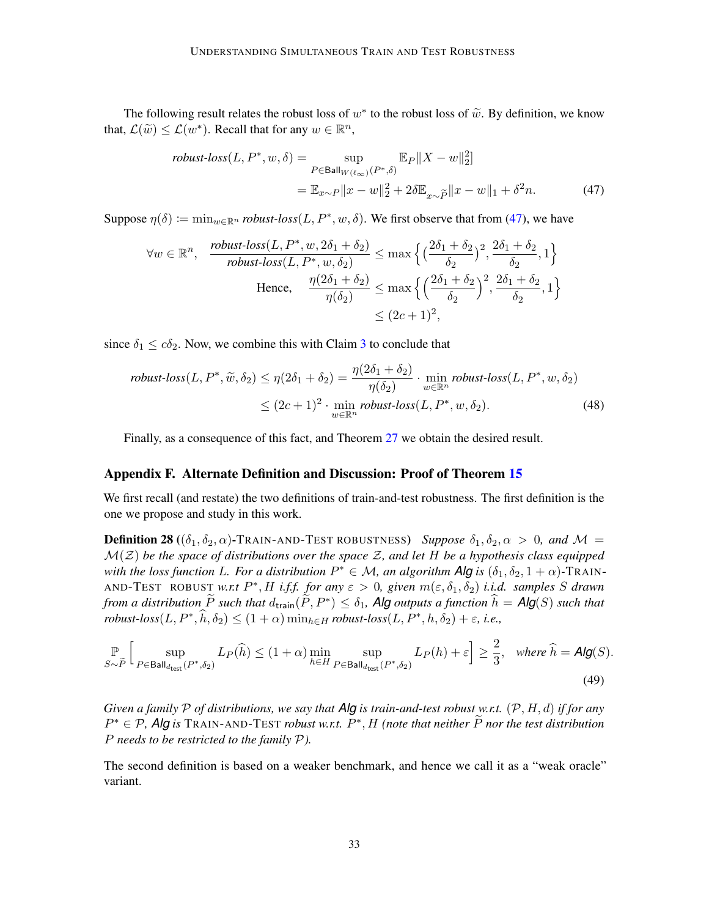The following result relates the robust loss of $w^*$ to the robust loss of $\widetilde{w}$. By definition, we know that, $\mathcal{L}(\widetilde{w}) \leq \mathcal{L}(w^*)$. Recall that for any $w \in \mathbb{R}^n$,

$$
\begin{aligned}
\textit{robust-loss}(L, P^*, w, \delta) &= \sup_{P \in \mathsf{Ball}_{W(\ell_\infty)}(P^*, \delta)} \mathbb{E}_P \|X - w\|_2^2] \\
&= \mathbb{E}_{x \sim P} \|x - w\|_2^2 + 2\delta \mathbb{E}_{x \sim \widetilde{P}} \|x - w\|_1 + \delta^2 n. \qquad (47)
\end{aligned}
$$

Suppose $\eta(\delta) := \min_{w \in \mathbb{R}^n} \textit{robust-loss}(L, P^*, w, \delta)$. We first observe that from (47), we have

$$
\begin{aligned}
\forall w \in \mathbb{R}^n, \quad \frac{\textit{robust-loss}(L, P^*, w, 2\delta_1 + \delta_2)}{\textit{robust-loss}(L, P^*, w, \delta_2)} &\leq \max\Big\{ \big(\frac{2\delta_1 + \delta_2}{\delta_2}\big)^2, \frac{2\delta_1 + \delta_2}{\delta_2}, 1 \Big\} \\
\text{Hence,} \quad \frac{\eta(2\delta_1 + \delta_2)}{\eta(\delta_2)} &\leq \max\Big\{ \Big(\frac{2\delta_1 + \delta_2}{\delta_2}\Big)^2, \frac{2\delta_1 + \delta_2}{\delta_2}, 1 \Big\} \\
&\leq (2c+1)^2,
\end{aligned}
$$

since $\delta_1 \leq c\delta_2$. Now, we combine this with Claim 3 to conclude that

$$
\begin{aligned}
\textit{robust-loss}(L, P^*, \widetilde{w}, \delta_2) \leq \eta(2\delta_1 + \delta_2) &= \frac{\eta(2\delta_1 + \delta_2)}{\eta(\delta_2)} \cdot \min_{w \in \mathbb{R}^n} \textit{robust-loss}(L, P^*, w, \delta_2) \\
&\leq (2c+1)^2 \cdot \min_{w \in \mathbb{R}^n} \textit{robust-loss}(L, P^*, w, \delta_2). \qquad (48)
\end{aligned}
$$

Finally, as a consequence of this fact, and Theorem 27 we obtain the desired result.

## Appendix F. Alternate Definition and Discussion: Proof of Theorem 15

We first recall (and restate) the two definitions of train-and-test robustness. The first definition is the one we propose and study in this work.

**Definition 28 (($\delta_1, \delta_2, \alpha$)-TRAIN-AND-TEST ROBUSTNESS)** *Suppose $\delta_1, \delta_2, \alpha > 0$, and $\mathcal{M} = \mathcal{M}(\mathcal{Z})$ be the space of distributions over the space $\mathcal{Z}$, and let $H$ be a hypothesis class equipped with the loss function $L$. For a distribution $P^* \in \mathcal{M}$, an algorithm **Alg** is $(\delta_1, \delta_2, 1 + \alpha)$-TRAIN-AND-TEST ROBUST w.r.t $P^*, H$ i.f.f. for any $\varepsilon > 0$, given $m(\varepsilon, \delta_1, \delta_2)$ i.i.d. samples $S$ drawn from a distribution $\widetilde{P}$ such that $d_{\mathsf{train}}(\widetilde{P}, P^*) \leq \delta_1$, **Alg** outputs a function $\widehat{h} = \textbf{Alg}(S)$ such that robust-loss$(L, P^*, \widehat{h}, \delta_2) \leq (1 + \alpha) \min_{h \in H}$ robust-loss$(L, P^*, h, \delta_2) + \varepsilon$, i.e.,*

$$
\mathbb{P}_{S \sim \widetilde{P}} \Big[ \sup_{P \in \mathsf{Ball}_{d_{\mathsf{test}}}(P^*, \delta_2)} L_P(\widehat{h}) \leq (1 + \alpha) \min_{h \in H} \sup_{P \in \mathsf{Ball}_{d_{\mathsf{test}}}(P^*, \delta_2)} L_P(h) + \varepsilon \Big] \geq \frac{2}{3}, \quad \text{where } \widehat{h} = \textbf{Alg}(S). \qquad (49)
$$

*Given a family $\mathcal{P}$ of distributions, we say that **Alg** is train-and-test robust w.r.t. $(\mathcal{P}, H, d)$ if for any $P^* \in \mathcal{P}$, **Alg** is TRAIN-AND-TEST robust w.r.t. $P^*, H$ (note that neither $\widetilde{P}$ nor the test distribution $P$ needs to be restricted to the family $\mathcal{P}$).*

The second definition is based on a weaker benchmark, and hence we call it as a "weak oracle" variant.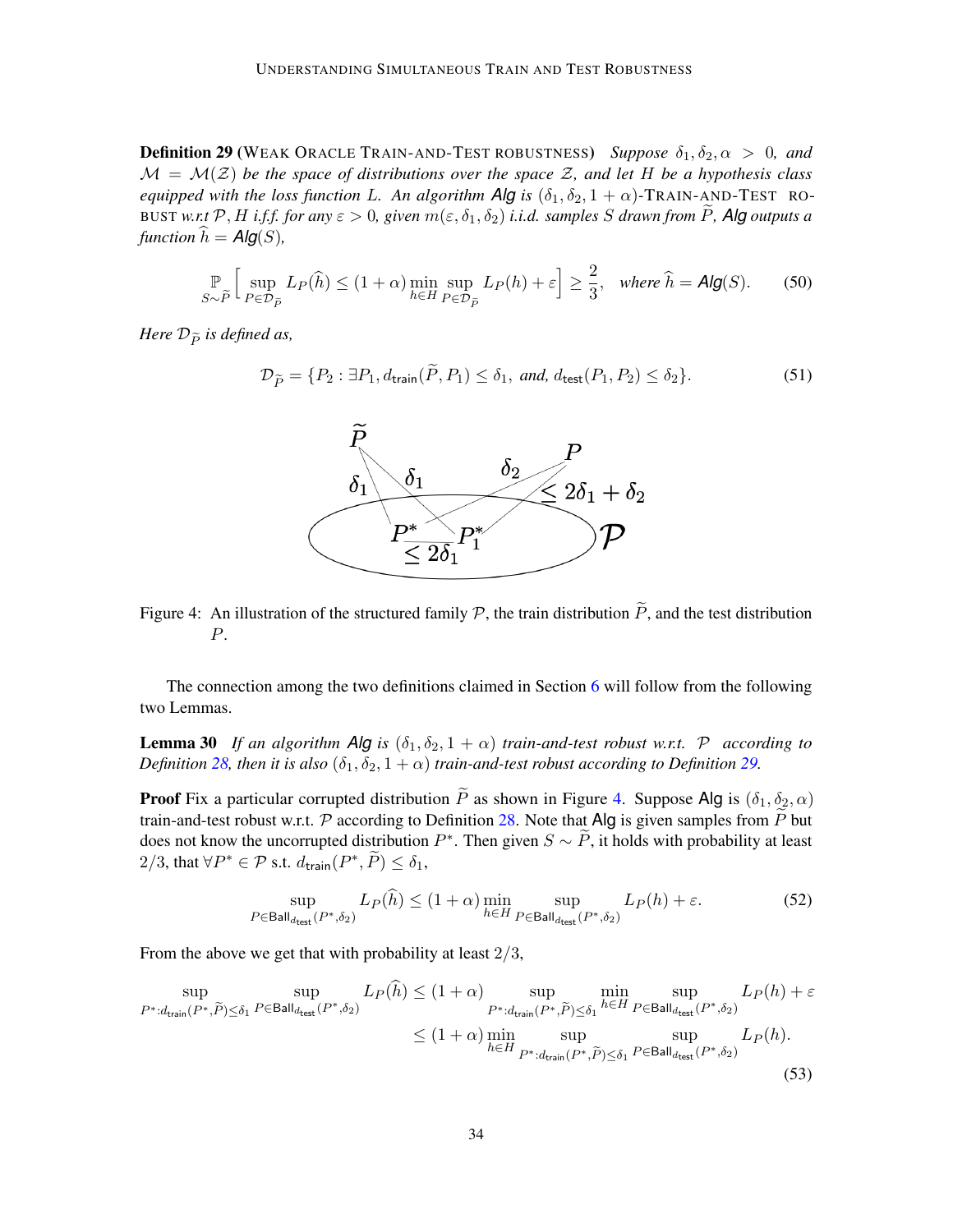**Definition 29** (WEAK ORACLE TRAIN-AND-TEST ROBUSTNESS) *Suppose $\delta_1, \delta_2, \alpha > 0$, and $\mathcal{M} = \mathcal{M}(\mathcal{Z})$ be the space of distributions over the space $\mathcal{Z}$, and let $H$ be a hypothesis class equipped with the loss function $L$. An algorithm $\textsf{Alg}$ is $(\delta_1, \delta_2, 1+\alpha)$-TRAIN-AND-TEST ROBUST w.r.t $\mathcal{P}, H$ i.f.f. for any $\varepsilon > 0$, given $m(\varepsilon, \delta_1, \delta_2)$ i.i.d. samples $S$ drawn from $\widetilde{P}$, $\textsf{Alg}$ outputs a function $\widehat{h} = \textsf{Alg}(S)$,*

$$\mathbb{P}_{S \sim \widetilde{P}}\left[\sup_{P \in \mathcal{D}_{\widetilde{P}}} L_P(\widehat{h}) \leq (1+\alpha) \min_{h \in H} \sup_{P \in \mathcal{D}_{\widetilde{P}}} L_P(h) + \varepsilon\right] \geq \frac{2}{3}, \quad \text{where } \widehat{h} = \textsf{Alg}(S). \tag{50}$$

*Here $\mathcal{D}_{\widetilde{P}}$ is defined as,*

$$\mathcal{D}_{\widetilde{P}} = \{P_2 : \exists P_1, d_{\mathsf{train}}(\widetilde{P}, P_1) \leq \delta_1, \text{ and, } d_{\mathsf{test}}(P_1, P_2) \leq \delta_2\}. \tag{51}$$

Figure 4: An illustration of the structured family $\mathcal{P}$, the train distribution $\widetilde{P}$, and the test distribution $P$.

The connection among the two definitions claimed in Section 6 will follow from the following two Lemmas.

**Lemma 30** *If an algorithm $\textsf{Alg}$ is $(\delta_1, \delta_2, 1+\alpha)$ train-and-test robust w.r.t. $\mathcal{P}$ according to Definition 28, then it is also $(\delta_1, \delta_2, 1+\alpha)$ train-and-test robust according to Definition 29.*

**Proof** Fix a particular corrupted distribution $\widetilde{P}$ as shown in Figure 4. Suppose $\textsf{Alg}$ is $(\delta_1, \delta_2, \alpha)$ train-and-test robust w.r.t. $\mathcal{P}$ according to Definition 28. Note that $\textsf{Alg}$ is given samples from $\widetilde{P}$ but does not know the uncorrupted distribution $P^*$. Then given $S \sim \widetilde{P}$, it holds with probability at least $2/3$, that $\forall P^* \in \mathcal{P}$ s.t. $d_{\mathsf{train}}(P^*, \widetilde{P}) \leq \delta_1$,

$$\sup_{P \in \mathsf{Ball}_{d_{\mathsf{test}}}(P^*, \delta_2)} L_P(\widehat{h}) \leq (1+\alpha) \min_{h \in H} \sup_{P \in \mathsf{Ball}_{d_{\mathsf{test}}}(P^*, \delta_2)} L_P(h) + \varepsilon. \tag{52}$$

From the above we get that with probability at least $2/3$,

$$\begin{aligned}
\sup_{P^*: d_{\mathsf{train}}(P^*, \widetilde{P}) \leq \delta_1} \sup_{P \in \mathsf{Ball}_{d_{\mathsf{test}}}(P^*, \delta_2)} L_P(\widehat{h}) &\leq (1+\alpha) \sup_{P^*: d_{\mathsf{train}}(P^*, \widetilde{P}) \leq \delta_1} \min_{h \in H} \sup_{P \in \mathsf{Ball}_{d_{\mathsf{test}}}(P^*, \delta_2)} L_P(h) + \varepsilon \\
&\leq (1+\alpha) \min_{h \in H} \sup_{P^*: d_{\mathsf{train}}(P^*, \widetilde{P}) \leq \delta_1} \sup_{P \in \mathsf{Ball}_{d_{\mathsf{test}}}(P^*, \delta_2)} L_P(h).
\end{aligned} \tag{53}$$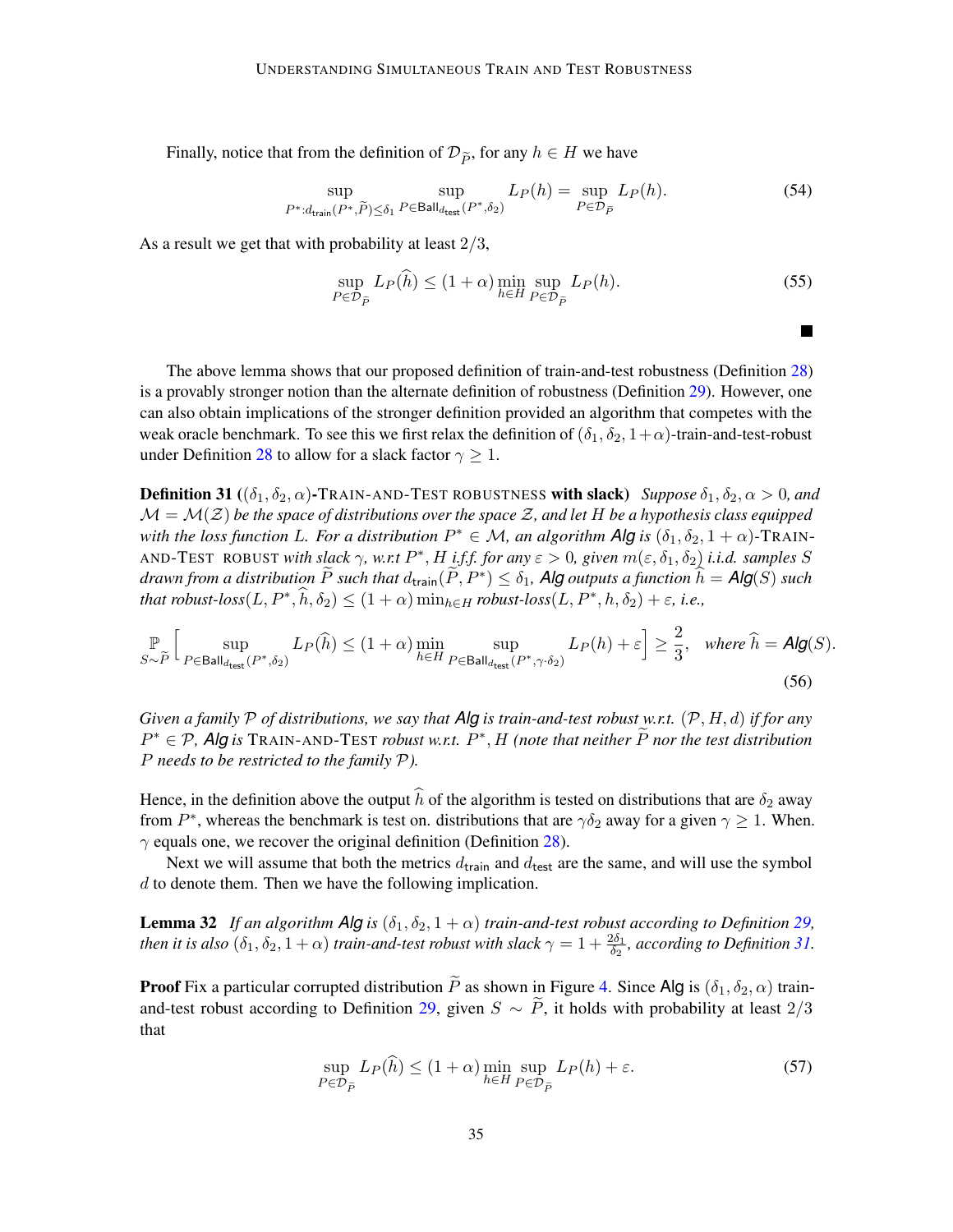Finally, notice that from the definition of $\mathcal{D}_{\widetilde{P}}$, for any $h \in H$ we have

$$\sup_{P^*: d_{\mathsf{train}}(P^*, \widetilde{P}) \leq \delta_1} \sup_{P \in \mathsf{Ball}_{d_{\mathsf{test}}}(P^*, \delta_2)} L_P(h) = \sup_{P \in \mathcal{D}_{\widetilde{P}}} L_P(h). \tag{54}$$

As a result we get that with probability at least $2/3$,

$$\sup_{P \in \mathcal{D}_{\widetilde{P}}} L_P(\widehat{h}) \leq (1+\alpha) \min_{h \in H} \sup_{P \in \mathcal{D}_{\widetilde{P}}} L_P(h). \tag{55}$$

■

The above lemma shows that our proposed definition of train-and-test robustness (Definition 28) is a provably stronger notion than the alternate definition of robustness (Definition 29). However, one can also obtain implications of the stronger definition provided an algorithm that competes with the weak oracle benchmark. To see this we first relax the definition of $(\delta_1, \delta_2, 1+\alpha)$-train-and-test-robust under Definition 28 to allow for a slack factor $\gamma \geq 1$.

**Definition 31 ($(\delta_1, \delta_2, \alpha)$-TRAIN-AND-TEST ROBUSTNESS with slack)** *Suppose $\delta_1, \delta_2, \alpha > 0$, and $\mathcal{M} = \mathcal{M}(\mathcal{Z})$ be the space of distributions over the space $\mathcal{Z}$, and let $H$ be a hypothesis class equipped with the loss function $L$. For a distribution $P^* \in \mathcal{M}$, an algorithm $\mathsf{Alg}$ is $(\delta_1, \delta_2, 1+\alpha)$-TRAIN-AND-TEST ROBUST with slack $\gamma$, w.r.t $P^*$, $H$ i.f.f. for any $\varepsilon > 0$, given $m(\varepsilon, \delta_1, \delta_2)$ i.i.d. samples $S$ drawn from a distribution $\widetilde{P}$ such that $d_{\mathsf{train}}(\widetilde{P}, P^*) \leq \delta_1$, $\mathsf{Alg}$ outputs a function $\widehat{h} = \mathsf{Alg}(S)$ such that robust-loss$(L, P^*, \widehat{h}, \delta_2) \leq (1+\alpha) \min_{h \in H}$ robust-loss$(L, P^*, h, \delta_2) + \varepsilon$, i.e.,*

$$\mathbb{P}_{S \sim \widetilde{P}} \left[ \sup_{P \in \mathsf{Ball}_{d_{\mathsf{test}}}(P^*, \delta_2)} L_P(\widehat{h}) \leq (1+\alpha) \min_{h \in H} \sup_{P \in \mathsf{Ball}_{d_{\mathsf{test}}}(P^*, \gamma \cdot \delta_2)} L_P(h) + \varepsilon \right] \geq \frac{2}{3}, \quad \text{where } \widehat{h} = \mathsf{Alg}(S). \tag{56}$$

*Given a family $\mathcal{P}$ of distributions, we say that $\mathsf{Alg}$ is train-and-test robust w.r.t. $(\mathcal{P}, H, d)$ if for any $P^* \in \mathcal{P}$, $\mathsf{Alg}$ is TRAIN-AND-TEST robust w.r.t. $P^*, H$ (note that neither $\widetilde{P}$ nor the test distribution $P$ needs to be restricted to the family $\mathcal{P}$).*

Hence, in the definition above the output $\widehat{h}$ of the algorithm is tested on distributions that are $\delta_2$ away from $P^*$, whereas the benchmark is test on. distributions that are $\gamma\delta_2$ away for a given $\gamma \geq 1$. When. $\gamma$ equals one, we recover the original definition (Definition 28).

Next we will assume that both the metrics $d_{\mathsf{train}}$ and $d_{\mathsf{test}}$ are the same, and will use the symbol $d$ to denote them. Then we have the following implication.

**Lemma 32** *If an algorithm $\mathsf{Alg}$ is $(\delta_1, \delta_2, 1+\alpha)$ train-and-test robust according to Definition 29, then it is also $(\delta_1, \delta_2, 1+\alpha)$ train-and-test robust with slack $\gamma = 1 + \frac{2\delta_1}{\delta_2}$, according to Definition 31.*

**Proof** Fix a particular corrupted distribution $\widetilde{P}$ as shown in Figure 4. Since $\mathsf{Alg}$ is $(\delta_1, \delta_2, \alpha)$ train-and-test robust according to Definition 29, given $S \sim \widetilde{P}$, it holds with probability at least $2/3$ that

$$\sup_{P \in \mathcal{D}_{\widetilde{P}}} L_P(\widehat{h}) \leq (1+\alpha) \min_{h \in H} \sup_{P \in \mathcal{D}_{\widetilde{P}}} L_P(h) + \varepsilon. \tag{57}$$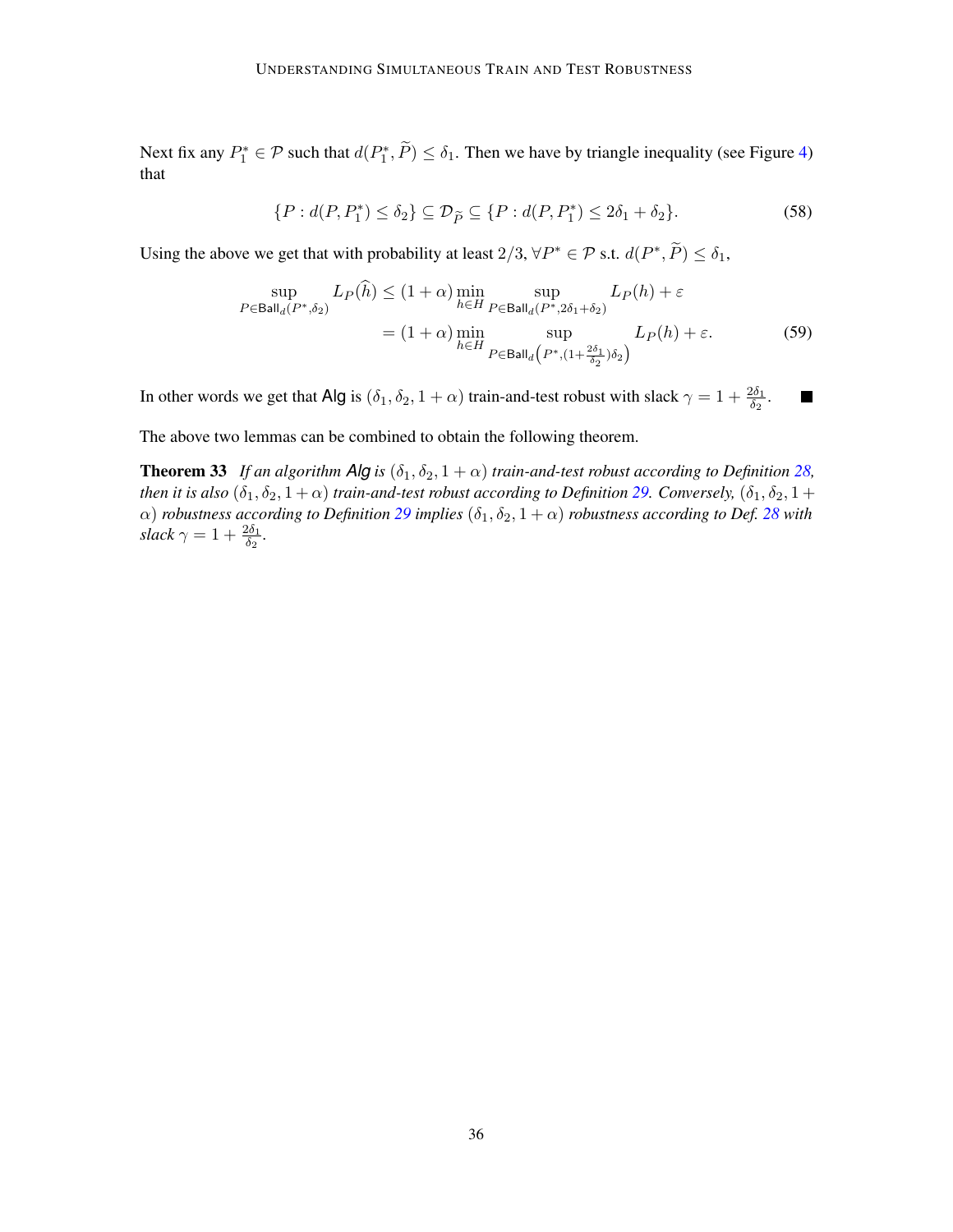Next fix any $P_1^* \in \mathcal{P}$ such that $d(P_1^*, \widetilde{P}) \leq \delta_1$. Then we have by triangle inequality (see Figure 4) that

$$\{P : d(P, P_1^*) \leq \delta_2\} \subseteq \mathcal{D}_{\widetilde{P}} \subseteq \{P : d(P, P_1^*) \leq 2\delta_1 + \delta_2\}. \tag{58}$$

Using the above we get that with probability at least $2/3$, $\forall P^* \in \mathcal{P}$ s.t. $d(P^*, \widetilde{P}) \leq \delta_1$,

$$\begin{aligned}
\sup_{P \in \mathsf{Ball}_d(P^*, \delta_2)} L_P(\widehat{h}) &\leq (1+\alpha) \min_{h \in H} \sup_{P \in \mathsf{Ball}_d(P^*, 2\delta_1 + \delta_2)} L_P(h) + \varepsilon \\
&= (1+\alpha) \min_{h \in H} \sup_{P \in \mathsf{Ball}_d\left(P^*, (1 + \frac{2\delta_1}{\delta_2})\delta_2\right)} L_P(h) + \varepsilon.
\end{aligned} \tag{59}$$

In other words we get that $\mathsf{Alg}$ is $(\delta_1, \delta_2, 1+\alpha)$ train-and-test robust with slack $\gamma = 1 + \frac{2\delta_1}{\delta_2}$. ■

The above two lemmas can be combined to obtain the following theorem.

**Theorem 33** *If an algorithm* $\mathsf{Alg}$ *is* $(\delta_1, \delta_2, 1+\alpha)$ *train-and-test robust according to Definition 28, then it is also* $(\delta_1, \delta_2, 1+\alpha)$ *train-and-test robust according to Definition 29. Conversely,* $(\delta_1, \delta_2, 1+\alpha)$ *robustness according to Definition 29 implies* $(\delta_1, \delta_2, 1+\alpha)$ *robustness according to Def. 28 with slack* $\gamma = 1 + \frac{2\delta_1}{\delta_2}$.